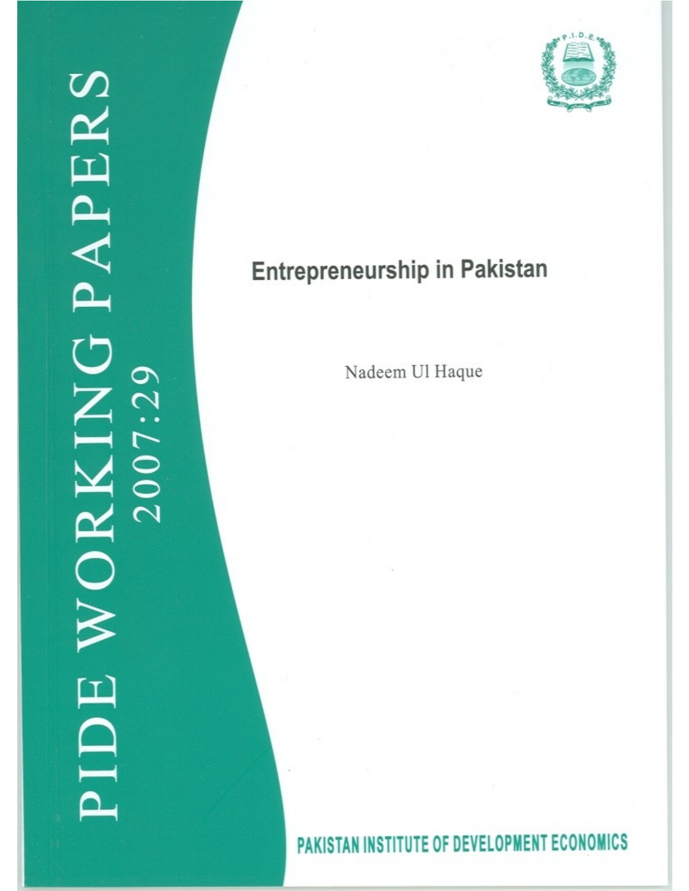PIDE WORKING PAPERS 2007:29

# Entrepreneurship in Pakistan

Nadeem Ul Haque

PAKISTAN INSTITUTE OF DEVELOPMENT ECONOMICS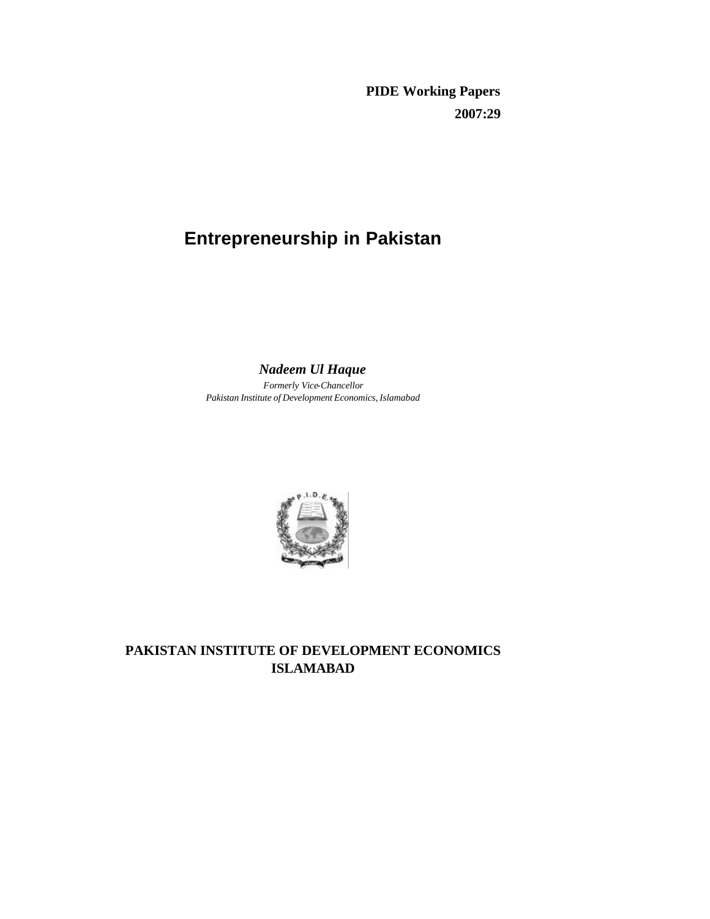**PIDE Working Papers**
**2007:29**

# Entrepreneurship in Pakistan

***Nadeem Ul Haque***

*Formerly Vice-Chancellor*
*Pakistan Institute of Development Economics, Islamabad*

**PAKISTAN INSTITUTE OF DEVELOPMENT ECONOMICS**
**ISLAMABAD**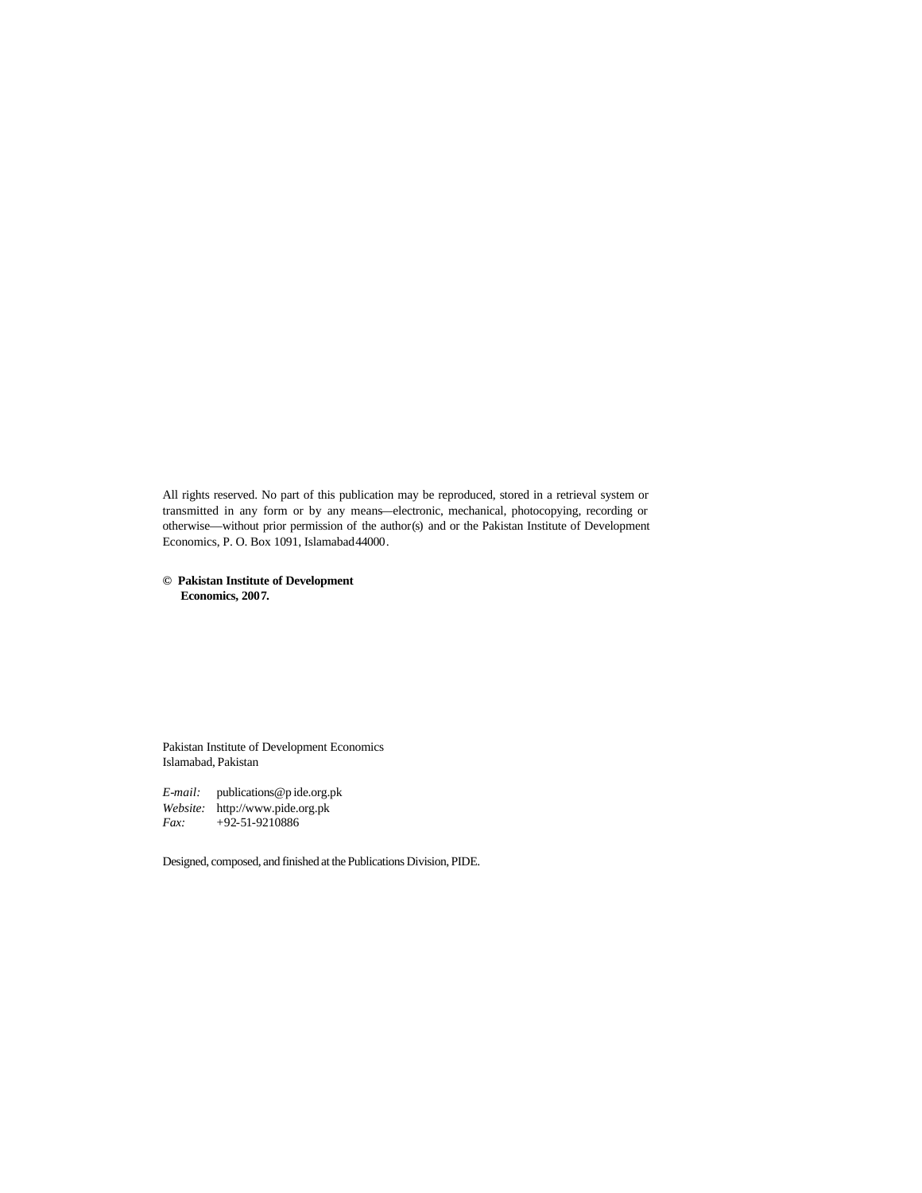All rights reserved. No part of this publication may be reproduced, stored in a retrieval system or transmitted in any form or by any means—electronic, mechanical, photocopying, recording or otherwise—without prior permission of the author(s) and or the Pakistan Institute of Development Economics, P. O. Box 1091, Islamabad 44000.

**© Pakistan Institute of Development Economics, 2007.**

Pakistan Institute of Development Economics
Islamabad, Pakistan

*E-mail:* publications@pide.org.pk
*Website:* http://www.pide.org.pk
*Fax:* +92-51-9210886

Designed, composed, and finished at the Publications Division, PIDE.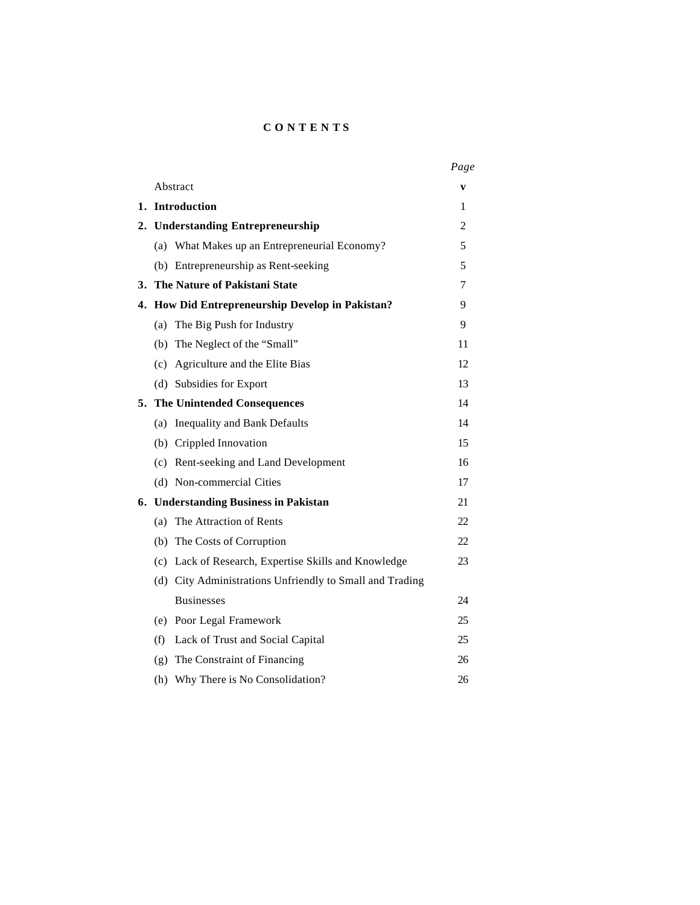# CONTENTS

| | | *Page* |
|---|---|---|
| | Abstract | **v** |
| **1.** | **Introduction** | 1 |
| **2.** | **Understanding Entrepreneurship** | 2 |
| | (a) What Makes up an Entrepreneurial Economy? | 5 |
| | (b) Entrepreneurship as Rent-seeking | 5 |
| **3.** | **The Nature of Pakistani State** | 7 |
| **4.** | **How Did Entrepreneurship Develop in Pakistan?** | 9 |
| | (a) The Big Push for Industry | 9 |
| | (b) The Neglect of the "Small" | 11 |
| | (c) Agriculture and the Elite Bias | 12 |
| | (d) Subsidies for Export | 13 |
| **5.** | **The Unintended Consequences** | 14 |
| | (a) Inequality and Bank Defaults | 14 |
| | (b) Crippled Innovation | 15 |
| | (c) Rent-seeking and Land Development | 16 |
| | (d) Non-commercial Cities | 17 |
| **6.** | **Understanding Business in Pakistan** | 21 |
| | (a) The Attraction of Rents | 22 |
| | (b) The Costs of Corruption | 22 |
| | (c) Lack of Research, Expertise Skills and Knowledge | 23 |
| | (d) City Administrations Unfriendly to Small and Trading Businesses | 24 |
| | (e) Poor Legal Framework | 25 |
| | (f) Lack of Trust and Social Capital | 25 |
| | (g) The Constraint of Financing | 26 |
| | (h) Why There is No Consolidation? | 26 |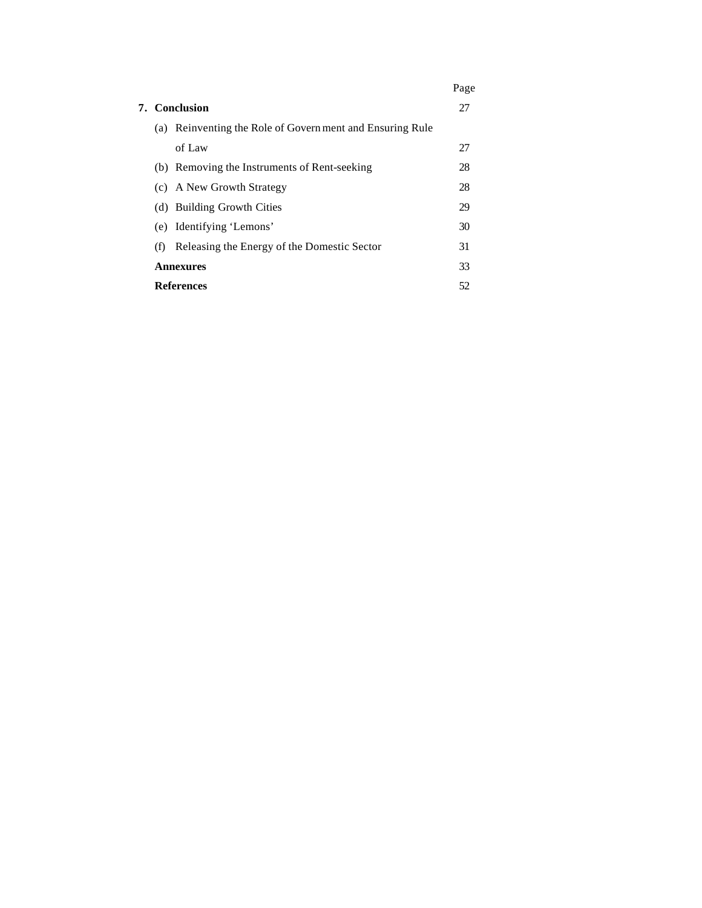| | Page |
|---|---|
| **7. Conclusion** | 27 |
| (a) Reinventing the Role of Government and Ensuring Rule of Law | 27 |
| (b) Removing the Instruments of Rent-seeking | 28 |
| (c) A New Growth Strategy | 28 |
| (d) Building Growth Cities | 29 |
| (e) Identifying 'Lemons' | 30 |
| (f) Releasing the Energy of the Domestic Sector | 31 |
| **Annexures** | 33 |
| **References** | 52 |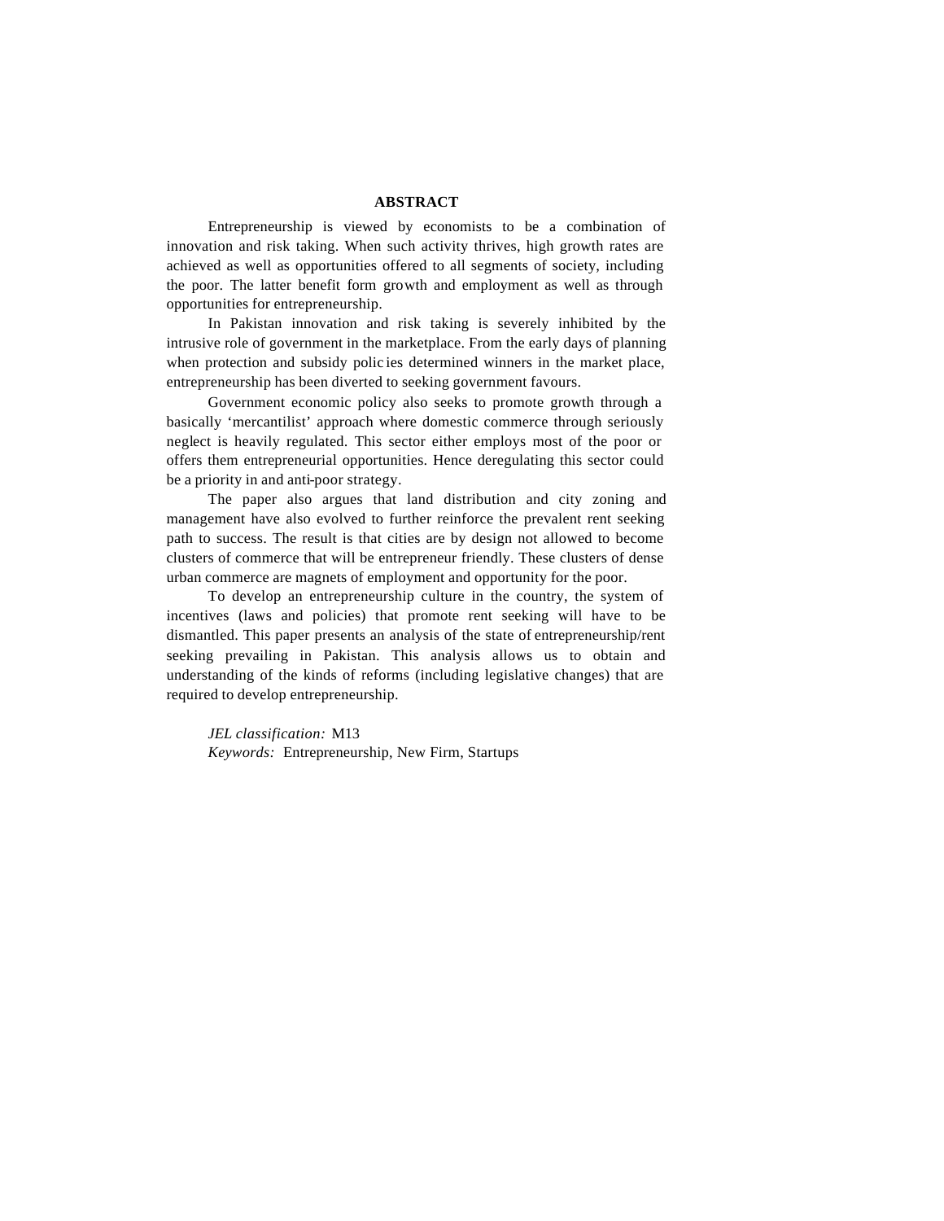## ABSTRACT

Entrepreneurship is viewed by economists to be a combination of innovation and risk taking. When such activity thrives, high growth rates are achieved as well as opportunities offered to all segments of society, including the poor. The latter benefit form growth and employment as well as through opportunities for entrepreneurship.

In Pakistan innovation and risk taking is severely inhibited by the intrusive role of government in the marketplace. From the early days of planning when protection and subsidy polic ies determined winners in the market place, entrepreneurship has been diverted to seeking government favours.

Government economic policy also seeks to promote growth through a basically 'mercantilist' approach where domestic commerce through seriously neglect is heavily regulated. This sector either employs most of the poor or offers them entrepreneurial opportunities. Hence deregulating this sector could be a priority in and anti-poor strategy.

The paper also argues that land distribution and city zoning and management have also evolved to further reinforce the prevalent rent seeking path to success. The result is that cities are by design not allowed to become clusters of commerce that will be entrepreneur friendly. These clusters of dense urban commerce are magnets of employment and opportunity for the poor.

To develop an entrepreneurship culture in the country, the system of incentives (laws and policies) that promote rent seeking will have to be dismantled. This paper presents an analysis of the state of entrepreneurship/rent seeking prevailing in Pakistan. This analysis allows us to obtain and understanding of the kinds of reforms (including legislative changes) that are required to develop entrepreneurship.

*JEL classification:* M13
*Keywords:* Entrepreneurship, New Firm, Startups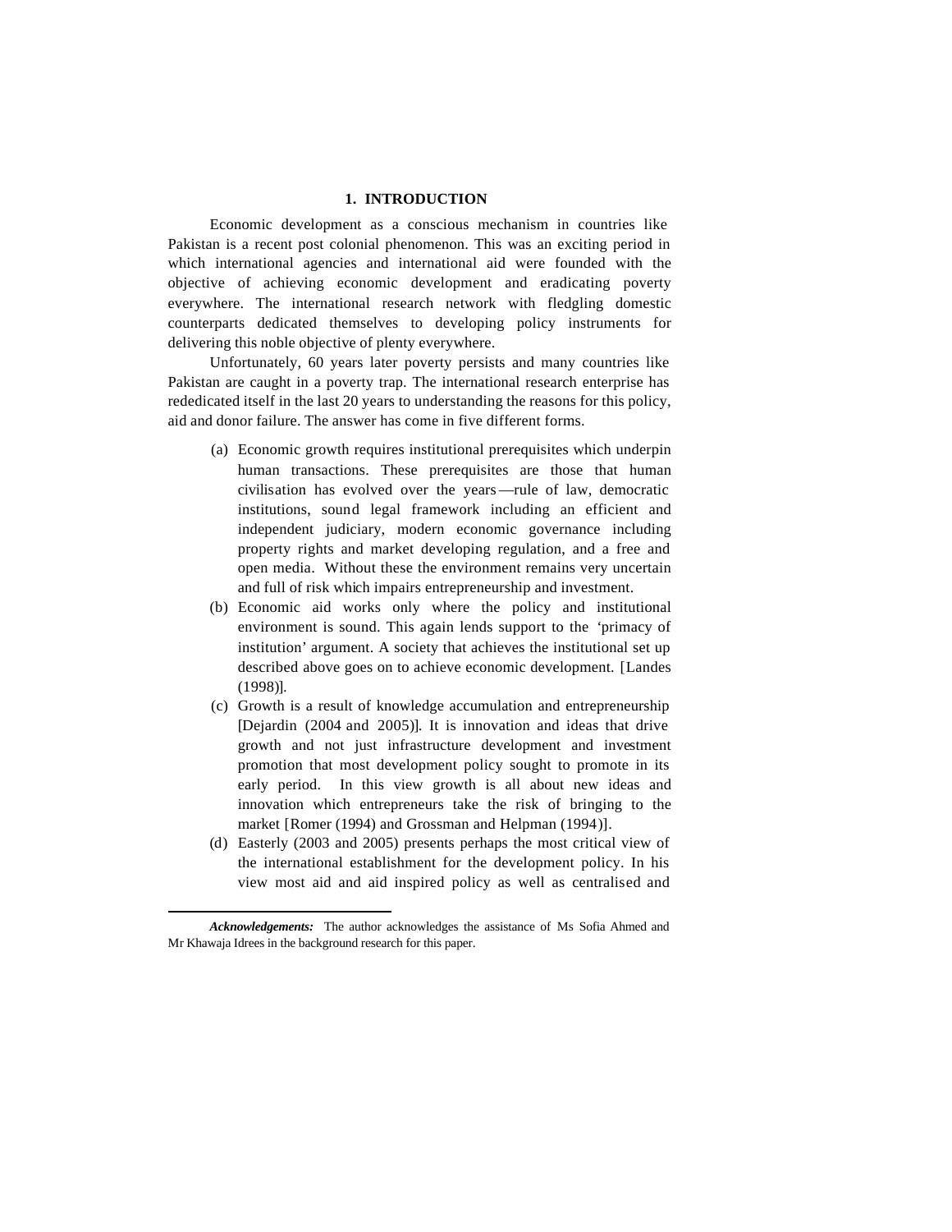## 1. INTRODUCTION

Economic development as a conscious mechanism in countries like Pakistan is a recent post colonial phenomenon. This was an exciting period in which international agencies and international aid were founded with the objective of achieving economic development and eradicating poverty everywhere. The international research network with fledgling domestic counterparts dedicated themselves to developing policy instruments for delivering this noble objective of plenty everywhere.

Unfortunately, 60 years later poverty persists and many countries like Pakistan are caught in a poverty trap. The international research enterprise has rededicated itself in the last 20 years to understanding the reasons for this policy, aid and donor failure. The answer has come in five different forms.

(a) Economic growth requires institutional prerequisites which underpin human transactions. These prerequisites are those that human civilisation has evolved over the years—rule of law, democratic institutions, sound legal framework including an efficient and independent judiciary, modern economic governance including property rights and market developing regulation, and a free and open media. Without these the environment remains very uncertain and full of risk which impairs entrepreneurship and investment.

(b) Economic aid works only where the policy and institutional environment is sound. This again lends support to the 'primacy of institution' argument. A society that achieves the institutional set up described above goes on to achieve economic development. [Landes (1998)].

(c) Growth is a result of knowledge accumulation and entrepreneurship [Dejardin (2004 and 2005)]. It is innovation and ideas that drive growth and not just infrastructure development and investment promotion that most development policy sought to promote in its early period. In this view growth is all about new ideas and innovation which entrepreneurs take the risk of bringing to the market [Romer (1994) and Grossman and Helpman (1994)].

(d) Easterly (2003 and 2005) presents perhaps the most critical view of the international establishment for the development policy. In his view most aid and aid inspired policy as well as centralised and

---

***Acknowledgements:*** The author acknowledges the assistance of Ms Sofia Ahmed and Mr Khawaja Idrees in the background research for this paper.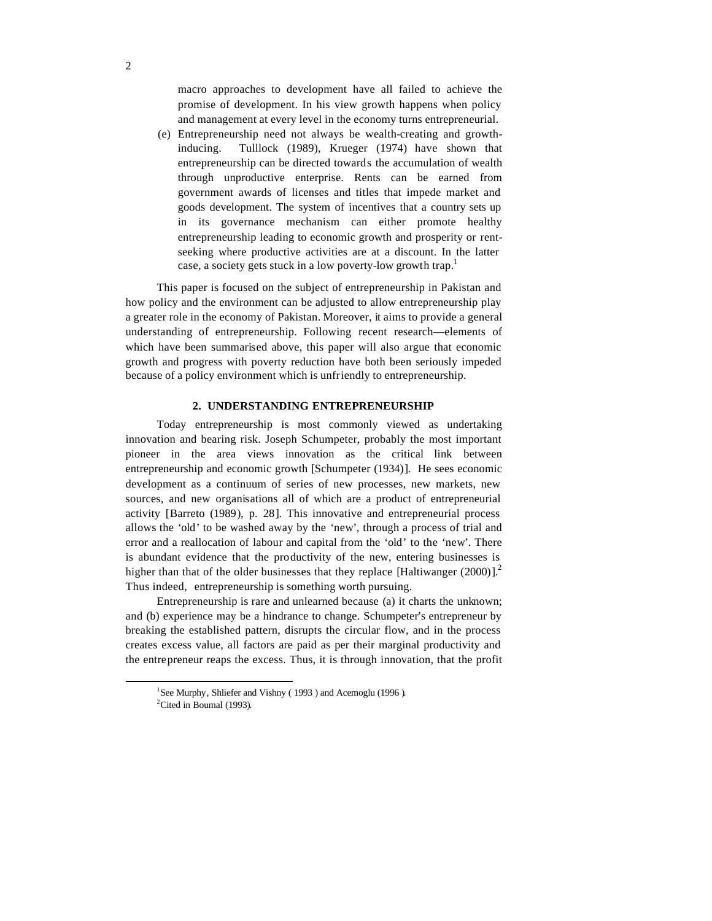macro approaches to development have all failed to achieve the promise of development. In his view growth happens when policy and management at every level in the economy turns entrepreneurial.

(e) Entrepreneurship need not always be wealth-creating and growth-inducing. Tulllock (1989), Krueger (1974) have shown that entrepreneurship can be directed towards the accumulation of wealth through unproductive enterprise. Rents can be earned from government awards of licenses and titles that impede market and goods development. The system of incentives that a country sets up in its governance mechanism can either promote healthy entrepreneurship leading to economic growth and prosperity or rent-seeking where productive activities are at a discount. In the latter case, a society gets stuck in a low poverty-low growth trap.[1]

This paper is focused on the subject of entrepreneurship in Pakistan and how policy and the environment can be adjusted to allow entrepreneurship play a greater role in the economy of Pakistan. Moreover, it aims to provide a general understanding of entrepreneurship. Following recent research—elements of which have been summarised above, this paper will also argue that economic growth and progress with poverty reduction have both been seriously impeded because of a policy environment which is unfriendly to entrepreneurship.

## 2. UNDERSTANDING ENTREPRENEURSHIP

Today entrepreneurship is most commonly viewed as undertaking innovation and bearing risk. Joseph Schumpeter, probably the most important pioneer in the area views innovation as the critical link between entrepreneurship and economic growth [Schumpeter (1934)]. He sees economic development as a continuum of series of new processes, new markets, new sources, and new organisations all of which are a product of entrepreneurial activity [Barreto (1989), p. 28]. This innovative and entrepreneurial process allows the 'old' to be washed away by the 'new', through a process of trial and error and a reallocation of labour and capital from the 'old' to the 'new'. There is abundant evidence that the productivity of the new, entering businesses is higher than that of the older businesses that they replace [Haltiwanger (2000)].[2] Thus indeed, entrepreneurship is something worth pursuing.

Entrepreneurship is rare and unlearned because (a) it charts the unknown; and (b) experience may be a hindrance to change. Schumpeter's entrepreneur by breaking the established pattern, disrupts the circular flow, and in the process creates excess value, all factors are paid as per their marginal productivity and the entrepreneur reaps the excess. Thus, it is through innovation, that the profit

---

[1] See Murphy, Shliefer and Vishny ( 1993 ) and Acemoglu (1996 ).

[2] Cited in Boumal (1993).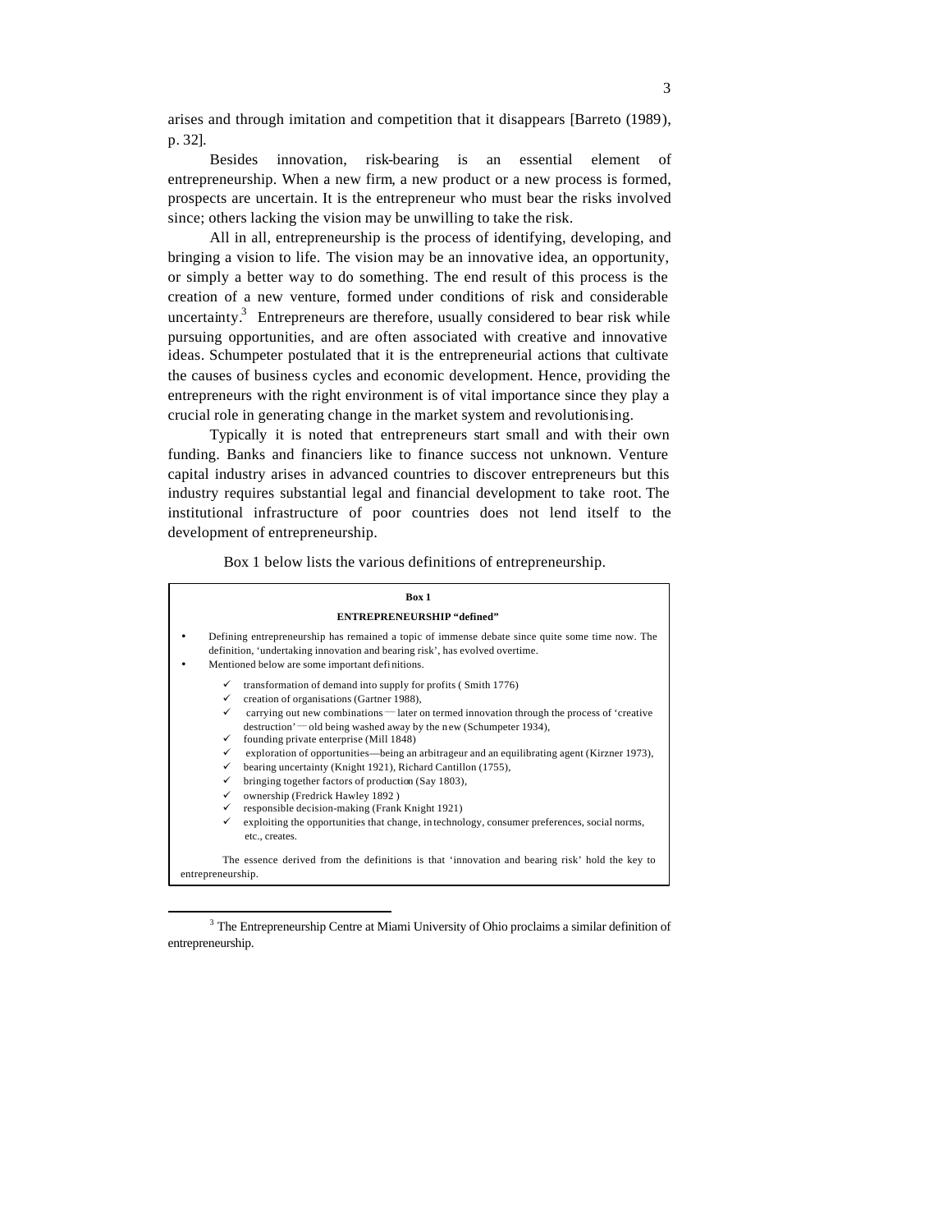arises and through imitation and competition that it disappears [Barreto (1989), p. 32].

Besides innovation, risk-bearing is an essential element of entrepreneurship. When a new firm, a new product or a new process is formed, prospects are uncertain. It is the entrepreneur who must bear the risks involved since; others lacking the vision may be unwilling to take the risk.

All in all, entrepreneurship is the process of identifying, developing, and bringing a vision to life. The vision may be an innovative idea, an opportunity, or simply a better way to do something. The end result of this process is the creation of a new venture, formed under conditions of risk and considerable uncertainty.[3] Entrepreneurs are therefore, usually considered to bear risk while pursuing opportunities, and are often associated with creative and innovative ideas. Schumpeter postulated that it is the entrepreneurial actions that cultivate the causes of business cycles and economic development. Hence, providing the entrepreneurs with the right environment is of vital importance since they play a crucial role in generating change in the market system and revolutionising.

Typically it is noted that entrepreneurs start small and with their own funding. Banks and financiers like to finance success not unknown. Venture capital industry arises in advanced countries to discover entrepreneurs but this industry requires substantial legal and financial development to take root. The institutional infrastructure of poor countries does not lend itself to the development of entrepreneurship.

Box 1 below lists the various definitions of entrepreneurship.

**Box 1**

**ENTREPRENEURSHIP "defined"**

- Defining entrepreneurship has remained a topic of immense debate since quite some time now. The definition, 'undertaking innovation and bearing risk', has evolved overtime.
- Mentioned below are some important definitions.
  - ✓ transformation of demand into supply for profits ( Smith 1776)
  - ✓ creation of organisations (Gartner 1988),
  - ✓ carrying out new combinations — later on termed innovation through the process of 'creative destruction' — old being washed away by the new (Schumpeter 1934),
  - ✓ founding private enterprise (Mill 1848)
  - ✓ exploration of opportunities—being an arbitrageur and an equilibrating agent (Kirzner 1973),
  - ✓ bearing uncertainty (Knight 1921), Richard Cantillon (1755),
  - ✓ bringing together factors of production (Say 1803),
  - ✓ ownership (Fredrick Hawley 1892 )
  - ✓ responsible decision-making (Frank Knight 1921)
  - ✓ exploiting the opportunities that change, in technology, consumer preferences, social norms, etc., creates.

The essence derived from the definitions is that 'innovation and bearing risk' hold the key to entrepreneurship.

---

[3] The Entrepreneurship Centre at Miami University of Ohio proclaims a similar definition of entrepreneurship.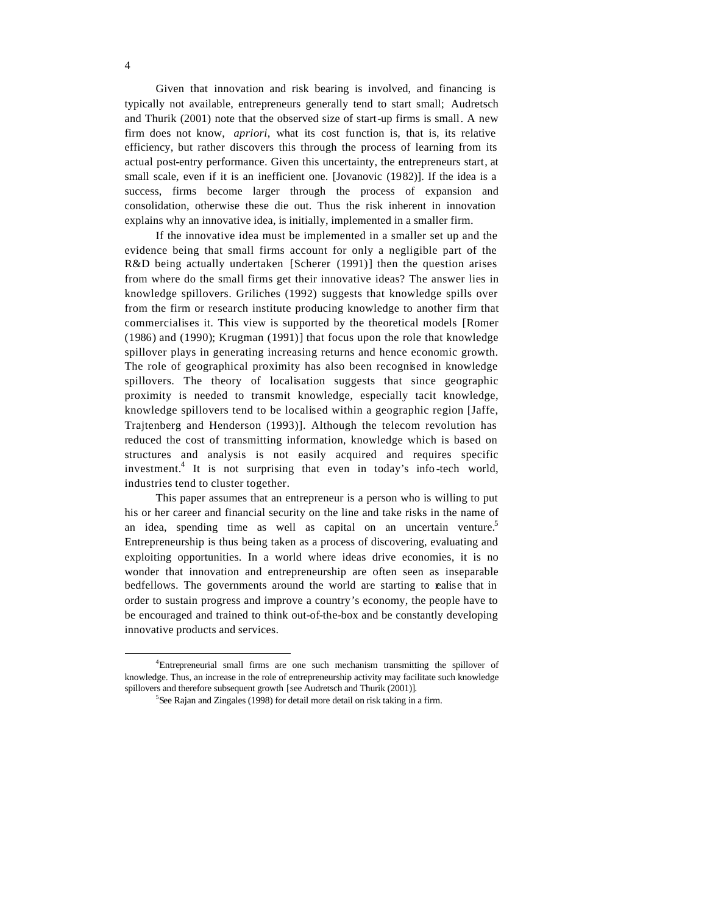Given that innovation and risk bearing is involved, and financing is typically not available, entrepreneurs generally tend to start small; Audretsch and Thurik (2001) note that the observed size of start-up firms is small. A new firm does not know, *apriori*, what its cost function is, that is, its relative efficiency, but rather discovers this through the process of learning from its actual post-entry performance. Given this uncertainty, the entrepreneurs start, at small scale, even if it is an inefficient one. [Jovanovic (1982)]. If the idea is a success, firms become larger through the process of expansion and consolidation, otherwise these die out. Thus the risk inherent in innovation explains why an innovative idea, is initially, implemented in a smaller firm.

If the innovative idea must be implemented in a smaller set up and the evidence being that small firms account for only a negligible part of the R&D being actually undertaken [Scherer (1991)] then the question arises from where do the small firms get their innovative ideas? The answer lies in knowledge spillovers. Griliches (1992) suggests that knowledge spills over from the firm or research institute producing knowledge to another firm that commercialises it. This view is supported by the theoretical models [Romer (1986) and (1990); Krugman (1991)] that focus upon the role that knowledge spillover plays in generating increasing returns and hence economic growth. The role of geographical proximity has also been recognised in knowledge spillovers. The theory of localisation suggests that since geographic proximity is needed to transmit knowledge, especially tacit knowledge, knowledge spillovers tend to be localised within a geographic region [Jaffe, Trajtenberg and Henderson (1993)]. Although the telecom revolution has reduced the cost of transmitting information, knowledge which is based on structures and analysis is not easily acquired and requires specific investment.[4] It is not surprising that even in today's info-tech world, industries tend to cluster together.

This paper assumes that an entrepreneur is a person who is willing to put his or her career and financial security on the line and take risks in the name of an idea, spending time as well as capital on an uncertain venture.[5] Entrepreneurship is thus being taken as a process of discovering, evaluating and exploiting opportunities. In a world where ideas drive economies, it is no wonder that innovation and entrepreneurship are often seen as inseparable bedfellows. The governments around the world are starting to realise that in order to sustain progress and improve a country's economy, the people have to be encouraged and trained to think out-of-the-box and be constantly developing innovative products and services.

---

[4] Entrepreneurial small firms are one such mechanism transmitting the spillover of knowledge. Thus, an increase in the role of entrepreneurship activity may facilitate such knowledge spillovers and therefore subsequent growth [see Audretsch and Thurik (2001)].

[5] See Rajan and Zingales (1998) for detail more detail on risk taking in a firm.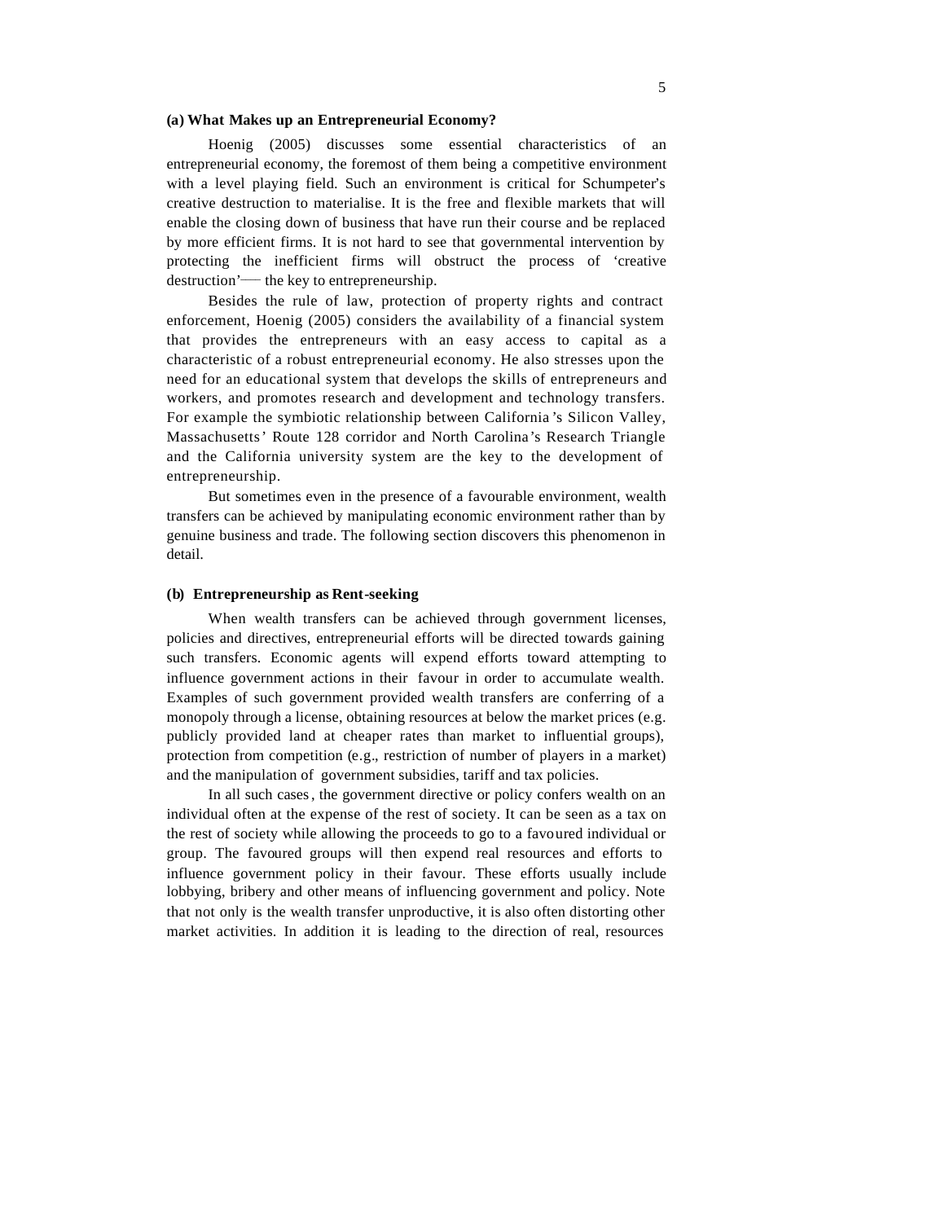### (a) What Makes up an Entrepreneurial Economy?

Hoenig (2005) discusses some essential characteristics of an entrepreneurial economy, the foremost of them being a competitive environment with a level playing field. Such an environment is critical for Schumpeter's creative destruction to materialise. It is the free and flexible markets that will enable the closing down of business that have run their course and be replaced by more efficient firms. It is not hard to see that governmental intervention by protecting the inefficient firms will obstruct the process of 'creative destruction'— the key to entrepreneurship.

Besides the rule of law, protection of property rights and contract enforcement, Hoenig (2005) considers the availability of a financial system that provides the entrepreneurs with an easy access to capital as a characteristic of a robust entrepreneurial economy. He also stresses upon the need for an educational system that develops the skills of entrepreneurs and workers, and promotes research and development and technology transfers. For example the symbiotic relationship between California's Silicon Valley, Massachusetts' Route 128 corridor and North Carolina's Research Triangle and the California university system are the key to the development of entrepreneurship.

But sometimes even in the presence of a favourable environment, wealth transfers can be achieved by manipulating economic environment rather than by genuine business and trade. The following section discovers this phenomenon in detail.

### (b) Entrepreneurship as Rent-seeking

When wealth transfers can be achieved through government licenses, policies and directives, entrepreneurial efforts will be directed towards gaining such transfers. Economic agents will expend efforts toward attempting to influence government actions in their favour in order to accumulate wealth. Examples of such government provided wealth transfers are conferring of a monopoly through a license, obtaining resources at below the market prices (e.g. publicly provided land at cheaper rates than market to influential groups), protection from competition (e.g., restriction of number of players in a market) and the manipulation of government subsidies, tariff and tax policies.

In all such cases, the government directive or policy confers wealth on an individual often at the expense of the rest of society. It can be seen as a tax on the rest of society while allowing the proceeds to go to a favoured individual or group. The favoured groups will then expend real resources and efforts to influence government policy in their favour. These efforts usually include lobbying, bribery and other means of influencing government and policy. Note that not only is the wealth transfer unproductive, it is also often distorting other market activities. In addition it is leading to the direction of real, resources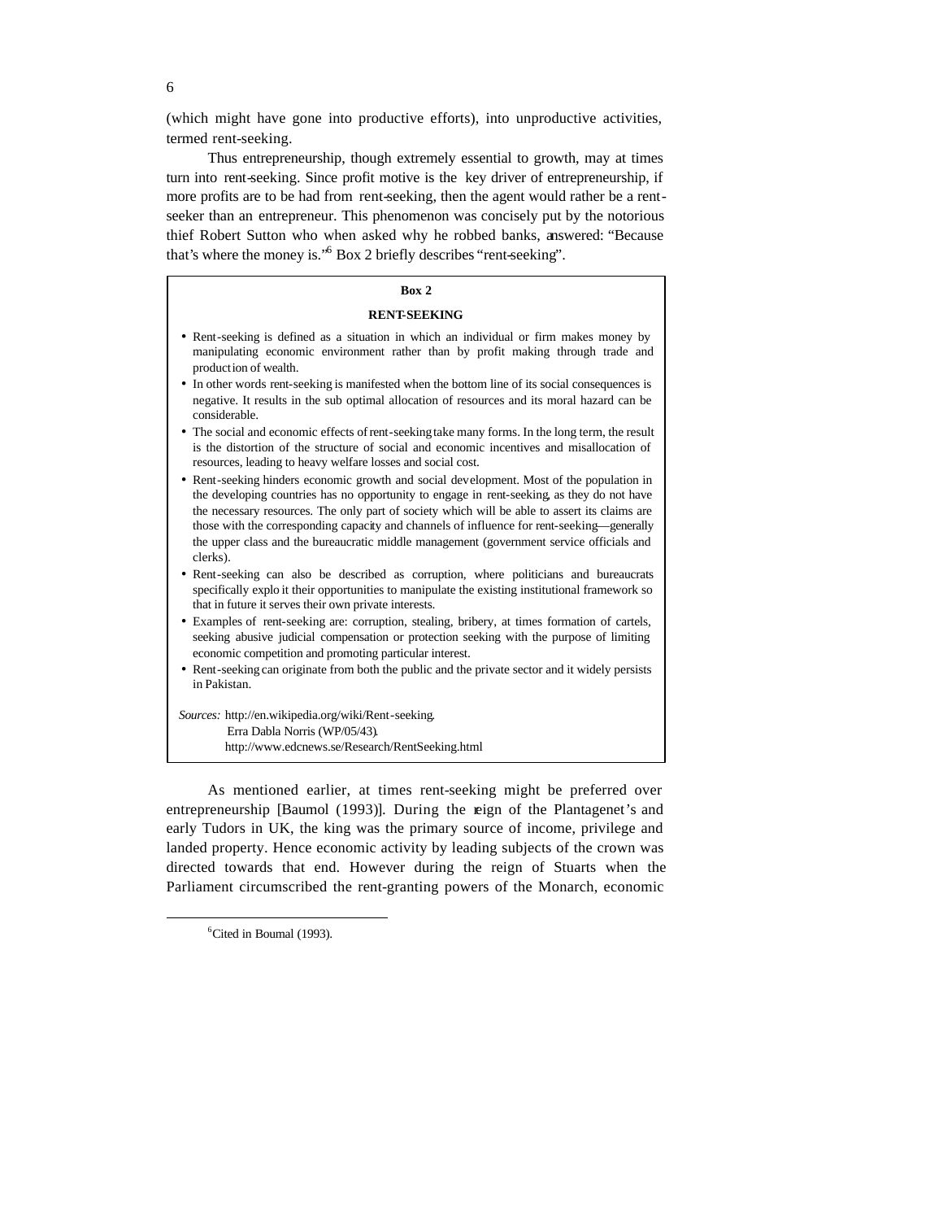(which might have gone into productive efforts), into unproductive activities, termed rent-seeking.

Thus entrepreneurship, though extremely essential to growth, may at times turn into rent-seeking. Since profit motive is the key driver of entrepreneurship, if more profits are to be had from rent-seeking, then the agent would rather be a rent-seeker than an entrepreneur. This phenomenon was concisely put by the notorious thief Robert Sutton who when asked why he robbed banks, answered: "Because that's where the money is."[6] Box 2 briefly describes "rent-seeking".

**Box 2**

**RENT-SEEKING**

- Rent-seeking is defined as a situation in which an individual or firm makes money by manipulating economic environment rather than by profit making through trade and production of wealth.
- In other words rent-seeking is manifested when the bottom line of its social consequences is negative. It results in the sub optimal allocation of resources and its moral hazard can be considerable.
- The social and economic effects of rent-seeking take many forms. In the long term, the result is the distortion of the structure of social and economic incentives and misallocation of resources, leading to heavy welfare losses and social cost.
- Rent-seeking hinders economic growth and social development. Most of the population in the developing countries has no opportunity to engage in rent-seeking, as they do not have the necessary resources. The only part of society which will be able to assert its claims are those with the corresponding capacity and channels of influence for rent-seeking—generally the upper class and the bureaucratic middle management (government service officials and clerks).
- Rent-seeking can also be described as corruption, where politicians and bureaucrats specifically exploit their opportunities to manipulate the existing institutional framework so that in future it serves their own private interests.
- Examples of rent-seeking are: corruption, stealing, bribery, at times formation of cartels, seeking abusive judicial compensation or protection seeking with the purpose of limiting economic competition and promoting particular interest.
- Rent-seeking can originate from both the public and the private sector and it widely persists in Pakistan.

*Sources:* http://en.wikipedia.org/wiki/Rent-seeking.
Erra Dabla Norris (WP/05/43).
http://www.edcnews.se/Research/RentSeeking.html

As mentioned earlier, at times rent-seeking might be preferred over entrepreneurship [Baumol (1993)]. During the reign of the Plantagenet's and early Tudors in UK, the king was the primary source of income, privilege and landed property. Hence economic activity by leading subjects of the crown was directed towards that end. However during the reign of Stuarts when the Parliament circumscribed the rent-granting powers of the Monarch, economic

[6] Cited in Boumal (1993).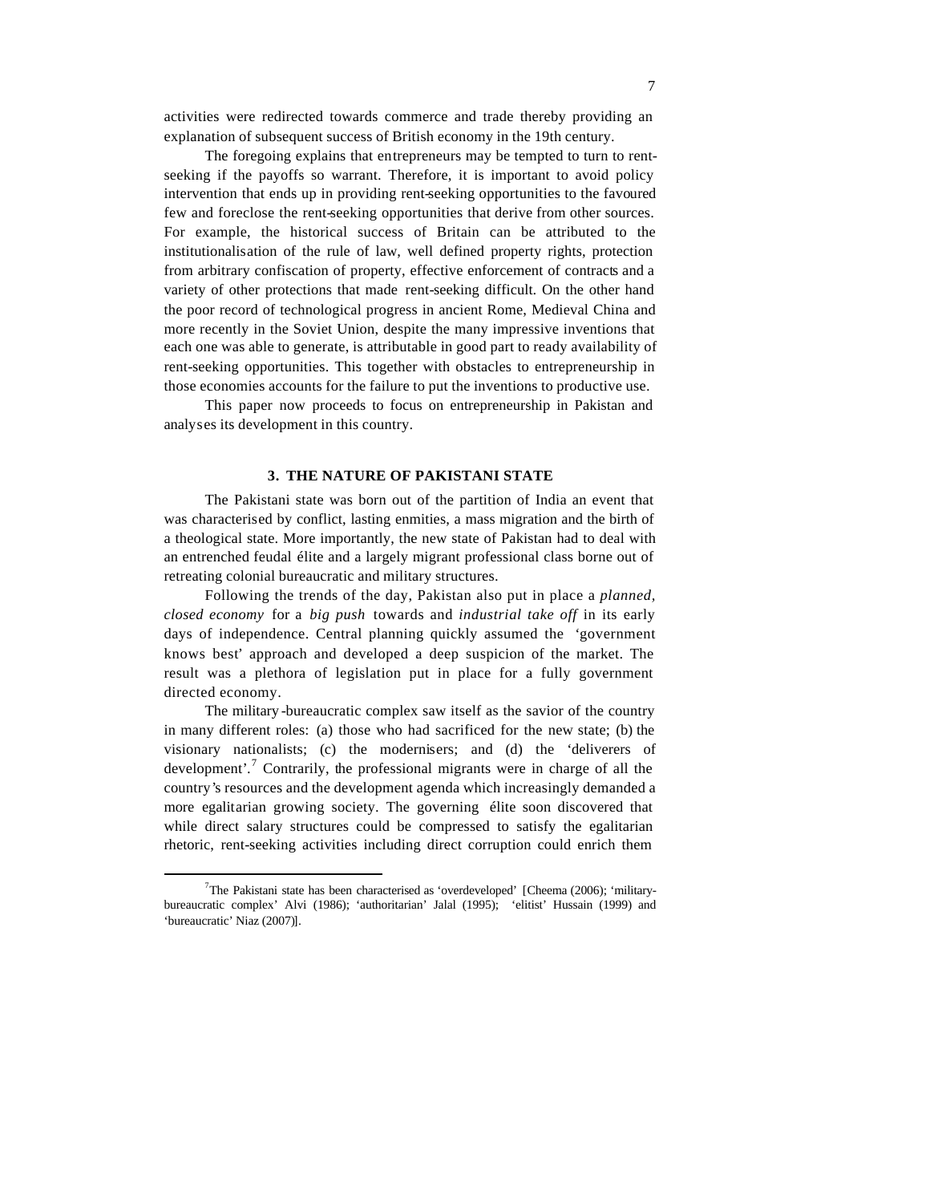activities were redirected towards commerce and trade thereby providing an explanation of subsequent success of British economy in the 19th century.

The foregoing explains that entrepreneurs may be tempted to turn to rent-seeking if the payoffs so warrant. Therefore, it is important to avoid policy intervention that ends up in providing rent-seeking opportunities to the favoured few and foreclose the rent-seeking opportunities that derive from other sources. For example, the historical success of Britain can be attributed to the institutionalisation of the rule of law, well defined property rights, protection from arbitrary confiscation of property, effective enforcement of contracts and a variety of other protections that made rent-seeking difficult. On the other hand the poor record of technological progress in ancient Rome, Medieval China and more recently in the Soviet Union, despite the many impressive inventions that each one was able to generate, is attributable in good part to ready availability of rent-seeking opportunities. This together with obstacles to entrepreneurship in those economies accounts for the failure to put the inventions to productive use.

This paper now proceeds to focus on entrepreneurship in Pakistan and analyses its development in this country.

## 3. THE NATURE OF PAKISTANI STATE

The Pakistani state was born out of the partition of India an event that was characterised by conflict, lasting enmities, a mass migration and the birth of a theological state. More importantly, the new state of Pakistan had to deal with an entrenched feudal élite and a largely migrant professional class borne out of retreating colonial bureaucratic and military structures.

Following the trends of the day, Pakistan also put in place a *planned, closed economy* for a *big push* towards and *industrial take off* in its early days of independence. Central planning quickly assumed the 'government knows best' approach and developed a deep suspicion of the market. The result was a plethora of legislation put in place for a fully government directed economy.

The military-bureaucratic complex saw itself as the savior of the country in many different roles: (a) those who had sacrificed for the new state; (b) the visionary nationalists; (c) the modernisers; and (d) the 'deliverers of development'.[7] Contrarily, the professional migrants were in charge of all the country's resources and the development agenda which increasingly demanded a more egalitarian growing society. The governing élite soon discovered that while direct salary structures could be compressed to satisfy the egalitarian rhetoric, rent-seeking activities including direct corruption could enrich them

---

[7]The Pakistani state has been characterised as 'overdeveloped' [Cheema (2006); 'military-bureaucratic complex' Alvi (1986); 'authoritarian' Jalal (1995); 'elitist' Hussain (1999) and 'bureaucratic' Niaz (2007)].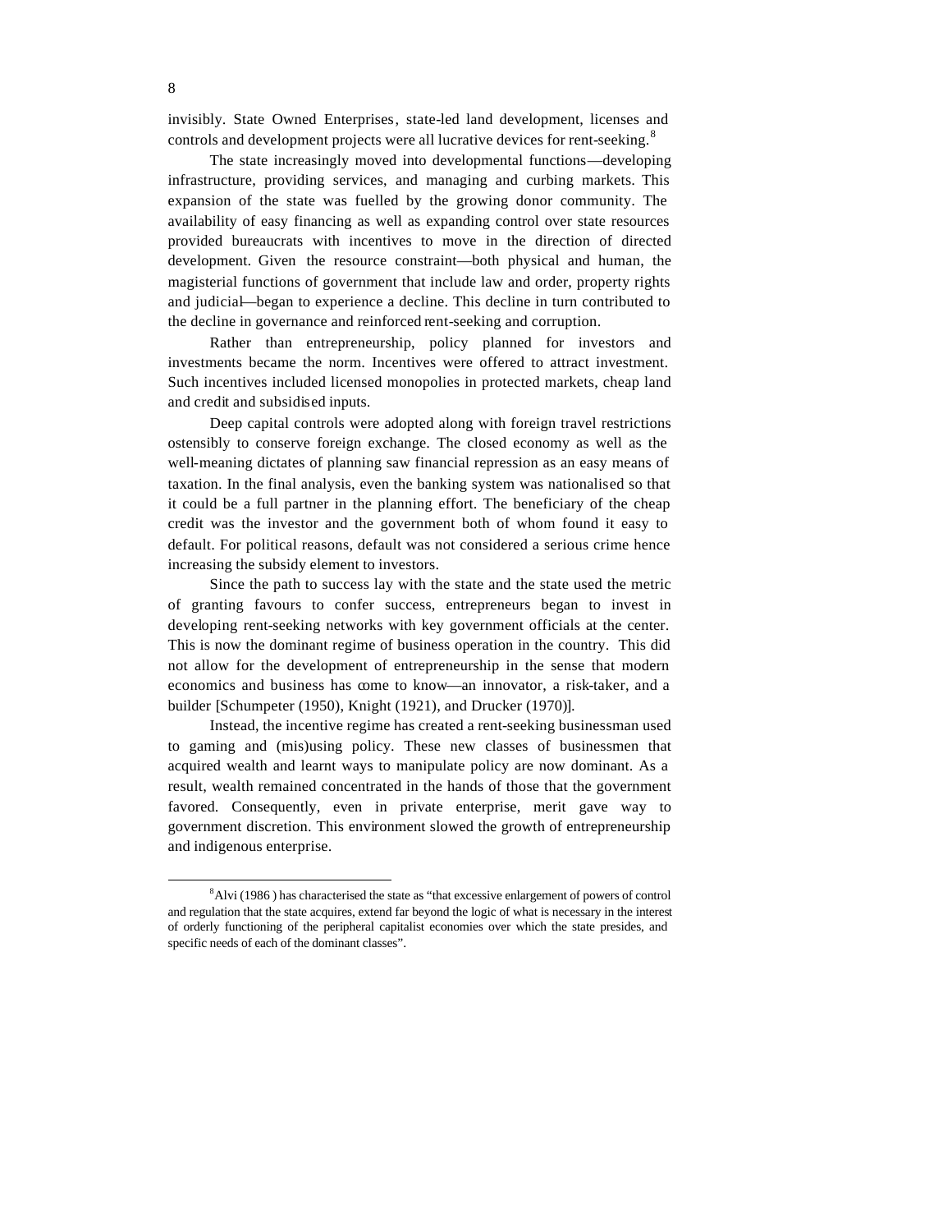invisibly. State Owned Enterprises, state-led land development, licenses and controls and development projects were all lucrative devices for rent-seeking.[8]

The state increasingly moved into developmental functions—developing infrastructure, providing services, and managing and curbing markets. This expansion of the state was fuelled by the growing donor community. The availability of easy financing as well as expanding control over state resources provided bureaucrats with incentives to move in the direction of directed development. Given the resource constraint—both physical and human, the magisterial functions of government that include law and order, property rights and judicial—began to experience a decline. This decline in turn contributed to the decline in governance and reinforced rent-seeking and corruption.

Rather than entrepreneurship, policy planned for investors and investments became the norm. Incentives were offered to attract investment. Such incentives included licensed monopolies in protected markets, cheap land and credit and subsidised inputs.

Deep capital controls were adopted along with foreign travel restrictions ostensibly to conserve foreign exchange. The closed economy as well as the well-meaning dictates of planning saw financial repression as an easy means of taxation. In the final analysis, even the banking system was nationalised so that it could be a full partner in the planning effort. The beneficiary of the cheap credit was the investor and the government both of whom found it easy to default. For political reasons, default was not considered a serious crime hence increasing the subsidy element to investors.

Since the path to success lay with the state and the state used the metric of granting favours to confer success, entrepreneurs began to invest in developing rent-seeking networks with key government officials at the center. This is now the dominant regime of business operation in the country. This did not allow for the development of entrepreneurship in the sense that modern economics and business has come to know—an innovator, a risk-taker, and a builder [Schumpeter (1950), Knight (1921), and Drucker (1970)].

Instead, the incentive regime has created a rent-seeking businessman used to gaming and (mis)using policy. These new classes of businessmen that acquired wealth and learnt ways to manipulate policy are now dominant. As a result, wealth remained concentrated in the hands of those that the government favored. Consequently, even in private enterprise, merit gave way to government discretion. This environment slowed the growth of entrepreneurship and indigenous enterprise.

---

[8] Alvi (1986 ) has characterised the state as "that excessive enlargement of powers of control and regulation that the state acquires, extend far beyond the logic of what is necessary in the interest of orderly functioning of the peripheral capitalist economies over which the state presides, and specific needs of each of the dominant classes".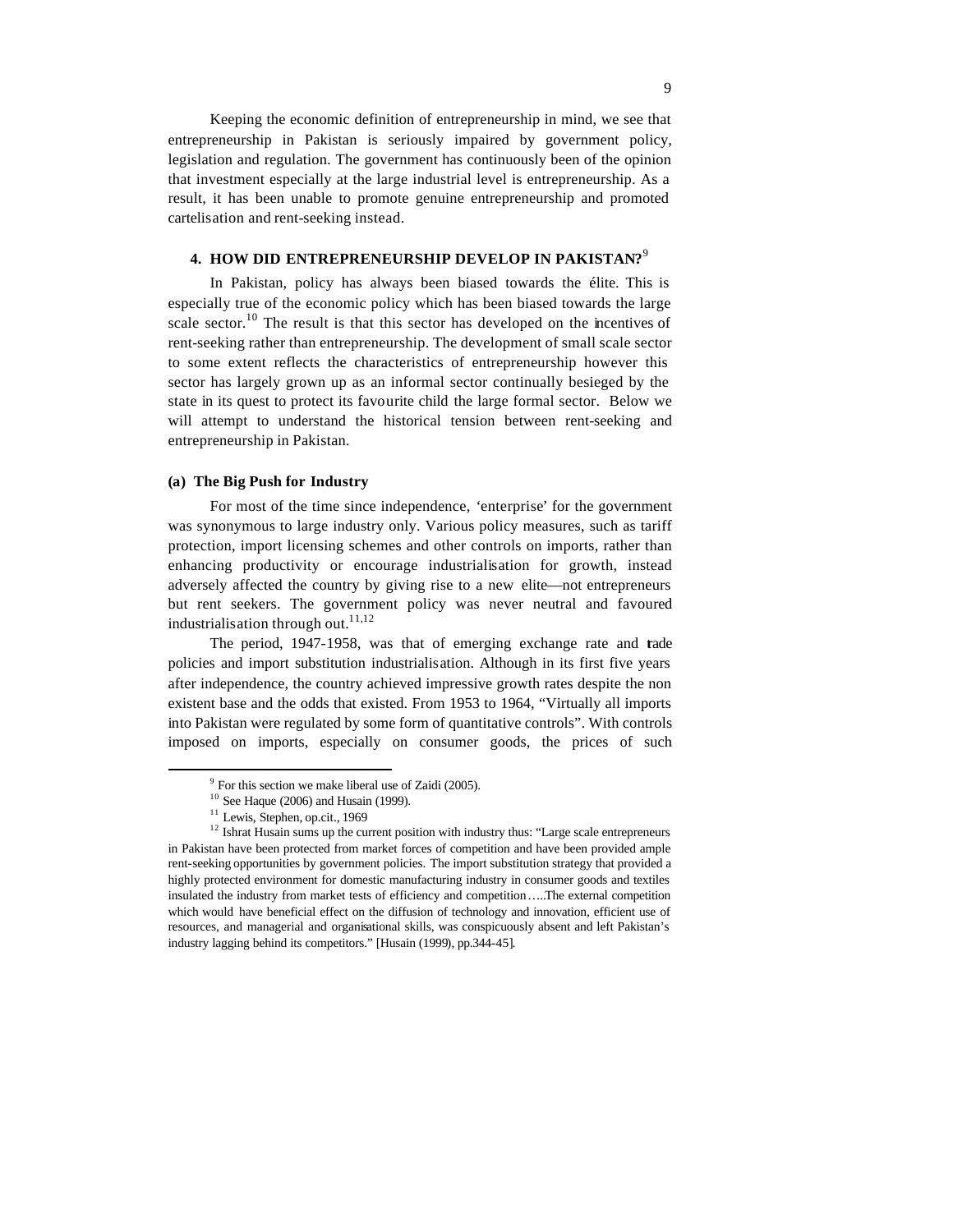Keeping the economic definition of entrepreneurship in mind, we see that entrepreneurship in Pakistan is seriously impaired by government policy, legislation and regulation. The government has continuously been of the opinion that investment especially at the large industrial level is entrepreneurship. As a result, it has been unable to promote genuine entrepreneurship and promoted cartelisation and rent-seeking instead.

## 4. HOW DID ENTREPRENEURSHIP DEVELOP IN PAKISTAN?[9]

In Pakistan, policy has always been biased towards the élite. This is especially true of the economic policy which has been biased towards the large scale sector.[10] The result is that this sector has developed on the incentives of rent-seeking rather than entrepreneurship. The development of small scale sector to some extent reflects the characteristics of entrepreneurship however this sector has largely grown up as an informal sector continually besieged by the state in its quest to protect its favourite child the large formal sector. Below we will attempt to understand the historical tension between rent-seeking and entrepreneurship in Pakistan.

### (a) The Big Push for Industry

For most of the time since independence, 'enterprise' for the government was synonymous to large industry only. Various policy measures, such as tariff protection, import licensing schemes and other controls on imports, rather than enhancing productivity or encourage industrialisation for growth, instead adversely affected the country by giving rise to a new elite—not entrepreneurs but rent seekers. The government policy was never neutral and favoured industrialisation through out.[11,12]

The period, 1947-1958, was that of emerging exchange rate and trade policies and import substitution industrialisation. Although in its first five years after independence, the country achieved impressive growth rates despite the non existent base and the odds that existed. From 1953 to 1964, "Virtually all imports into Pakistan were regulated by some form of quantitative controls". With controls imposed on imports, especially on consumer goods, the prices of such

---

[9] For this section we make liberal use of Zaidi (2005).

[10] See Haque (2006) and Husain (1999).

[11] Lewis, Stephen, op.cit., 1969

[12] Ishrat Husain sums up the current position with industry thus: "Large scale entrepreneurs in Pakistan have been protected from market forces of competition and have been provided ample rent-seeking opportunities by government policies. The import substitution strategy that provided a highly protected environment for domestic manufacturing industry in consumer goods and textiles insulated the industry from market tests of efficiency and competition…..The external competition which would have beneficial effect on the diffusion of technology and innovation, efficient use of resources, and managerial and organisational skills, was conspicuously absent and left Pakistan's industry lagging behind its competitors." [Husain (1999), pp.344-45].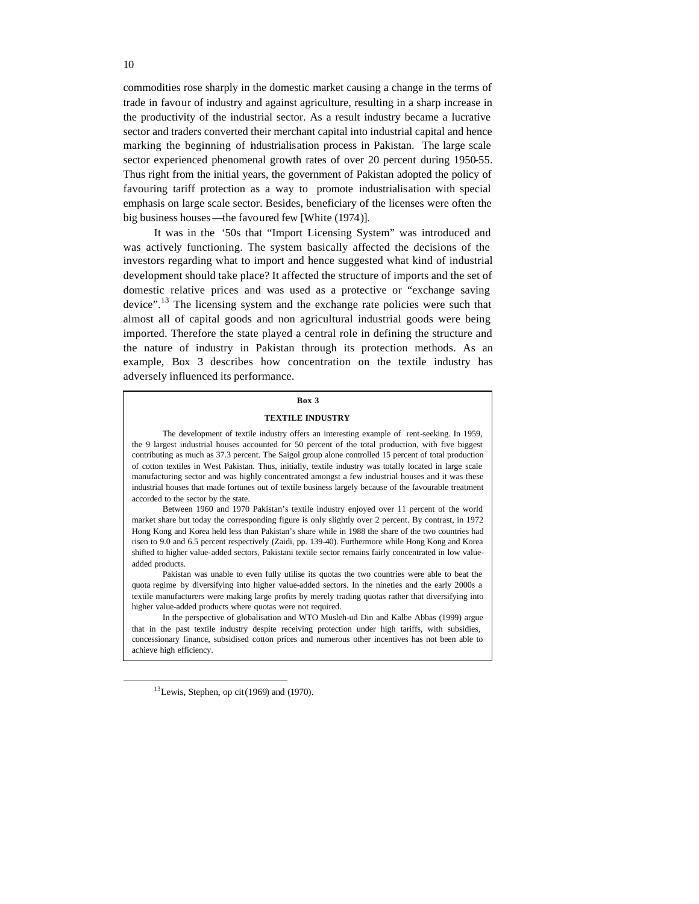commodities rose sharply in the domestic market causing a change in the terms of trade in favour of industry and against agriculture, resulting in a sharp increase in the productivity of the industrial sector. As a result industry became a lucrative sector and traders converted their merchant capital into industrial capital and hence marking the beginning of industrialisation process in Pakistan. The large scale sector experienced phenomenal growth rates of over 20 percent during 1950-55. Thus right from the initial years, the government of Pakistan adopted the policy of favouring tariff protection as a way to promote industrialisation with special emphasis on large scale sector. Besides, beneficiary of the licenses were often the big business houses—the favoured few [White (1974)].

It was in the '50s that "Import Licensing System" was introduced and was actively functioning. The system basically affected the decisions of the investors regarding what to import and hence suggested what kind of industrial development should take place? It affected the structure of imports and the set of domestic relative prices and was used as a protective or "exchange saving device".[13] The licensing system and the exchange rate policies were such that almost all of capital goods and non agricultural industrial goods were being imported. Therefore the state played a central role in defining the structure and the nature of industry in Pakistan through its protection methods. As an example, Box 3 describes how concentration on the textile industry has adversely influenced its performance.

**Box 3**

**TEXTILE INDUSTRY**

The development of textile industry offers an interesting example of rent-seeking. In 1959, the 9 largest industrial houses accounted for 50 percent of the total production, with five biggest contributing as much as 37.3 percent. The Saigol group alone controlled 15 percent of total production of cotton textiles in West Pakistan. Thus, initially, textile industry was totally located in large scale manufacturing sector and was highly concentrated amongst a few industrial houses and it was these industrial houses that made fortunes out of textile business largely because of the favourable treatment accorded to the sector by the state.

Between 1960 and 1970 Pakistan's textile industry enjoyed over 11 percent of the world market share but today the corresponding figure is only slightly over 2 percent. By contrast, in 1972 Hong Kong and Korea held less than Pakistan's share while in 1988 the share of the two countries had risen to 9.0 and 6.5 percent respectively (Zaidi, pp. 139-40). Furthermore while Hong Kong and Korea shifted to higher value-added sectors, Pakistani textile sector remains fairly concentrated in low value-added products.

Pakistan was unable to even fully utilise its quotas the two countries were able to beat the quota regime by diversifying into higher value-added sectors. In the nineties and the early 2000s a textile manufacturers were making large profits by merely trading quotas rather that diversifying into higher value-added products where quotas were not required.

In the perspective of globalisation and WTO Musleh-ud Din and Kalbe Abbas (1999) argue that in the past textile industry despite receiving protection under high tariffs, with subsidies, concessionary finance, subsidised cotton prices and numerous other incentives has not been able to achieve high efficiency.

---

[13] Lewis, Stephen, op cit (1969) and (1970).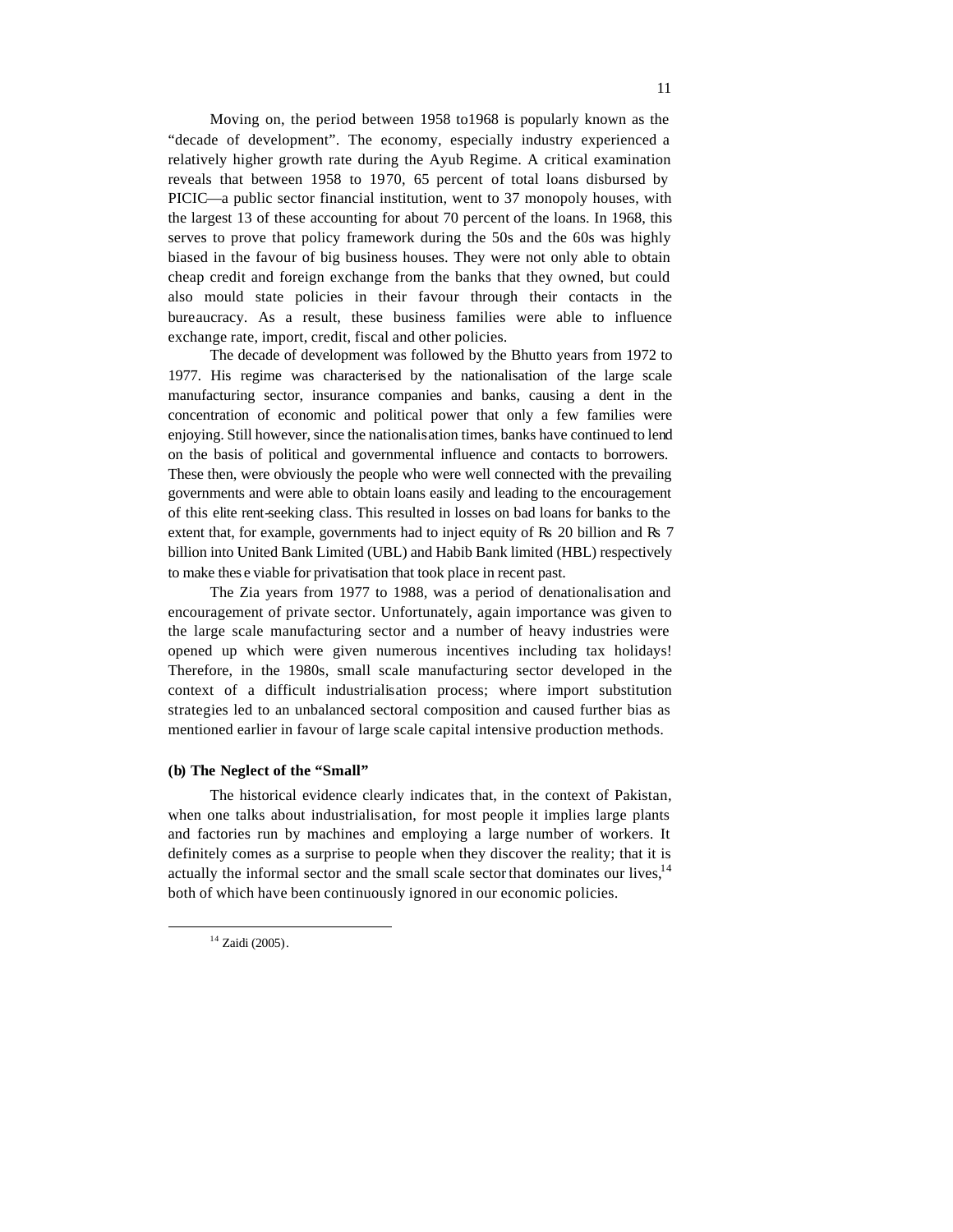Moving on, the period between 1958 to1968 is popularly known as the "decade of development". The economy, especially industry experienced a relatively higher growth rate during the Ayub Regime. A critical examination reveals that between 1958 to 1970, 65 percent of total loans disbursed by PICIC—a public sector financial institution, went to 37 monopoly houses, with the largest 13 of these accounting for about 70 percent of the loans. In 1968, this serves to prove that policy framework during the 50s and the 60s was highly biased in the favour of big business houses. They were not only able to obtain cheap credit and foreign exchange from the banks that they owned, but could also mould state policies in their favour through their contacts in the bureaucracy. As a result, these business families were able to influence exchange rate, import, credit, fiscal and other policies.

The decade of development was followed by the Bhutto years from 1972 to 1977. His regime was characterised by the nationalisation of the large scale manufacturing sector, insurance companies and banks, causing a dent in the concentration of economic and political power that only a few families were enjoying. Still however, since the nationalisation times, banks have continued to lend on the basis of political and governmental influence and contacts to borrowers. These then, were obviously the people who were well connected with the prevailing governments and were able to obtain loans easily and leading to the encouragement of this elite rent-seeking class. This resulted in losses on bad loans for banks to the extent that, for example, governments had to inject equity of Rs 20 billion and Rs 7 billion into United Bank Limited (UBL) and Habib Bank limited (HBL) respectively to make these viable for privatisation that took place in recent past.

The Zia years from 1977 to 1988, was a period of denationalisation and encouragement of private sector. Unfortunately, again importance was given to the large scale manufacturing sector and a number of heavy industries were opened up which were given numerous incentives including tax holidays! Therefore, in the 1980s, small scale manufacturing sector developed in the context of a difficult industrialisation process; where import substitution strategies led to an unbalanced sectoral composition and caused further bias as mentioned earlier in favour of large scale capital intensive production methods.

**(b) The Neglect of the "Small"**

The historical evidence clearly indicates that, in the context of Pakistan, when one talks about industrialisation, for most people it implies large plants and factories run by machines and employing a large number of workers. It definitely comes as a surprise to people when they discover the reality; that it is actually the informal sector and the small scale sector that dominates our lives,[14] both of which have been continuously ignored in our economic policies.

---

[14] Zaidi (2005).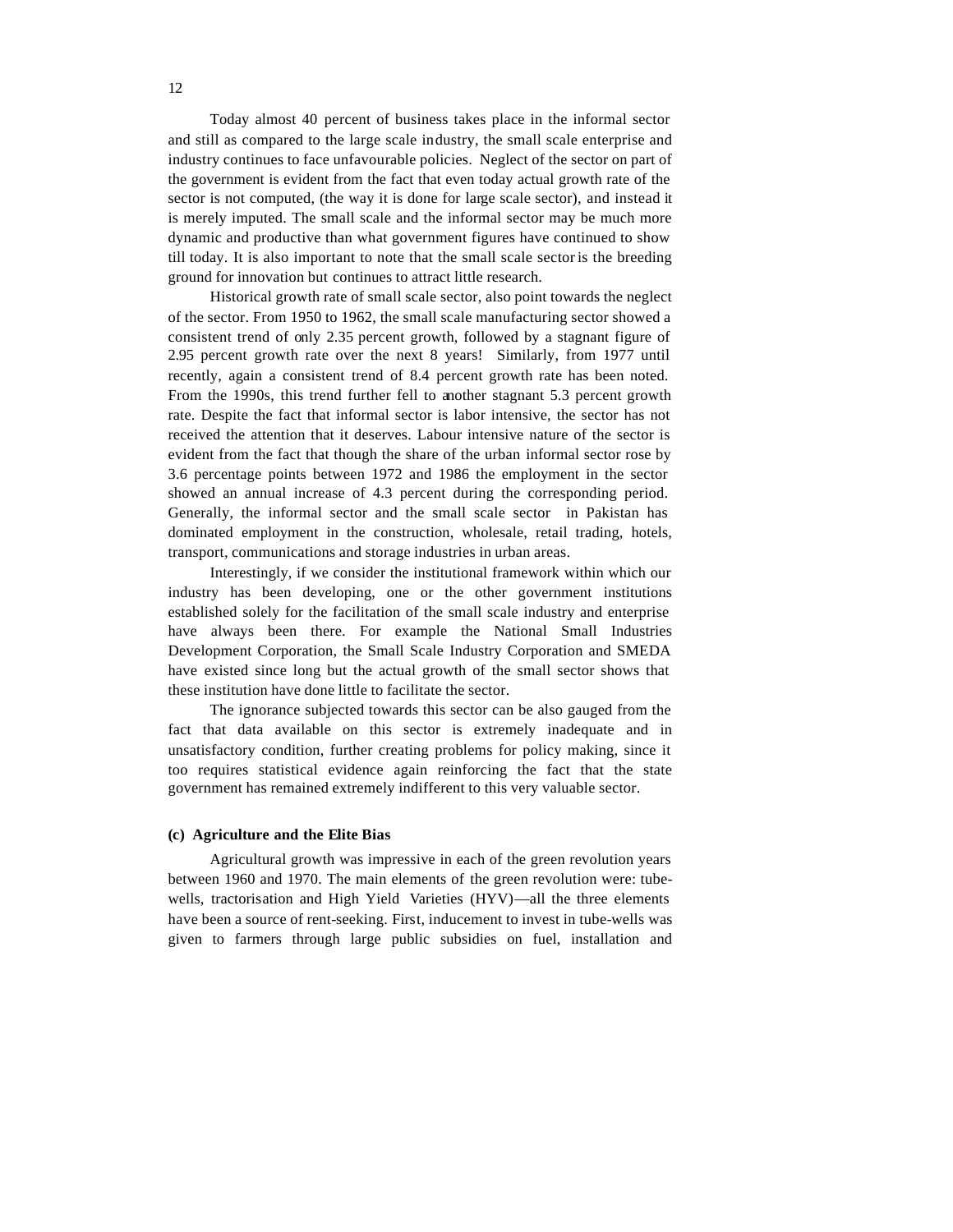Today almost 40 percent of business takes place in the informal sector and still as compared to the large scale industry, the small scale enterprise and industry continues to face unfavourable policies. Neglect of the sector on part of the government is evident from the fact that even today actual growth rate of the sector is not computed, (the way it is done for large scale sector), and instead it is merely imputed. The small scale and the informal sector may be much more dynamic and productive than what government figures have continued to show till today. It is also important to note that the small scale sector is the breeding ground for innovation but continues to attract little research.

Historical growth rate of small scale sector, also point towards the neglect of the sector. From 1950 to 1962, the small scale manufacturing sector showed a consistent trend of only 2.35 percent growth, followed by a stagnant figure of 2.95 percent growth rate over the next 8 years! Similarly, from 1977 until recently, again a consistent trend of 8.4 percent growth rate has been noted. From the 1990s, this trend further fell to another stagnant 5.3 percent growth rate. Despite the fact that informal sector is labor intensive, the sector has not received the attention that it deserves. Labour intensive nature of the sector is evident from the fact that though the share of the urban informal sector rose by 3.6 percentage points between 1972 and 1986 the employment in the sector showed an annual increase of 4.3 percent during the corresponding period. Generally, the informal sector and the small scale sector in Pakistan has dominated employment in the construction, wholesale, retail trading, hotels, transport, communications and storage industries in urban areas.

Interestingly, if we consider the institutional framework within which our industry has been developing, one or the other government institutions established solely for the facilitation of the small scale industry and enterprise have always been there. For example the National Small Industries Development Corporation, the Small Scale Industry Corporation and SMEDA have existed since long but the actual growth of the small sector shows that these institution have done little to facilitate the sector.

The ignorance subjected towards this sector can be also gauged from the fact that data available on this sector is extremely inadequate and in unsatisfactory condition, further creating problems for policy making, since it too requires statistical evidence again reinforcing the fact that the state government has remained extremely indifferent to this very valuable sector.

**(c) Agriculture and the Elite Bias**

Agricultural growth was impressive in each of the green revolution years between 1960 and 1970. The main elements of the green revolution were: tube-wells, tractorisation and High Yield Varieties (HYV)—all the three elements have been a source of rent-seeking. First, inducement to invest in tube-wells was given to farmers through large public subsidies on fuel, installation and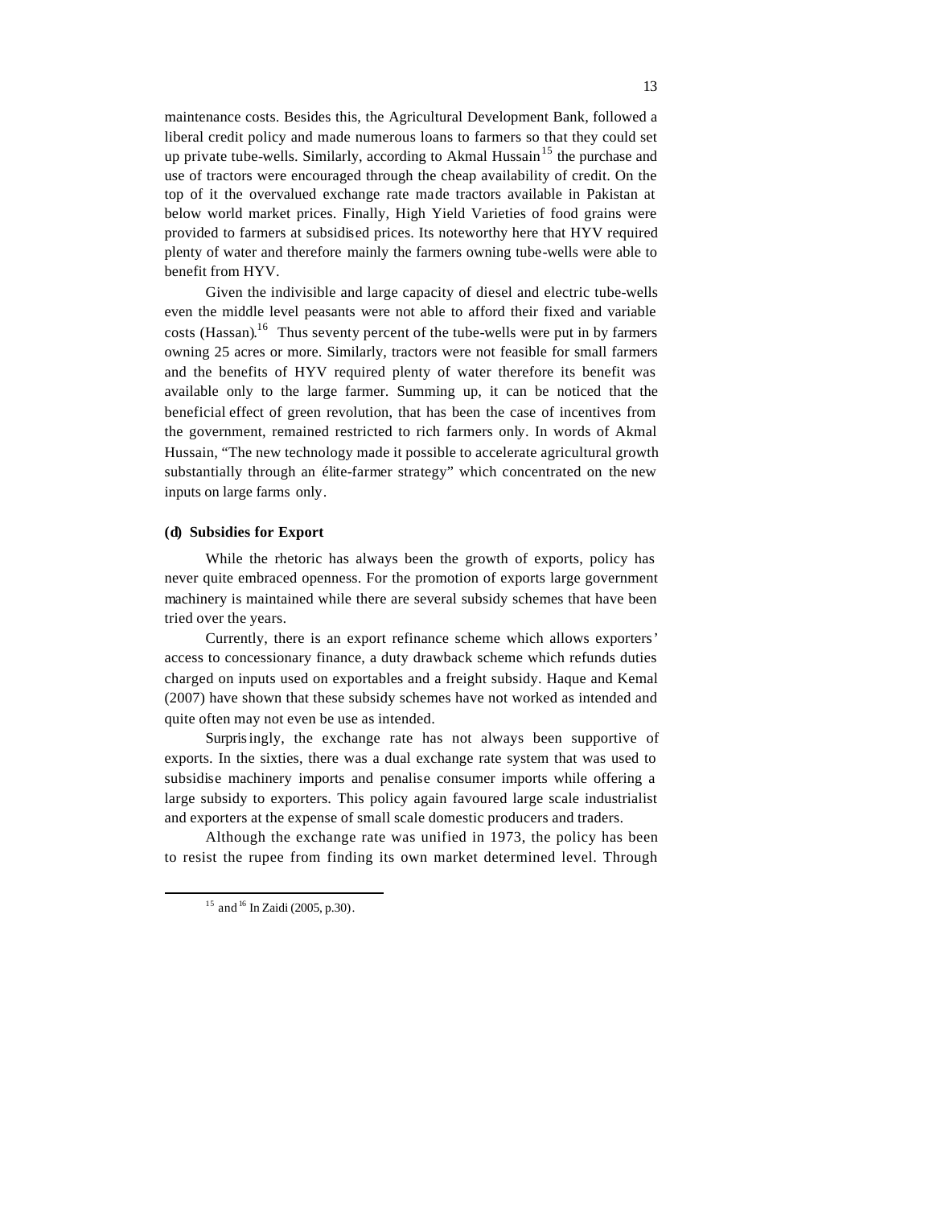maintenance costs. Besides this, the Agricultural Development Bank, followed a liberal credit policy and made numerous loans to farmers so that they could set up private tube-wells. Similarly, according to Akmal Hussain[15] the purchase and use of tractors were encouraged through the cheap availability of credit. On the top of it the overvalued exchange rate made tractors available in Pakistan at below world market prices. Finally, High Yield Varieties of food grains were provided to farmers at subsidised prices. Its noteworthy here that HYV required plenty of water and therefore mainly the farmers owning tube-wells were able to benefit from HYV.

Given the indivisible and large capacity of diesel and electric tube-wells even the middle level peasants were not able to afford their fixed and variable costs (Hassan).[16] Thus seventy percent of the tube-wells were put in by farmers owning 25 acres or more. Similarly, tractors were not feasible for small farmers and the benefits of HYV required plenty of water therefore its benefit was available only to the large farmer. Summing up, it can be noticed that the beneficial effect of green revolution, that has been the case of incentives from the government, remained restricted to rich farmers only. In words of Akmal Hussain, "The new technology made it possible to accelerate agricultural growth substantially through an élite-farmer strategy" which concentrated on the new inputs on large farms only.

**(d) Subsidies for Export**

While the rhetoric has always been the growth of exports, policy has never quite embraced openness. For the promotion of exports large government machinery is maintained while there are several subsidy schemes that have been tried over the years.

Currently, there is an export refinance scheme which allows exporters' access to concessionary finance, a duty drawback scheme which refunds duties charged on inputs used on exportables and a freight subsidy. Haque and Kemal (2007) have shown that these subsidy schemes have not worked as intended and quite often may not even be use as intended.

Surprisingly, the exchange rate has not always been supportive of exports. In the sixties, there was a dual exchange rate system that was used to subsidise machinery imports and penalise consumer imports while offering a large subsidy to exporters. This policy again favoured large scale industrialist and exporters at the expense of small scale domestic producers and traders.

Although the exchange rate was unified in 1973, the policy has been to resist the rupee from finding its own market determined level. Through

[15] and [16] In Zaidi (2005, p.30).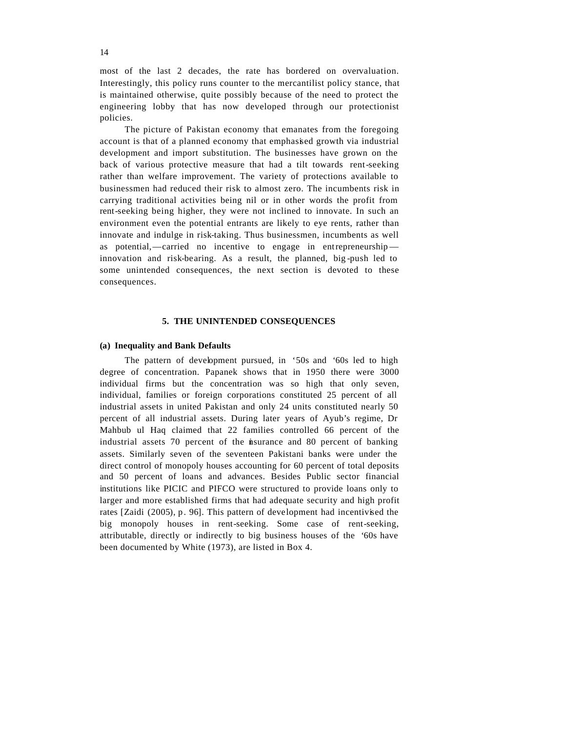most of the last 2 decades, the rate has bordered on overvaluation. Interestingly, this policy runs counter to the mercantilist policy stance, that is maintained otherwise, quite possibly because of the need to protect the engineering lobby that has now developed through our protectionist policies.

The picture of Pakistan economy that emanates from the foregoing account is that of a planned economy that emphasised growth via industrial development and import substitution. The businesses have grown on the back of various protective measure that had a tilt towards rent-seeking rather than welfare improvement. The variety of protections available to businessmen had reduced their risk to almost zero. The incumbents risk in carrying traditional activities being nil or in other words the profit from rent-seeking being higher, they were not inclined to innovate. In such an environment even the potential entrants are likely to eye rents, rather than innovate and indulge in risk-taking. Thus businessmen, incumbents as well as potential,—carried no incentive to engage in entrepreneurship—innovation and risk-bearing. As a result, the planned, big-push led to some unintended consequences, the next section is devoted to these consequences.

## 5. THE UNINTENDED CONSEQUENCES

### (a) Inequality and Bank Defaults

The pattern of development pursued, in '50s and '60s led to high degree of concentration. Papanek shows that in 1950 there were 3000 individual firms but the concentration was so high that only seven, individual, families or foreign corporations constituted 25 percent of all industrial assets in united Pakistan and only 24 units constituted nearly 50 percent of all industrial assets. During later years of Ayub's regime, Dr Mahbub ul Haq claimed that 22 families controlled 66 percent of the industrial assets 70 percent of the insurance and 80 percent of banking assets. Similarly seven of the seventeen Pakistani banks were under the direct control of monopoly houses accounting for 60 percent of total deposits and 50 percent of loans and advances. Besides Public sector financial institutions like PICIC and PIFCO were structured to provide loans only to larger and more established firms that had adequate security and high profit rates [Zaidi (2005), p. 96]. This pattern of development had incentivised the big monopoly houses in rent-seeking. Some case of rent-seeking, attributable, directly or indirectly to big business houses of the '60s have been documented by White (1973), are listed in Box 4.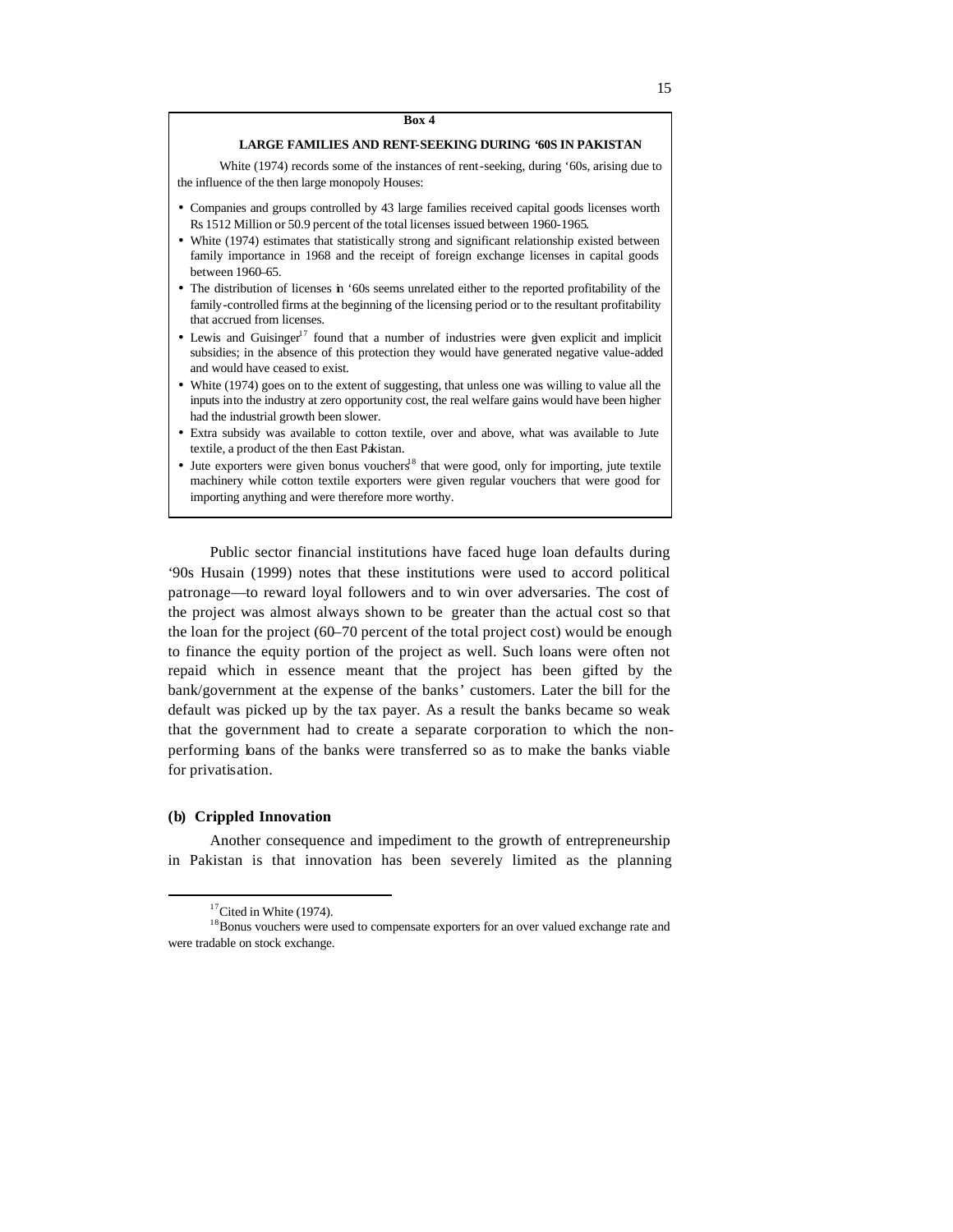**Box 4**

**LARGE FAMILIES AND RENT-SEEKING DURING '60S IN PAKISTAN**

White (1974) records some of the instances of rent-seeking, during '60s, arising due to the influence of the then large monopoly Houses:

- Companies and groups controlled by 43 large families received capital goods licenses worth Rs 1512 Million or 50.9 percent of the total licenses issued between 1960-1965.
- White (1974) estimates that statistically strong and significant relationship existed between family importance in 1968 and the receipt of foreign exchange licenses in capital goods between 1960–65.
- The distribution of licenses in '60s seems unrelated either to the reported profitability of the family-controlled firms at the beginning of the licensing period or to the resultant profitability that accrued from licenses.
- Lewis and Guisinger[17] found that a number of industries were given explicit and implicit subsidies; in the absence of this protection they would have generated negative value-added and would have ceased to exist.
- White (1974) goes on to the extent of suggesting, that unless one was willing to value all the inputs into the industry at zero opportunity cost, the real welfare gains would have been higher had the industrial growth been slower.
- Extra subsidy was available to cotton textile, over and above, what was available to Jute textile, a product of the then East Pakistan.
- Jute exporters were given bonus vouchers[18] that were good, only for importing, jute textile machinery while cotton textile exporters were given regular vouchers that were good for importing anything and were therefore more worthy.

Public sector financial institutions have faced huge loan defaults during '90s Husain (1999) notes that these institutions were used to accord political patronage—to reward loyal followers and to win over adversaries. The cost of the project was almost always shown to be greater than the actual cost so that the loan for the project (60–70 percent of the total project cost) would be enough to finance the equity portion of the project as well. Such loans were often not repaid which in essence meant that the project has been gifted by the bank/government at the expense of the banks' customers. Later the bill for the default was picked up by the tax payer. As a result the banks became so weak that the government had to create a separate corporation to which the non-performing loans of the banks were transferred so as to make the banks viable for privatisation.

**(b) Crippled Innovation**

Another consequence and impediment to the growth of entrepreneurship in Pakistan is that innovation has been severely limited as the planning

[17] Cited in White (1974).

[18] Bonus vouchers were used to compensate exporters for an over valued exchange rate and were tradable on stock exchange.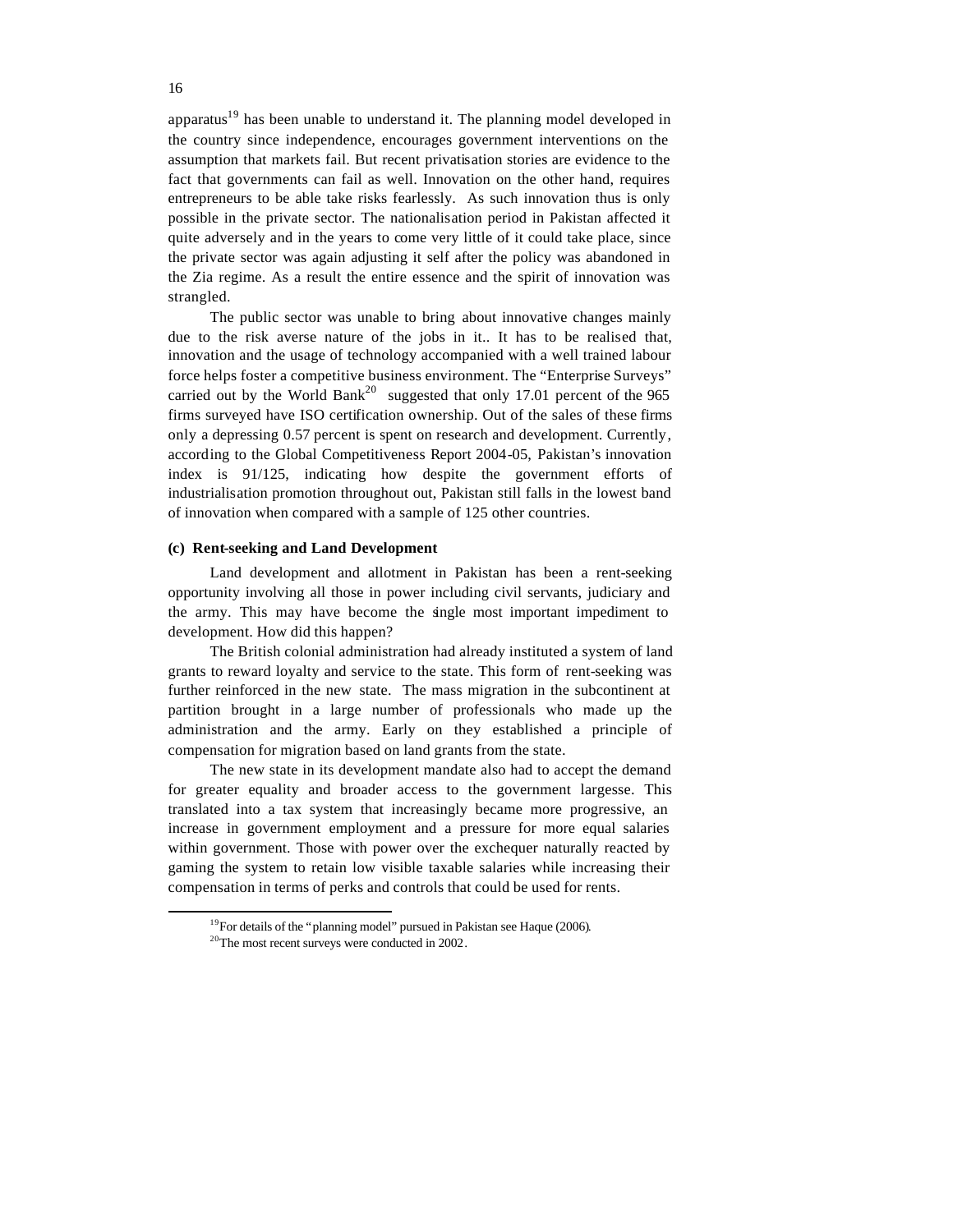apparatus[19] has been unable to understand it. The planning model developed in the country since independence, encourages government interventions on the assumption that markets fail. But recent privatisation stories are evidence to the fact that governments can fail as well. Innovation on the other hand, requires entrepreneurs to be able take risks fearlessly. As such innovation thus is only possible in the private sector. The nationalisation period in Pakistan affected it quite adversely and in the years to come very little of it could take place, since the private sector was again adjusting it self after the policy was abandoned in the Zia regime. As a result the entire essence and the spirit of innovation was strangled.

The public sector was unable to bring about innovative changes mainly due to the risk averse nature of the jobs in it.. It has to be realised that, innovation and the usage of technology accompanied with a well trained labour force helps foster a competitive business environment. The "Enterprise Surveys" carried out by the World Bank[20] suggested that only 17.01 percent of the 965 firms surveyed have ISO certification ownership. Out of the sales of these firms only a depressing 0.57 percent is spent on research and development. Currently, according to the Global Competitiveness Report 2004-05, Pakistan's innovation index is 91/125, indicating how despite the government efforts of industrialisation promotion throughout out, Pakistan still falls in the lowest band of innovation when compared with a sample of 125 other countries.

### (c) Rent-seeking and Land Development

Land development and allotment in Pakistan has been a rent-seeking opportunity involving all those in power including civil servants, judiciary and the army. This may have become the single most important impediment to development. How did this happen?

The British colonial administration had already instituted a system of land grants to reward loyalty and service to the state. This form of rent-seeking was further reinforced in the new state. The mass migration in the subcontinent at partition brought in a large number of professionals who made up the administration and the army. Early on they established a principle of compensation for migration based on land grants from the state.

The new state in its development mandate also had to accept the demand for greater equality and broader access to the government largesse. This translated into a tax system that increasingly became more progressive, an increase in government employment and a pressure for more equal salaries within government. Those with power over the exchequer naturally reacted by gaming the system to retain low visible taxable salaries while increasing their compensation in terms of perks and controls that could be used for rents.

---

[19] For details of the "planning model" pursued in Pakistan see Haque (2006).

[20] The most recent surveys were conducted in 2002.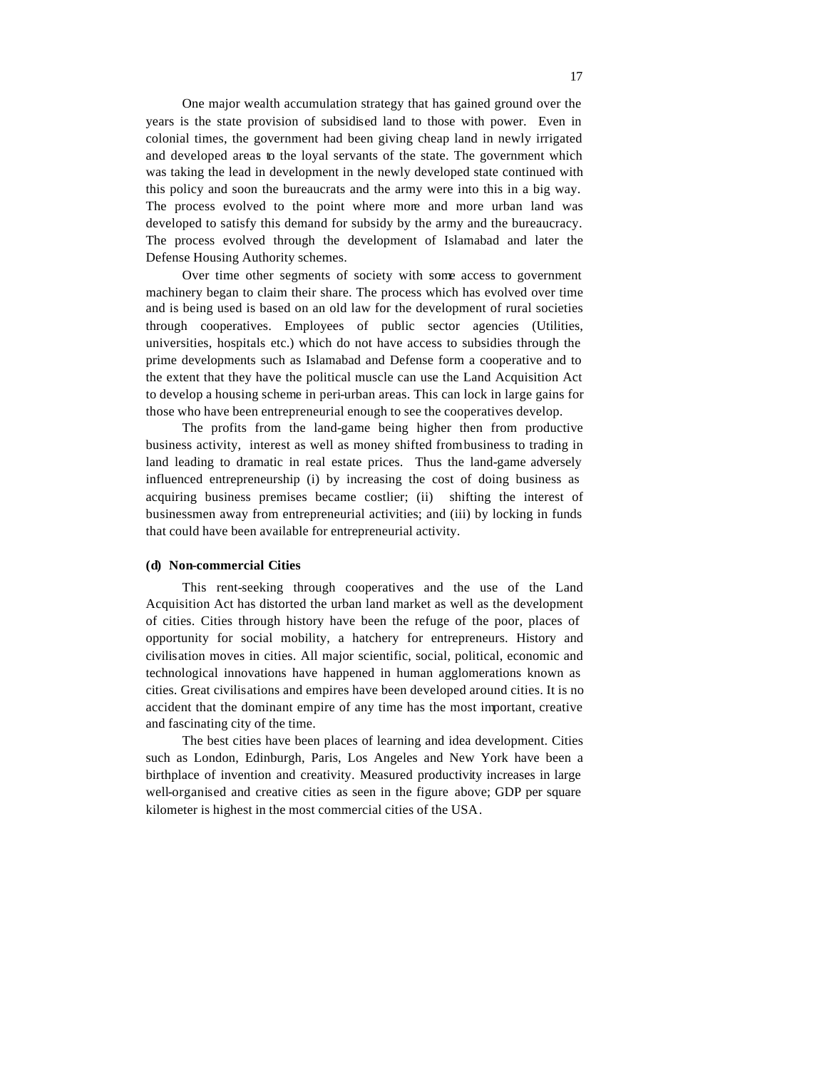One major wealth accumulation strategy that has gained ground over the years is the state provision of subsidised land to those with power. Even in colonial times, the government had been giving cheap land in newly irrigated and developed areas to the loyal servants of the state. The government which was taking the lead in development in the newly developed state continued with this policy and soon the bureaucrats and the army were into this in a big way. The process evolved to the point where more and more urban land was developed to satisfy this demand for subsidy by the army and the bureaucracy. The process evolved through the development of Islamabad and later the Defense Housing Authority schemes.

Over time other segments of society with some access to government machinery began to claim their share. The process which has evolved over time and is being used is based on an old law for the development of rural societies through cooperatives. Employees of public sector agencies (Utilities, universities, hospitals etc.) which do not have access to subsidies through the prime developments such as Islamabad and Defense form a cooperative and to the extent that they have the political muscle can use the Land Acquisition Act to develop a housing scheme in peri-urban areas. This can lock in large gains for those who have been entrepreneurial enough to see the cooperatives develop.

The profits from the land-game being higher then from productive business activity, interest as well as money shifted from business to trading in land leading to dramatic in real estate prices. Thus the land-game adversely influenced entrepreneurship (i) by increasing the cost of doing business as acquiring business premises became costlier; (ii) shifting the interest of businessmen away from entrepreneurial activities; and (iii) by locking in funds that could have been available for entrepreneurial activity.

**(d) Non-commercial Cities**

This rent-seeking through cooperatives and the use of the Land Acquisition Act has distorted the urban land market as well as the development of cities. Cities through history have been the refuge of the poor, places of opportunity for social mobility, a hatchery for entrepreneurs. History and civilisation moves in cities. All major scientific, social, political, economic and technological innovations have happened in human agglomerations known as cities. Great civilisations and empires have been developed around cities. It is no accident that the dominant empire of any time has the most important, creative and fascinating city of the time.

The best cities have been places of learning and idea development. Cities such as London, Edinburgh, Paris, Los Angeles and New York have been a birthplace of invention and creativity. Measured productivity increases in large well-organised and creative cities as seen in the figure above; GDP per square kilometer is highest in the most commercial cities of the USA.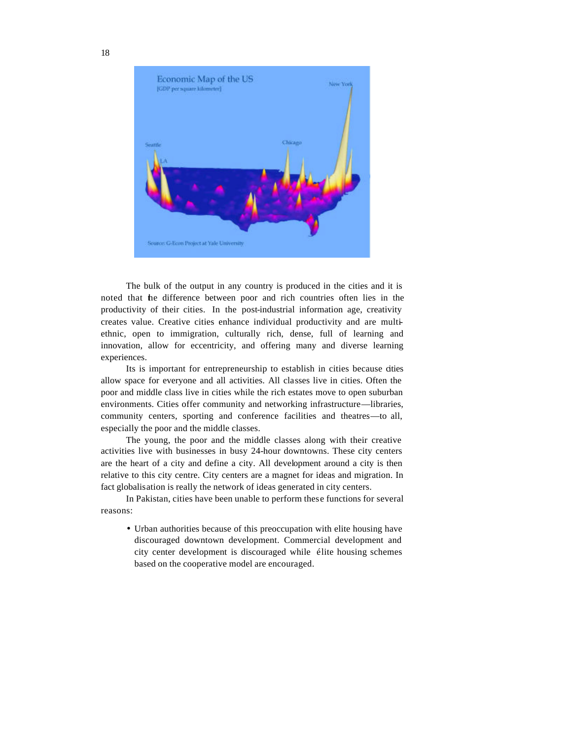The bulk of the output in any country is produced in the cities and it is noted that the difference between poor and rich countries often lies in the productivity of their cities. In the post-industrial information age, creativity creates value. Creative cities enhance individual productivity and are multi-ethnic, open to immigration, culturally rich, dense, full of learning and innovation, allow for eccentricity, and offering many and diverse learning experiences.

Its is important for entrepreneurship to establish in cities because cities allow space for everyone and all activities. All classes live in cities. Often the poor and middle class live in cities while the rich estates move to open suburban environments. Cities offer community and networking infrastructure—libraries, community centers, sporting and conference facilities and theatres—to all, especially the poor and the middle classes.

The young, the poor and the middle classes along with their creative activities live with businesses in busy 24-hour downtowns. These city centers are the heart of a city and define a city. All development around a city is then relative to this city centre. City centers are a magnet for ideas and migration. In fact globalisation is really the network of ideas generated in city centers.

In Pakistan, cities have been unable to perform these functions for several reasons:

- Urban authorities because of this preoccupation with elite housing have discouraged downtown development. Commercial development and city center development is discouraged while élite housing schemes based on the cooperative model are encouraged.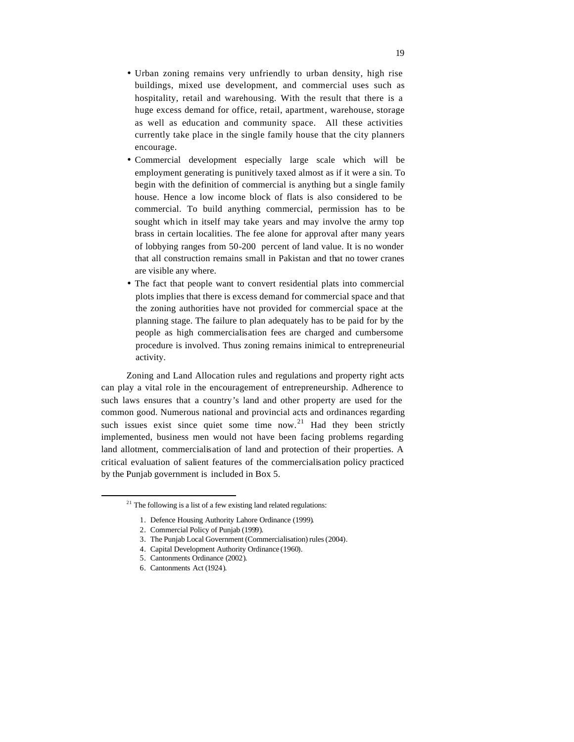- Urban zoning remains very unfriendly to urban density, high rise buildings, mixed use development, and commercial uses such as hospitality, retail and warehousing. With the result that there is a huge excess demand for office, retail, apartment, warehouse, storage as well as education and community space. All these activities currently take place in the single family house that the city planners encourage.
- Commercial development especially large scale which will be employment generating is punitively taxed almost as if it were a sin. To begin with the definition of commercial is anything but a single family house. Hence a low income block of flats is also considered to be commercial. To build anything commercial, permission has to be sought which in itself may take years and may involve the army top brass in certain localities. The fee alone for approval after many years of lobbying ranges from 50-200 percent of land value. It is no wonder that all construction remains small in Pakistan and that no tower cranes are visible any where.
- The fact that people want to convert residential plats into commercial plots implies that there is excess demand for commercial space and that the zoning authorities have not provided for commercial space at the planning stage. The failure to plan adequately has to be paid for by the people as high commercialisation fees are charged and cumbersome procedure is involved. Thus zoning remains inimical to entrepreneurial activity.

Zoning and Land Allocation rules and regulations and property right acts can play a vital role in the encouragement of entrepreneurship. Adherence to such laws ensures that a country's land and other property are used for the common good. Numerous national and provincial acts and ordinances regarding such issues exist since quiet some time now.[21] Had they been strictly implemented, business men would not have been facing problems regarding land allotment, commercialisation of land and protection of their properties. A critical evaluation of salient features of the commercialisation policy practiced by the Punjab government is included in Box 5.

---

[21] The following is a list of a few existing land related regulations:

1. Defence Housing Authority Lahore Ordinance (1999).
2. Commercial Policy of Punjab (1999).
3. The Punjab Local Government (Commercialisation) rules (2004).
4. Capital Development Authority Ordinance (1960).
5. Cantonments Ordinance (2002).
6. Cantonments Act (1924).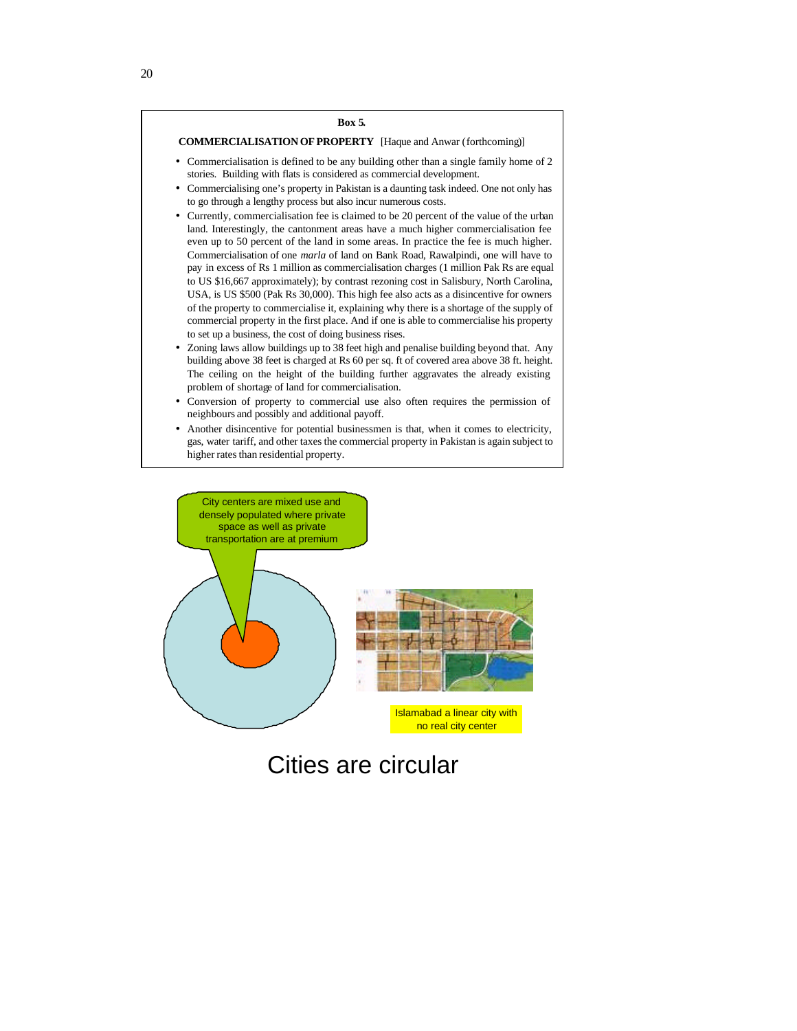**Box 5.**

**COMMERCIALISATION OF PROPERTY** [Haque and Anwar (forthcoming)]

- Commercialisation is defined to be any building other than a single family home of 2 stories. Building with flats is considered as commercial development.
- Commercialising one's property in Pakistan is a daunting task indeed. One not only has to go through a lengthy process but also incur numerous costs.
- Currently, commercialisation fee is claimed to be 20 percent of the value of the urban land. Interestingly, the cantonment areas have a much higher commercialisation fee even up to 50 percent of the land in some areas. In practice the fee is much higher. Commercialisation of one *marla* of land on Bank Road, Rawalpindi, one will have to pay in excess of Rs 1 million as commercialisation charges (1 million Pak Rs are equal to US $16,667 approximately); by contrast rezoning cost in Salisbury, North Carolina, USA, is US $500 (Pak Rs 30,000). This high fee also acts as a disincentive for owners of the property to commercialise it, explaining why there is a shortage of the supply of commercial property in the first place. And if one is able to commercialise his property to set up a business, the cost of doing business rises.
- Zoning laws allow buildings up to 38 feet high and penalise building beyond that. Any building above 38 feet is charged at Rs 60 per sq. ft of covered area above 38 ft. height. The ceiling on the height of the building further aggravates the already existing problem of shortage of land for commercialisation.
- Conversion of property to commercial use also often requires the permission of neighbours and possibly and additional payoff.
- Another disincentive for potential businessmen is that, when it comes to electricity, gas, water tariff, and other taxes the commercial property in Pakistan is again subject to higher rates than residential property.

City centers are mixed use and densely populated where private space as well as private transportation are at premium

Islamabad a linear city with no real city center

Cities are circular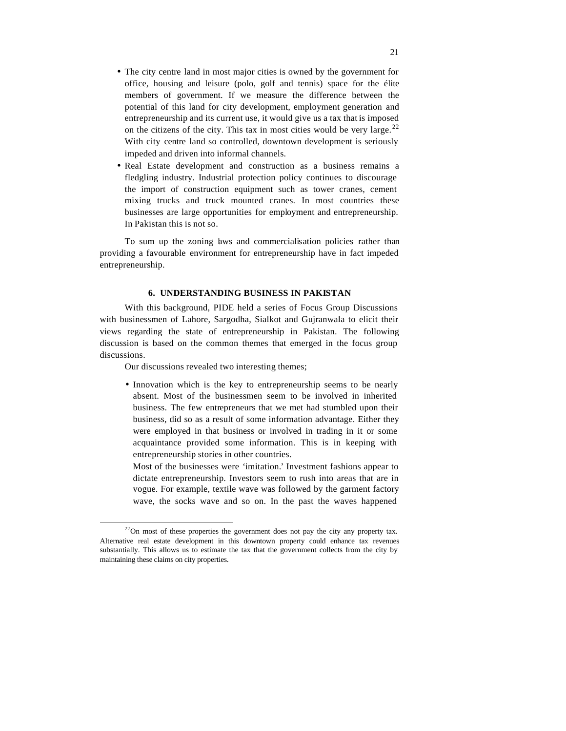- The city centre land in most major cities is owned by the government for office, housing and leisure (polo, golf and tennis) space for the élite members of government. If we measure the difference between the potential of this land for city development, employment generation and entrepreneurship and its current use, it would give us a tax that is imposed on the citizens of the city. This tax in most cities would be very large.[22] With city centre land so controlled, downtown development is seriously impeded and driven into informal channels.
- Real Estate development and construction as a business remains a fledgling industry. Industrial protection policy continues to discourage the import of construction equipment such as tower cranes, cement mixing trucks and truck mounted cranes. In most countries these businesses are large opportunities for employment and entrepreneurship. In Pakistan this is not so.

To sum up the zoning laws and commercialisation policies rather than providing a favourable environment for entrepreneurship have in fact impeded entrepreneurship.

## 6. UNDERSTANDING BUSINESS IN PAKISTAN

With this background, PIDE held a series of Focus Group Discussions with businessmen of Lahore, Sargodha, Sialkot and Gujranwala to elicit their views regarding the state of entrepreneurship in Pakistan. The following discussion is based on the common themes that emerged in the focus group discussions.

Our discussions revealed two interesting themes;

- Innovation which is the key to entrepreneurship seems to be nearly absent. Most of the businessmen seem to be involved in inherited business. The few entrepreneurs that we met had stumbled upon their business, did so as a result of some information advantage. Either they were employed in that business or involved in trading in it or some acquaintance provided some information. This is in keeping with entrepreneurship stories in other countries.

  Most of the businesses were 'imitation.' Investment fashions appear to dictate entrepreneurship. Investors seem to rush into areas that are in vogue. For example, textile wave was followed by the garment factory wave, the socks wave and so on. In the past the waves happened

---

[22] On most of these properties the government does not pay the city any property tax. Alternative real estate development in this downtown property could enhance tax revenues substantially. This allows us to estimate the tax that the government collects from the city by maintaining these claims on city properties.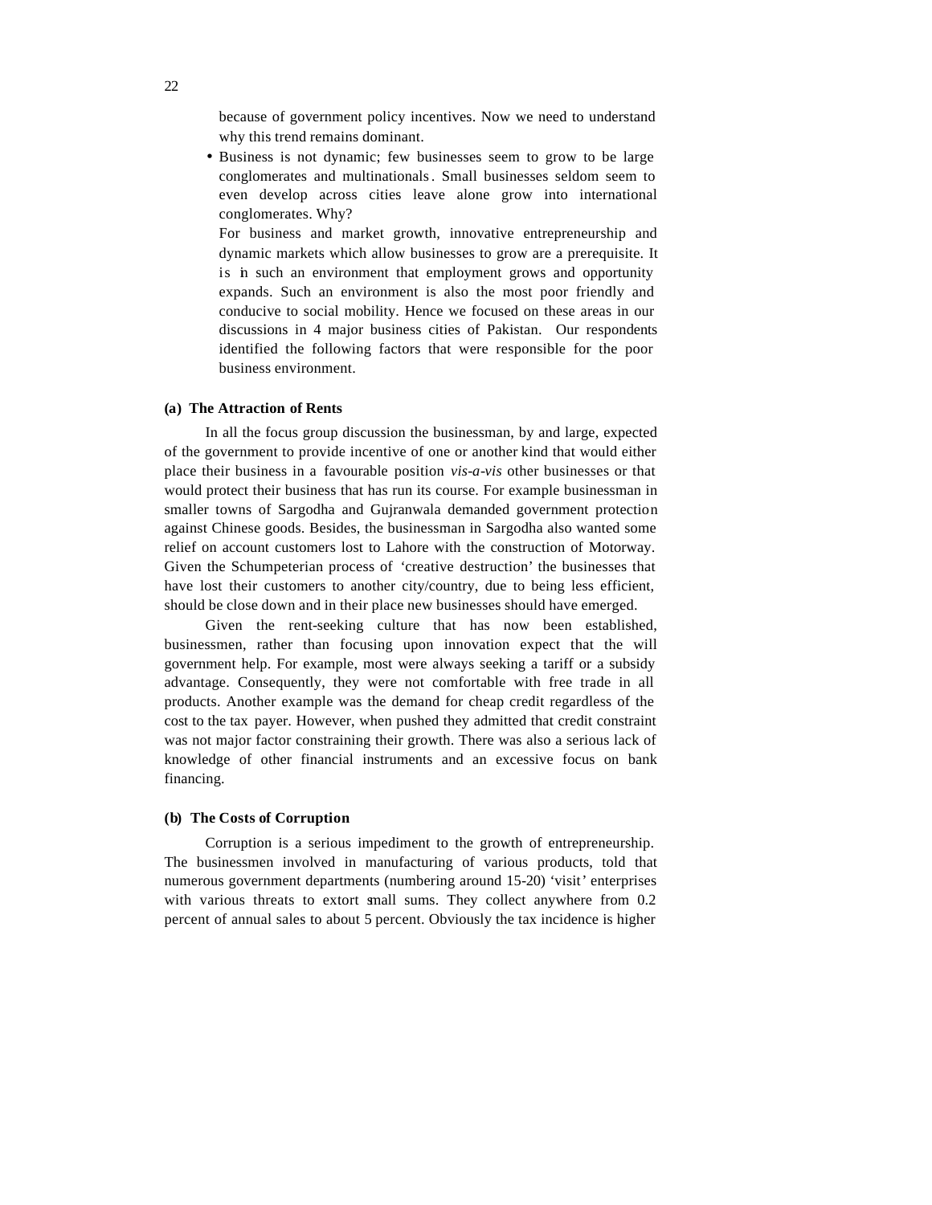because of government policy incentives. Now we need to understand why this trend remains dominant.

- Business is not dynamic; few businesses seem to grow to be large conglomerates and multinationals. Small businesses seldom seem to even develop across cities leave alone grow into international conglomerates. Why?

  For business and market growth, innovative entrepreneurship and dynamic markets which allow businesses to grow are a prerequisite. It is in such an environment that employment grows and opportunity expands. Such an environment is also the most poor friendly and conducive to social mobility. Hence we focused on these areas in our discussions in 4 major business cities of Pakistan. Our respondents identified the following factors that were responsible for the poor business environment.

**(a) The Attraction of Rents**

In all the focus group discussion the businessman, by and large, expected of the government to provide incentive of one or another kind that would either place their business in a favourable position *vis-a-vis* other businesses or that would protect their business that has run its course. For example businessman in smaller towns of Sargodha and Gujranwala demanded government protection against Chinese goods. Besides, the businessman in Sargodha also wanted some relief on account customers lost to Lahore with the construction of Motorway. Given the Schumpeterian process of 'creative destruction' the businesses that have lost their customers to another city/country, due to being less efficient, should be close down and in their place new businesses should have emerged.

Given the rent-seeking culture that has now been established, businessmen, rather than focusing upon innovation expect that the will government help. For example, most were always seeking a tariff or a subsidy advantage. Consequently, they were not comfortable with free trade in all products. Another example was the demand for cheap credit regardless of the cost to the tax payer. However, when pushed they admitted that credit constraint was not major factor constraining their growth. There was also a serious lack of knowledge of other financial instruments and an excessive focus on bank financing.

**(b) The Costs of Corruption**

Corruption is a serious impediment to the growth of entrepreneurship. The businessmen involved in manufacturing of various products, told that numerous government departments (numbering around 15-20) 'visit' enterprises with various threats to extort small sums. They collect anywhere from 0.2 percent of annual sales to about 5 percent. Obviously the tax incidence is higher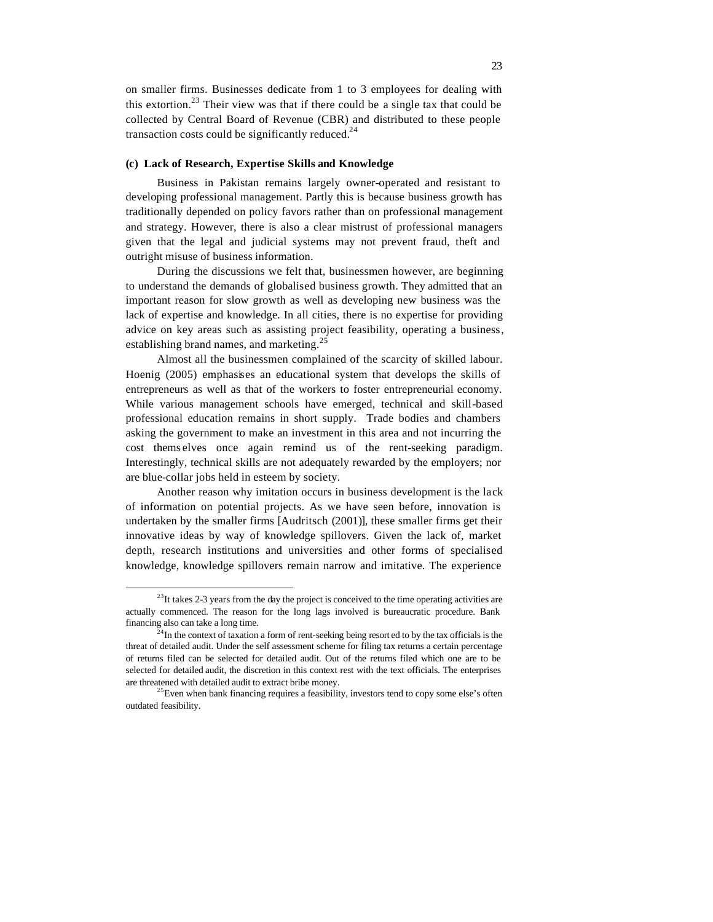on smaller firms. Businesses dedicate from 1 to 3 employees for dealing with this extortion.[23] Their view was that if there could be a single tax that could be collected by Central Board of Revenue (CBR) and distributed to these people transaction costs could be significantly reduced.[24]

#### (c) Lack of Research, Expertise Skills and Knowledge

Business in Pakistan remains largely owner-operated and resistant to developing professional management. Partly this is because business growth has traditionally depended on policy favors rather than on professional management and strategy. However, there is also a clear mistrust of professional managers given that the legal and judicial systems may not prevent fraud, theft and outright misuse of business information.

During the discussions we felt that, businessmen however, are beginning to understand the demands of globalised business growth. They admitted that an important reason for slow growth as well as developing new business was the lack of expertise and knowledge. In all cities, there is no expertise for providing advice on key areas such as assisting project feasibility, operating a business, establishing brand names, and marketing.[25]

Almost all the businessmen complained of the scarcity of skilled labour. Hoenig (2005) emphasises an educational system that develops the skills of entrepreneurs as well as that of the workers to foster entrepreneurial economy. While various management schools have emerged, technical and skill-based professional education remains in short supply. Trade bodies and chambers asking the government to make an investment in this area and not incurring the cost themselves once again remind us of the rent-seeking paradigm. Interestingly, technical skills are not adequately rewarded by the employers; nor are blue-collar jobs held in esteem by society.

Another reason why imitation occurs in business development is the lack of information on potential projects. As we have seen before, innovation is undertaken by the smaller firms [Audritsch (2001)], these smaller firms get their innovative ideas by way of knowledge spillovers. Given the lack of, market depth, research institutions and universities and other forms of specialised knowledge, knowledge spillovers remain narrow and imitative. The experience

---

[23] It takes 2-3 years from the day the project is conceived to the time operating activities are actually commenced. The reason for the long lags involved is bureaucratic procedure. Bank financing also can take a long time.

[24] In the context of taxation a form of rent-seeking being resorted to by the tax officials is the threat of detailed audit. Under the self assessment scheme for filing tax returns a certain percentage of returns filed can be selected for detailed audit. Out of the returns filed which one are to be selected for detailed audit, the discretion in this context rest with the text officials. The enterprises are threatened with detailed audit to extract bribe money.

[25] Even when bank financing requires a feasibility, investors tend to copy some else's often outdated feasibility.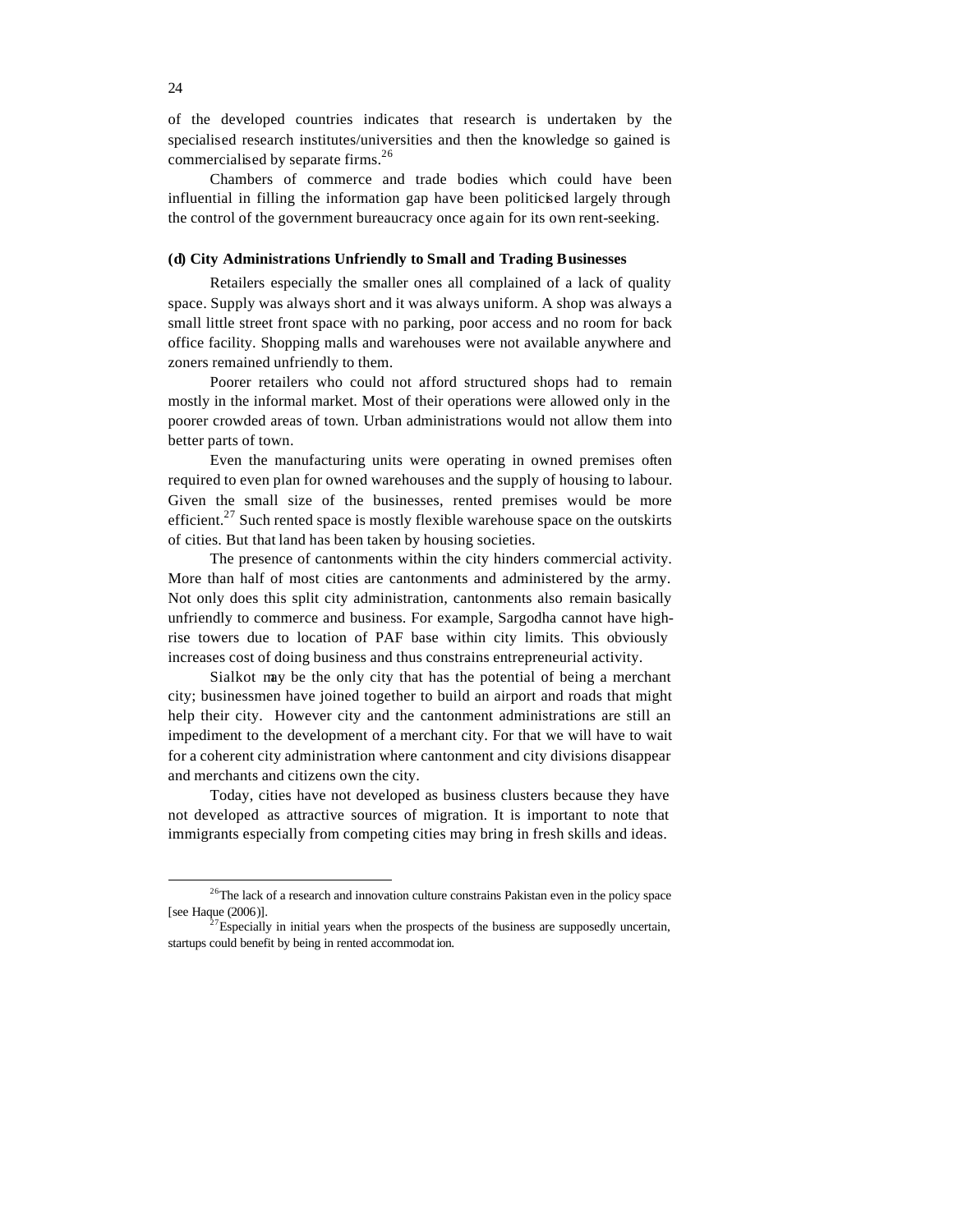of the developed countries indicates that research is undertaken by the specialised research institutes/universities and then the knowledge so gained is commercialised by separate firms.[26]

Chambers of commerce and trade bodies which could have been influential in filling the information gap have been politicised largely through the control of the government bureaucracy once again for its own rent-seeking.

**(d) City Administrations Unfriendly to Small and Trading Businesses**

Retailers especially the smaller ones all complained of a lack of quality space. Supply was always short and it was always uniform. A shop was always a small little street front space with no parking, poor access and no room for back office facility. Shopping malls and warehouses were not available anywhere and zoners remained unfriendly to them.

Poorer retailers who could not afford structured shops had to remain mostly in the informal market. Most of their operations were allowed only in the poorer crowded areas of town. Urban administrations would not allow them into better parts of town.

Even the manufacturing units were operating in owned premises often required to even plan for owned warehouses and the supply of housing to labour. Given the small size of the businesses, rented premises would be more efficient.[27] Such rented space is mostly flexible warehouse space on the outskirts of cities. But that land has been taken by housing societies.

The presence of cantonments within the city hinders commercial activity. More than half of most cities are cantonments and administered by the army. Not only does this split city administration, cantonments also remain basically unfriendly to commerce and business. For example, Sargodha cannot have high-rise towers due to location of PAF base within city limits. This obviously increases cost of doing business and thus constrains entrepreneurial activity.

Sialkot may be the only city that has the potential of being a merchant city; businessmen have joined together to build an airport and roads that might help their city. However city and the cantonment administrations are still an impediment to the development of a merchant city. For that we will have to wait for a coherent city administration where cantonment and city divisions disappear and merchants and citizens own the city.

Today, cities have not developed as business clusters because they have not developed as attractive sources of migration. It is important to note that immigrants especially from competing cities may bring in fresh skills and ideas.

---

[26]The lack of a research and innovation culture constrains Pakistan even in the policy space [see Haque (2006)].

[27]Especially in initial years when the prospects of the business are supposedly uncertain, startups could benefit by being in rented accommodation.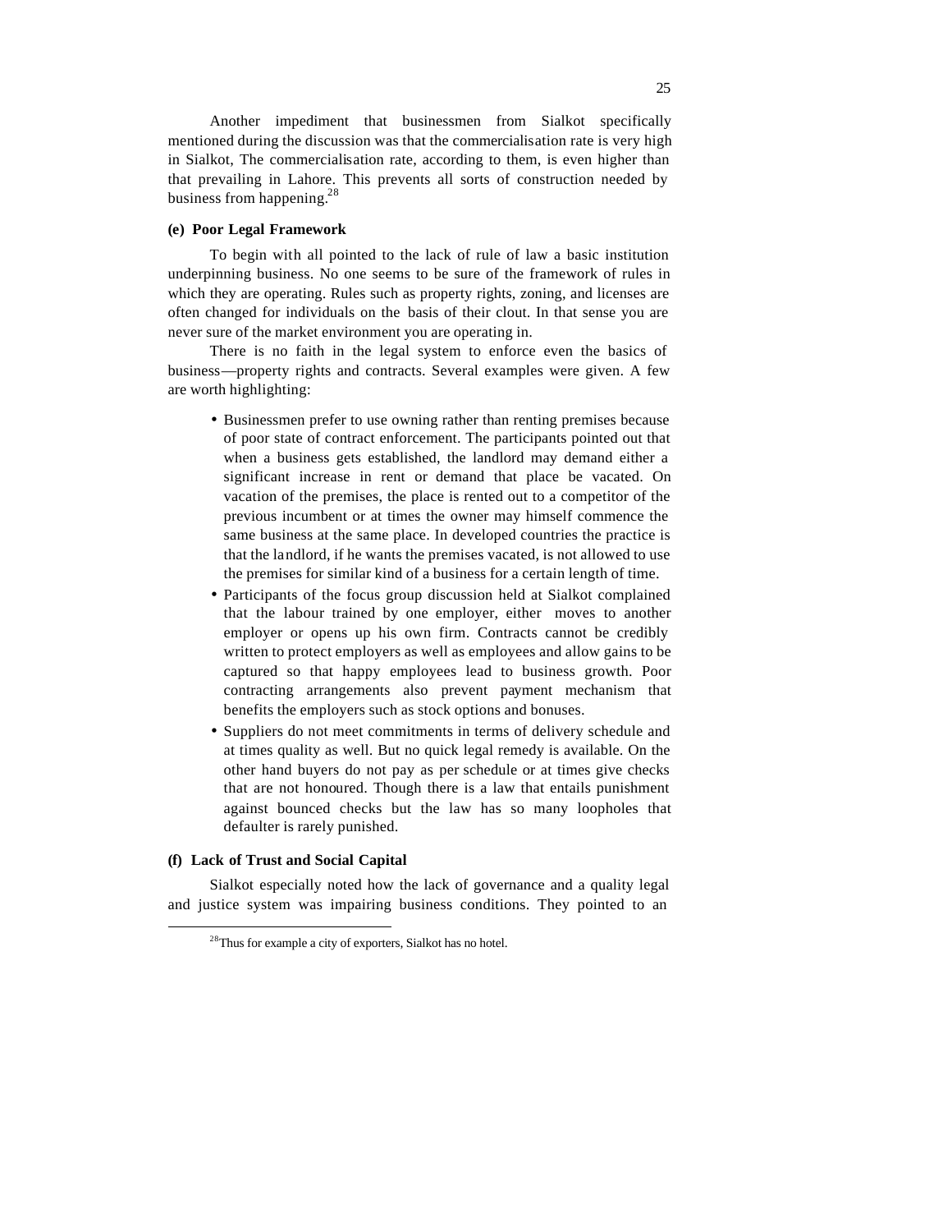Another impediment that businessmen from Sialkot specifically mentioned during the discussion was that the commercialisation rate is very high in Sialkot, The commercialisation rate, according to them, is even higher than that prevailing in Lahore. This prevents all sorts of construction needed by business from happening.[28]

**(e) Poor Legal Framework**

To begin with all pointed to the lack of rule of law a basic institution underpinning business. No one seems to be sure of the framework of rules in which they are operating. Rules such as property rights, zoning, and licenses are often changed for individuals on the basis of their clout. In that sense you are never sure of the market environment you are operating in.

There is no faith in the legal system to enforce even the basics of business—property rights and contracts. Several examples were given. A few are worth highlighting:

- Businessmen prefer to use owning rather than renting premises because of poor state of contract enforcement. The participants pointed out that when a business gets established, the landlord may demand either a significant increase in rent or demand that place be vacated. On vacation of the premises, the place is rented out to a competitor of the previous incumbent or at times the owner may himself commence the same business at the same place. In developed countries the practice is that the landlord, if he wants the premises vacated, is not allowed to use the premises for similar kind of a business for a certain length of time.
- Participants of the focus group discussion held at Sialkot complained that the labour trained by one employer, either moves to another employer or opens up his own firm. Contracts cannot be credibly written to protect employers as well as employees and allow gains to be captured so that happy employees lead to business growth. Poor contracting arrangements also prevent payment mechanism that benefits the employers such as stock options and bonuses.
- Suppliers do not meet commitments in terms of delivery schedule and at times quality as well. But no quick legal remedy is available. On the other hand buyers do not pay as per schedule or at times give checks that are not honoured. Though there is a law that entails punishment against bounced checks but the law has so many loopholes that defaulter is rarely punished.

**(f) Lack of Trust and Social Capital**

Sialkot especially noted how the lack of governance and a quality legal and justice system was impairing business conditions. They pointed to an

[28] Thus for example a city of exporters, Sialkot has no hotel.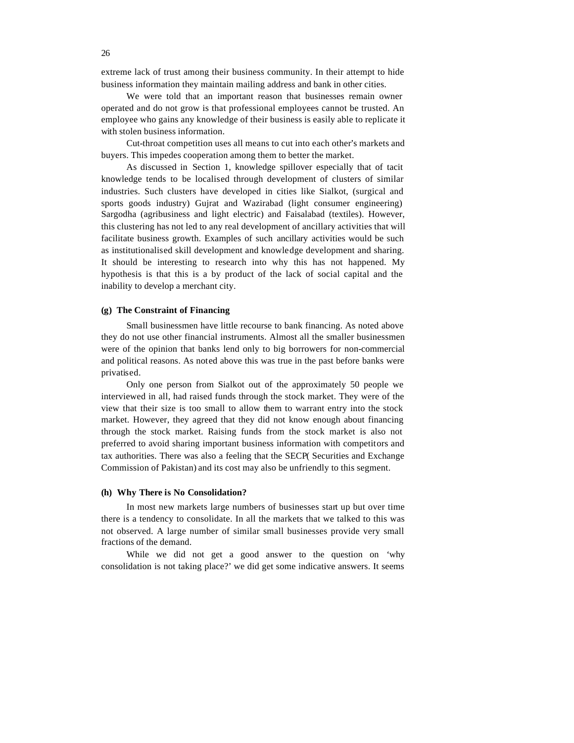extreme lack of trust among their business community. In their attempt to hide business information they maintain mailing address and bank in other cities.

We were told that an important reason that businesses remain owner operated and do not grow is that professional employees cannot be trusted. An employee who gains any knowledge of their business is easily able to replicate it with stolen business information.

Cut-throat competition uses all means to cut into each other's markets and buyers. This impedes cooperation among them to better the market.

As discussed in Section 1, knowledge spillover especially that of tacit knowledge tends to be localised through development of clusters of similar industries. Such clusters have developed in cities like Sialkot, (surgical and sports goods industry) Gujrat and Wazirabad (light consumer engineering) Sargodha (agribusiness and light electric) and Faisalabad (textiles). However, this clustering has not led to any real development of ancillary activities that will facilitate business growth. Examples of such ancillary activities would be such as institutionalised skill development and knowledge development and sharing. It should be interesting to research into why this has not happened. My hypothesis is that this is a by product of the lack of social capital and the inability to develop a merchant city.

#### (g) The Constraint of Financing

Small businessmen have little recourse to bank financing. As noted above they do not use other financial instruments. Almost all the smaller businessmen were of the opinion that banks lend only to big borrowers for non-commercial and political reasons. As noted above this was true in the past before banks were privatised.

Only one person from Sialkot out of the approximately 50 people we interviewed in all, had raised funds through the stock market. They were of the view that their size is too small to allow them to warrant entry into the stock market. However, they agreed that they did not know enough about financing through the stock market. Raising funds from the stock market is also not preferred to avoid sharing important business information with competitors and tax authorities. There was also a feeling that the SECP( Securities and Exchange Commission of Pakistan) and its cost may also be unfriendly to this segment.

#### (h) Why There is No Consolidation?

In most new markets large numbers of businesses start up but over time there is a tendency to consolidate. In all the markets that we talked to this was not observed. A large number of similar small businesses provide very small fractions of the demand.

While we did not get a good answer to the question on 'why consolidation is not taking place?' we did get some indicative answers. It seems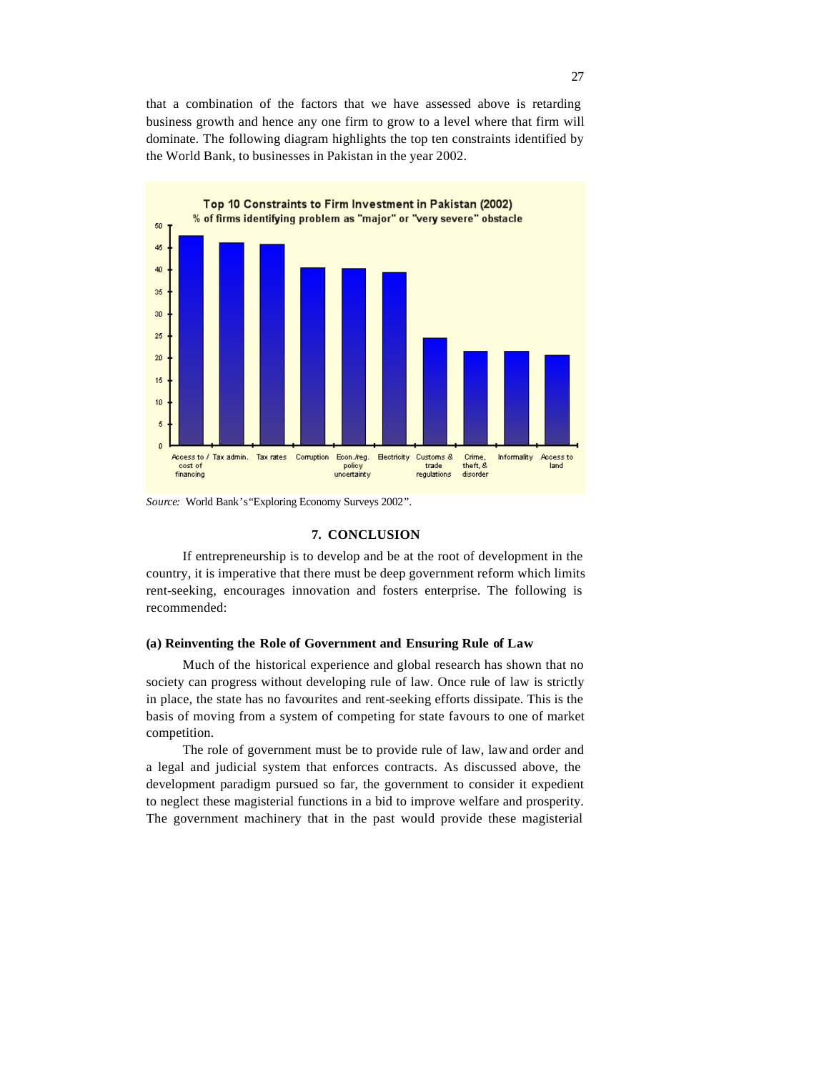that a combination of the factors that we have assessed above is retarding business growth and hence any one firm to grow to a level where that firm will dominate. The following diagram highlights the top ten constraints identified by the World Bank, to businesses in Pakistan in the year 2002.

**Top 10 Constraints to Firm Investment in Pakistan (2002)**
% of firms identifying problem as "major" or "very severe" obstacle

| Constraint | % of firms (approx.) |
|---|---|
| Access to / cost of financing | 47.5 |
| Tax admin. | 46 |
| Tax rates | 45.5 |
| Corruption | 40.5 |
| Econ./reg. policy uncertainty | 40 |
| Electricity | 39.5 |
| Customs & trade regulations | 24.5 |
| Crime, theft, & disorder | 21.5 |
| Informality | 21.5 |
| Access to land | 20.5 |

*Source:* World Bank's "Exploring Economy Surveys 2002".

## 7. CONCLUSION

If entrepreneurship is to develop and be at the root of development in the country, it is imperative that there must be deep government reform which limits rent-seeking, encourages innovation and fosters enterprise. The following is recommended:

### (a) Reinventing the Role of Government and Ensuring Rule of Law

Much of the historical experience and global research has shown that no society can progress without developing rule of law. Once rule of law is strictly in place, the state has no favourites and rent-seeking efforts dissipate. This is the basis of moving from a system of competing for state favours to one of market competition.

The role of government must be to provide rule of law, law and order and a legal and judicial system that enforces contracts. As discussed above, the development paradigm pursued so far, the government to consider it expedient to neglect these magisterial functions in a bid to improve welfare and prosperity. The government machinery that in the past would provide these magisterial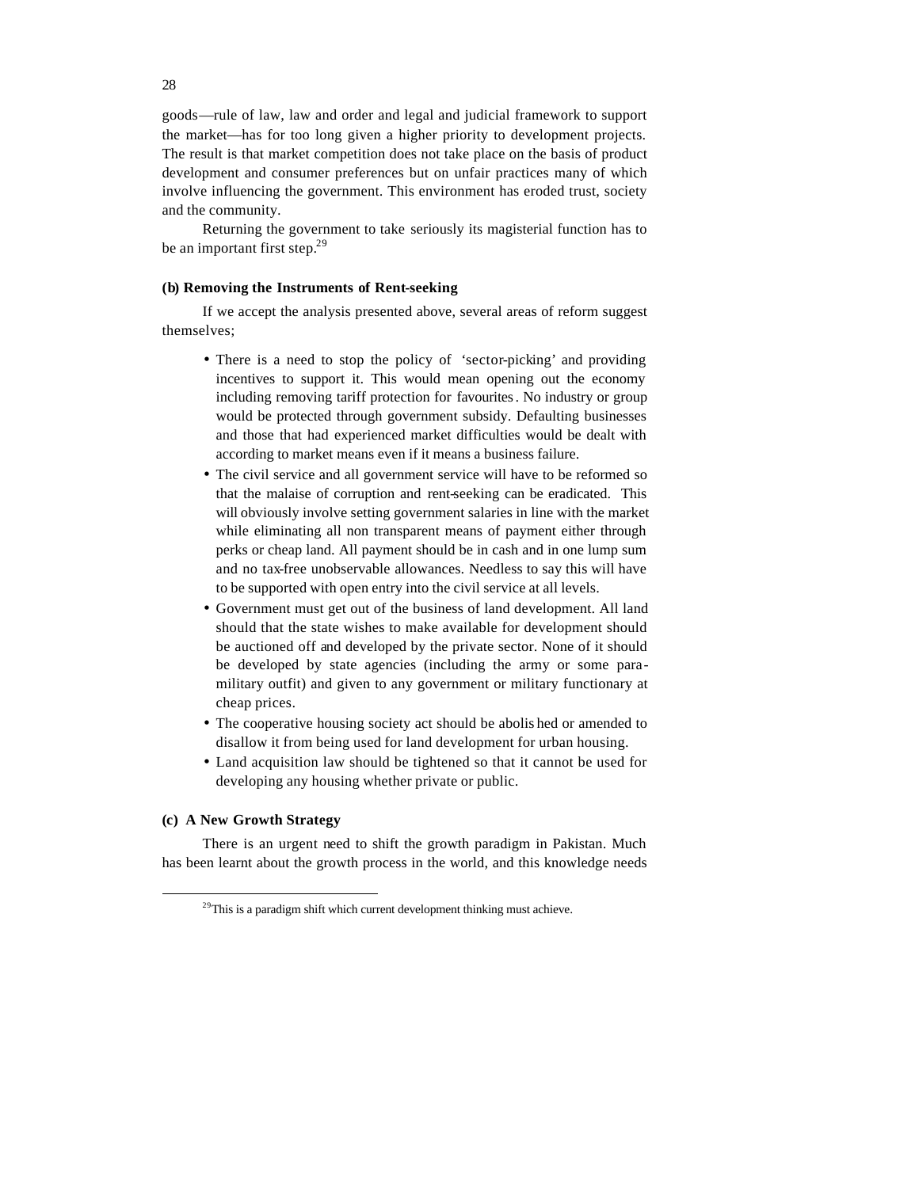goods—rule of law, law and order and legal and judicial framework to support the market—has for too long given a higher priority to development projects. The result is that market competition does not take place on the basis of product development and consumer preferences but on unfair practices many of which involve influencing the government. This environment has eroded trust, society and the community.

Returning the government to take seriously its magisterial function has to be an important first step.[29]

#### (b) Removing the Instruments of Rent-seeking

If we accept the analysis presented above, several areas of reform suggest themselves;

- There is a need to stop the policy of 'sector-picking' and providing incentives to support it. This would mean opening out the economy including removing tariff protection for favourites. No industry or group would be protected through government subsidy. Defaulting businesses and those that had experienced market difficulties would be dealt with according to market means even if it means a business failure.
- The civil service and all government service will have to be reformed so that the malaise of corruption and rent-seeking can be eradicated. This will obviously involve setting government salaries in line with the market while eliminating all non transparent means of payment either through perks or cheap land. All payment should be in cash and in one lump sum and no tax-free unobservable allowances. Needless to say this will have to be supported with open entry into the civil service at all levels.
- Government must get out of the business of land development. All land should that the state wishes to make available for development should be auctioned off and developed by the private sector. None of it should be developed by state agencies (including the army or some para-military outfit) and given to any government or military functionary at cheap prices.
- The cooperative housing society act should be abolished or amended to disallow it from being used for land development for urban housing.
- Land acquisition law should be tightened so that it cannot be used for developing any housing whether private or public.

#### (c) A New Growth Strategy

There is an urgent need to shift the growth paradigm in Pakistan. Much has been learnt about the growth process in the world, and this knowledge needs

---

[29] This is a paradigm shift which current development thinking must achieve.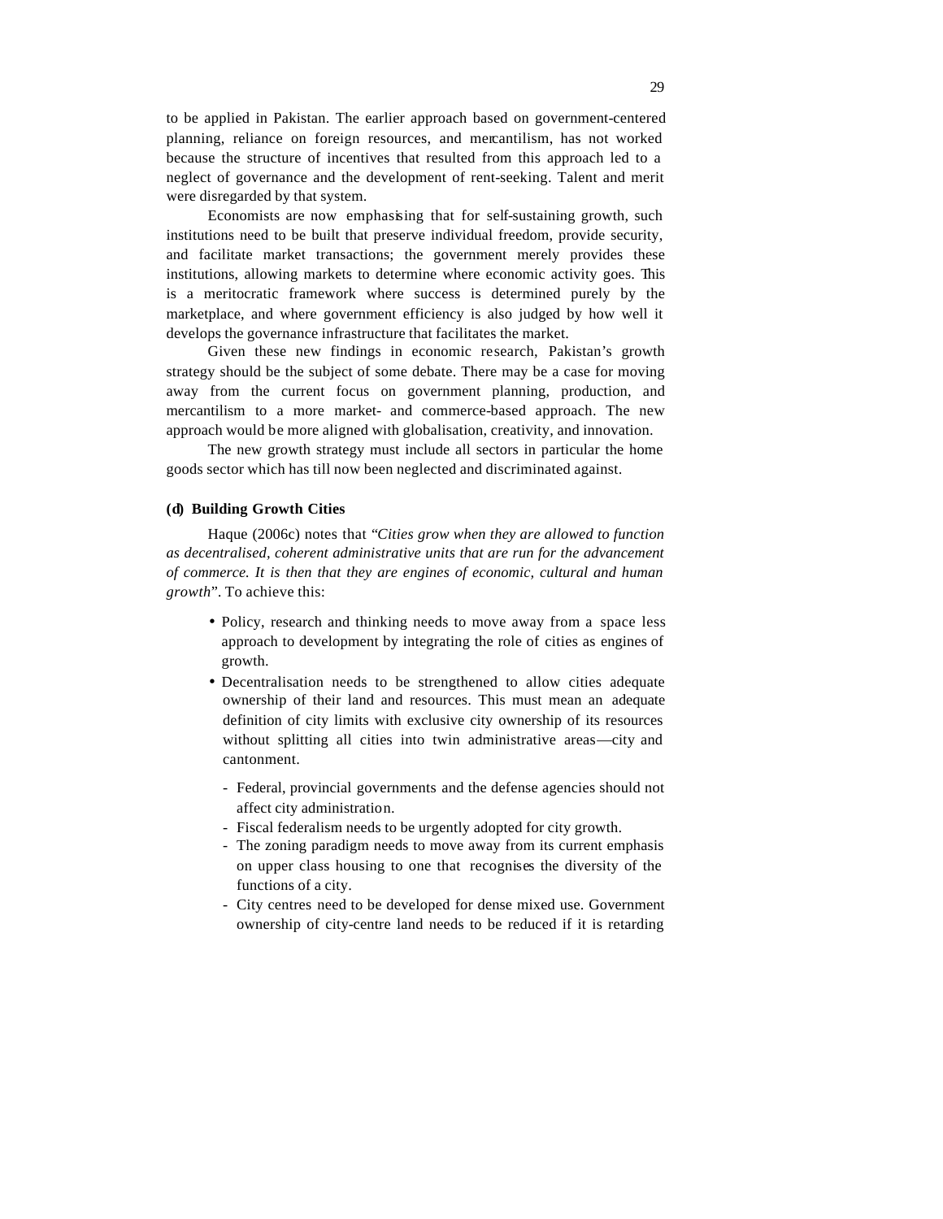to be applied in Pakistan. The earlier approach based on government-centered planning, reliance on foreign resources, and mercantilism, has not worked because the structure of incentives that resulted from this approach led to a neglect of governance and the development of rent-seeking. Talent and merit were disregarded by that system.

Economists are now emphasising that for self-sustaining growth, such institutions need to be built that preserve individual freedom, provide security, and facilitate market transactions; the government merely provides these institutions, allowing markets to determine where economic activity goes. This is a meritocratic framework where success is determined purely by the marketplace, and where government efficiency is also judged by how well it develops the governance infrastructure that facilitates the market.

Given these new findings in economic research, Pakistan's growth strategy should be the subject of some debate. There may be a case for moving away from the current focus on government planning, production, and mercantilism to a more market- and commerce-based approach. The new approach would be more aligned with globalisation, creativity, and innovation.

The new growth strategy must include all sectors in particular the home goods sector which has till now been neglected and discriminated against.

**(d) Building Growth Cities**

Haque (2006c) notes that "*Cities grow when they are allowed to function as decentralised, coherent administrative units that are run for the advancement of commerce. It is then that they are engines of economic, cultural and human growth*". To achieve this:

- Policy, research and thinking needs to move away from a space less approach to development by integrating the role of cities as engines of growth.
- Decentralisation needs to be strengthened to allow cities adequate ownership of their land and resources. This must mean an adequate definition of city limits with exclusive city ownership of its resources without splitting all cities into twin administrative areas—city and cantonment.
  - Federal, provincial governments and the defense agencies should not affect city administration.
  - Fiscal federalism needs to be urgently adopted for city growth.
  - The zoning paradigm needs to move away from its current emphasis on upper class housing to one that recognises the diversity of the functions of a city.
  - City centres need to be developed for dense mixed use. Government ownership of city-centre land needs to be reduced if it is retarding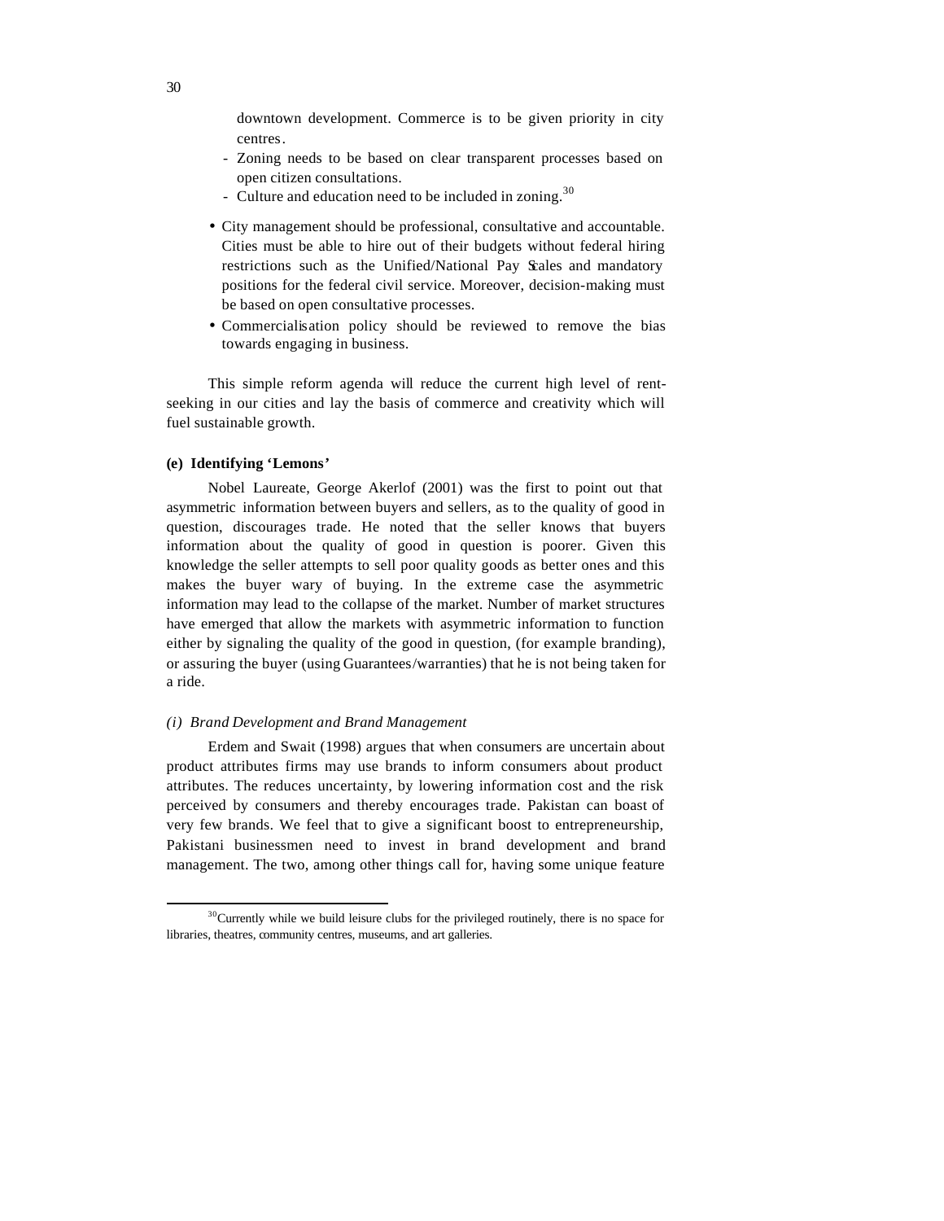downtown development. Commerce is to be given priority in city centres.

- Zoning needs to be based on clear transparent processes based on open citizen consultations.
- Culture and education need to be included in zoning.[30]

- City management should be professional, consultative and accountable. Cities must be able to hire out of their budgets without federal hiring restrictions such as the Unified/National Pay Scales and mandatory positions for the federal civil service. Moreover, decision-making must be based on open consultative processes.
- Commercialisation policy should be reviewed to remove the bias towards engaging in business.

This simple reform agenda will reduce the current high level of rent-seeking in our cities and lay the basis of commerce and creativity which will fuel sustainable growth.

#### (e) Identifying 'Lemons'

Nobel Laureate, George Akerlof (2001) was the first to point out that asymmetric information between buyers and sellers, as to the quality of good in question, discourages trade. He noted that the seller knows that buyers information about the quality of good in question is poorer. Given this knowledge the seller attempts to sell poor quality goods as better ones and this makes the buyer wary of buying. In the extreme case the asymmetric information may lead to the collapse of the market. Number of market structures have emerged that allow the markets with asymmetric information to function either by signaling the quality of the good in question, (for example branding), or assuring the buyer (using Guarantees/warranties) that he is not being taken for a ride.

##### *(i) Brand Development and Brand Management*

Erdem and Swait (1998) argues that when consumers are uncertain about product attributes firms may use brands to inform consumers about product attributes. The reduces uncertainty, by lowering information cost and the risk perceived by consumers and thereby encourages trade. Pakistan can boast of very few brands. We feel that to give a significant boost to entrepreneurship, Pakistani businessmen need to invest in brand development and brand management. The two, among other things call for, having some unique feature

---

[30] Currently while we build leisure clubs for the privileged routinely, there is no space for libraries, theatres, community centres, museums, and art galleries.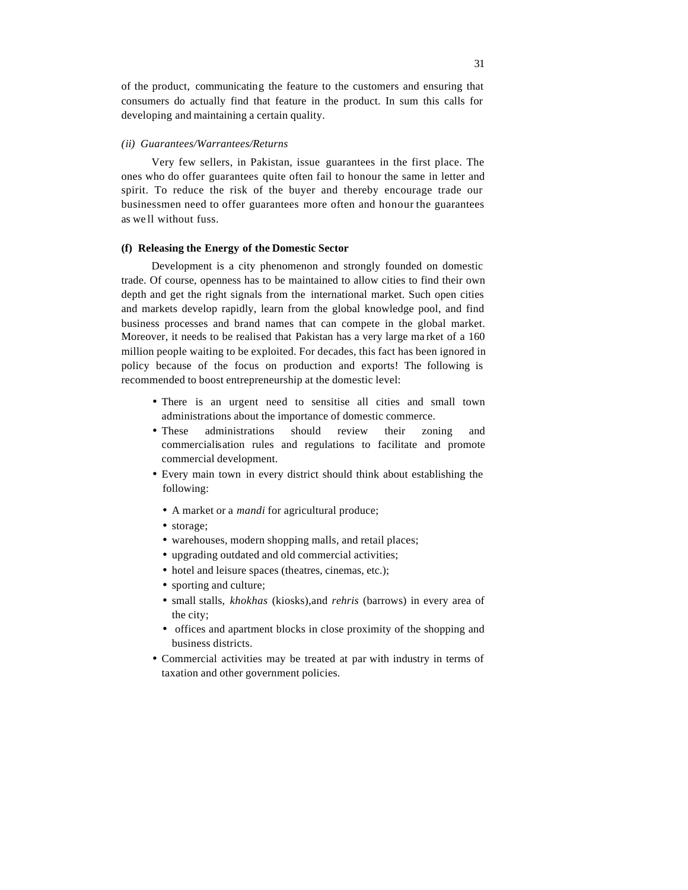of the product, communicating the feature to the customers and ensuring that consumers do actually find that feature in the product. In sum this calls for developing and maintaining a certain quality.

*(ii) Guarantees/Warrantees/Returns*

Very few sellers, in Pakistan, issue guarantees in the first place. The ones who do offer guarantees quite often fail to honour the same in letter and spirit. To reduce the risk of the buyer and thereby encourage trade our businessmen need to offer guarantees more often and honour the guarantees as well without fuss.

**(f) Releasing the Energy of the Domestic Sector**

Development is a city phenomenon and strongly founded on domestic trade. Of course, openness has to be maintained to allow cities to find their own depth and get the right signals from the international market. Such open cities and markets develop rapidly, learn from the global knowledge pool, and find business processes and brand names that can compete in the global market. Moreover, it needs to be realised that Pakistan has a very large market of a 160 million people waiting to be exploited. For decades, this fact has been ignored in policy because of the focus on production and exports! The following is recommended to boost entrepreneurship at the domestic level:

- There is an urgent need to sensitise all cities and small town administrations about the importance of domestic commerce.
- These administrations should review their zoning and commercialisation rules and regulations to facilitate and promote commercial development.
- Every main town in every district should think about establishing the following:
  - A market or a *mandi* for agricultural produce;
  - storage;
  - warehouses, modern shopping malls, and retail places;
  - upgrading outdated and old commercial activities;
  - hotel and leisure spaces (theatres, cinemas, etc.);
  - sporting and culture;
  - small stalls, *khokhas* (kiosks),and *rehris* (barrows) in every area of the city;
  - offices and apartment blocks in close proximity of the shopping and business districts.
- Commercial activities may be treated at par with industry in terms of taxation and other government policies.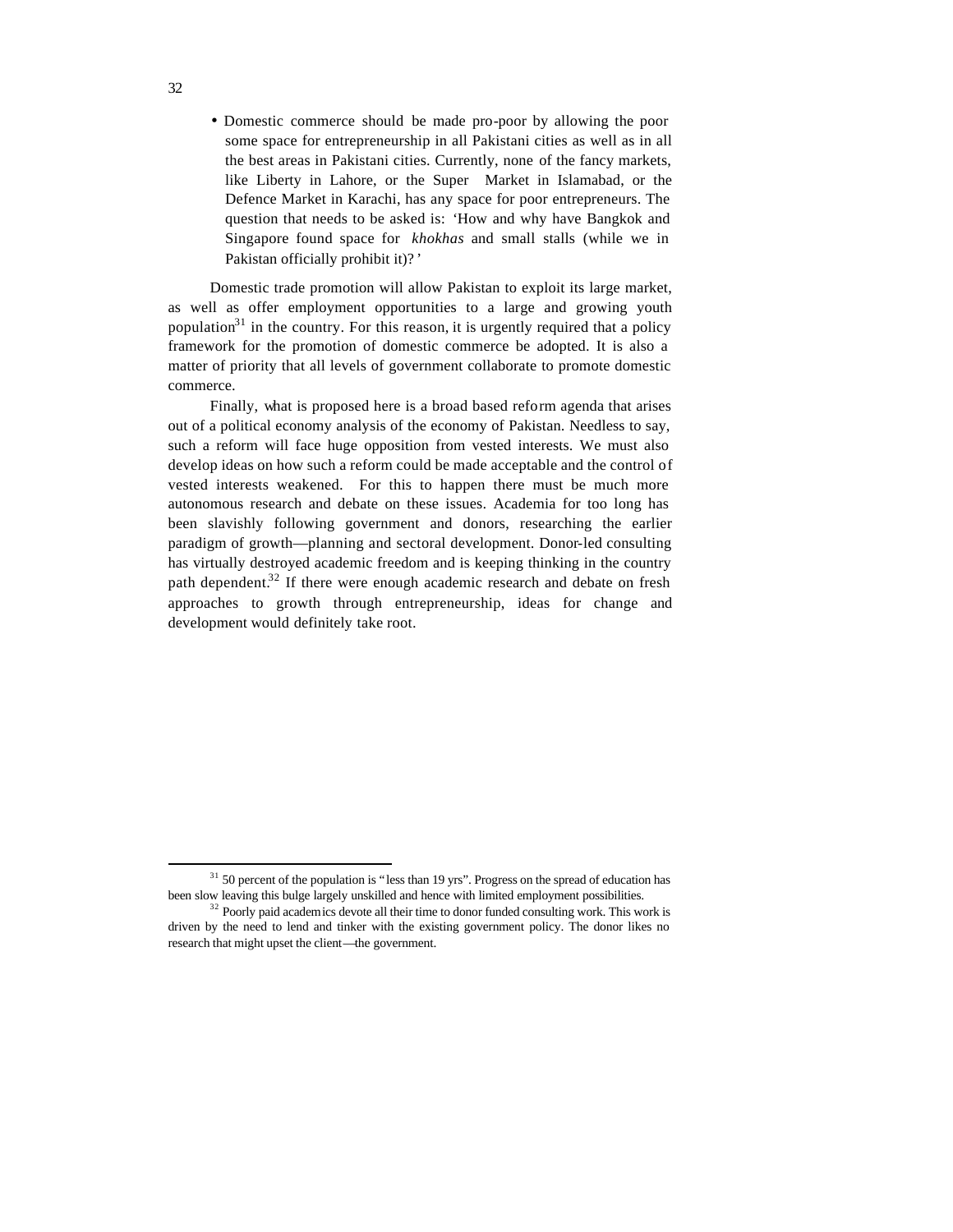- Domestic commerce should be made pro-poor by allowing the poor some space for entrepreneurship in all Pakistani cities as well as in all the best areas in Pakistani cities. Currently, none of the fancy markets, like Liberty in Lahore, or the Super Market in Islamabad, or the Defence Market in Karachi, has any space for poor entrepreneurs. The question that needs to be asked is: 'How and why have Bangkok and Singapore found space for *khokhas* and small stalls (while we in Pakistan officially prohibit it)?'

Domestic trade promotion will allow Pakistan to exploit its large market, as well as offer employment opportunities to a large and growing youth population[31] in the country. For this reason, it is urgently required that a policy framework for the promotion of domestic commerce be adopted. It is also a matter of priority that all levels of government collaborate to promote domestic commerce.

Finally, what is proposed here is a broad based reform agenda that arises out of a political economy analysis of the economy of Pakistan. Needless to say, such a reform will face huge opposition from vested interests. We must also develop ideas on how such a reform could be made acceptable and the control of vested interests weakened. For this to happen there must be much more autonomous research and debate on these issues. Academia for too long has been slavishly following government and donors, researching the earlier paradigm of growth—planning and sectoral development. Donor-led consulting has virtually destroyed academic freedom and is keeping thinking in the country path dependent.[32] If there were enough academic research and debate on fresh approaches to growth through entrepreneurship, ideas for change and development would definitely take root.

---

[31] 50 percent of the population is "less than 19 yrs". Progress on the spread of education has been slow leaving this bulge largely unskilled and hence with limited employment possibilities.

[32] Poorly paid academics devote all their time to donor funded consulting work. This work is driven by the need to lend and tinker with the existing government policy. The donor likes no research that might upset the client—the government.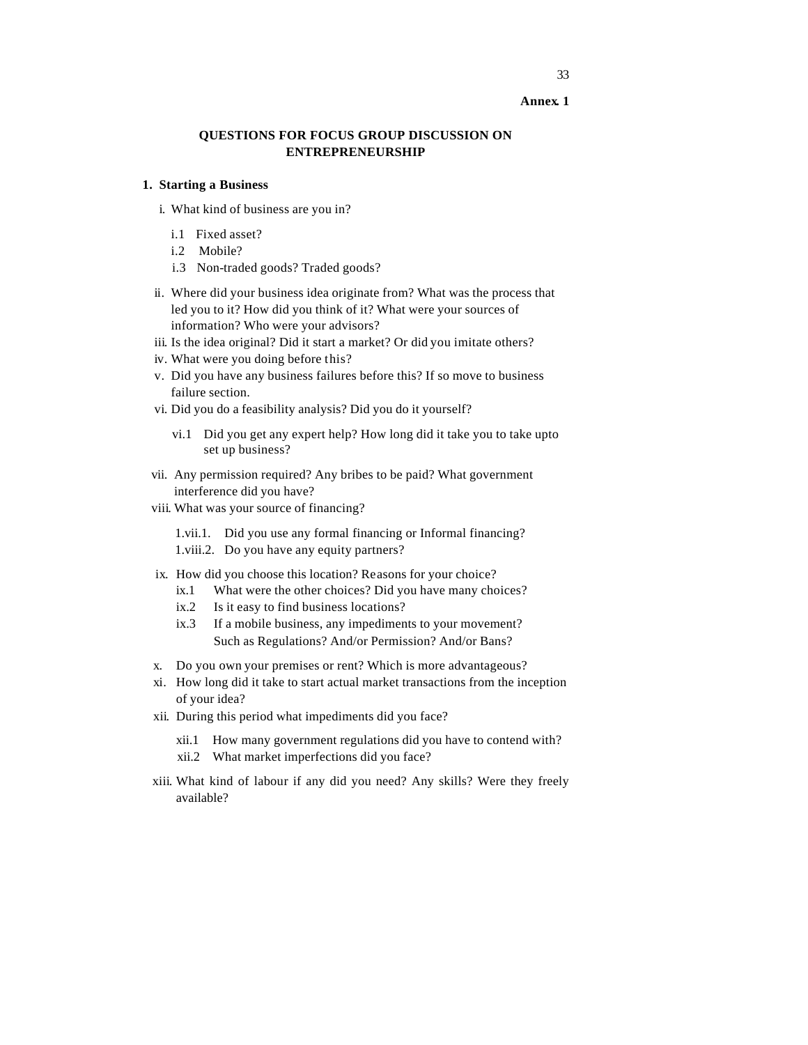**Annex. 1**

## QUESTIONS FOR FOCUS GROUP DISCUSSION ON ENTREPRENEURSHIP

### 1. Starting a Business

i. What kind of business are you in?

- i.1 Fixed asset?
- i.2 Mobile?
- i.3 Non-traded goods? Traded goods?

ii. Where did your business idea originate from? What was the process that led you to it? How did you think of it? What were your sources of information? Who were your advisors?

iii. Is the idea original? Did it start a market? Or did you imitate others?

iv. What were you doing before this?

v. Did you have any business failures before this? If so move to business failure section.

vi. Did you do a feasibility analysis? Did you do it yourself?

- vi.1 Did you get any expert help? How long did it take you to take upto set up business?

vii. Any permission required? Any bribes to be paid? What government interference did you have?

viii. What was your source of financing?

- 1.vii.1. Did you use any formal financing or Informal financing?
- 1.viii.2. Do you have any equity partners?

ix. How did you choose this location? Reasons for your choice?

- ix.1 What were the other choices? Did you have many choices?
- ix.2 Is it easy to find business locations?
- ix.3 If a mobile business, any impediments to your movement? Such as Regulations? And/or Permission? And/or Bans?

x. Do you own your premises or rent? Which is more advantageous?

xi. How long did it take to start actual market transactions from the inception of your idea?

xii. During this period what impediments did you face?

- xii.1 How many government regulations did you have to contend with?
- xii.2 What market imperfections did you face?

xiii. What kind of labour if any did you need? Any skills? Were they freely available?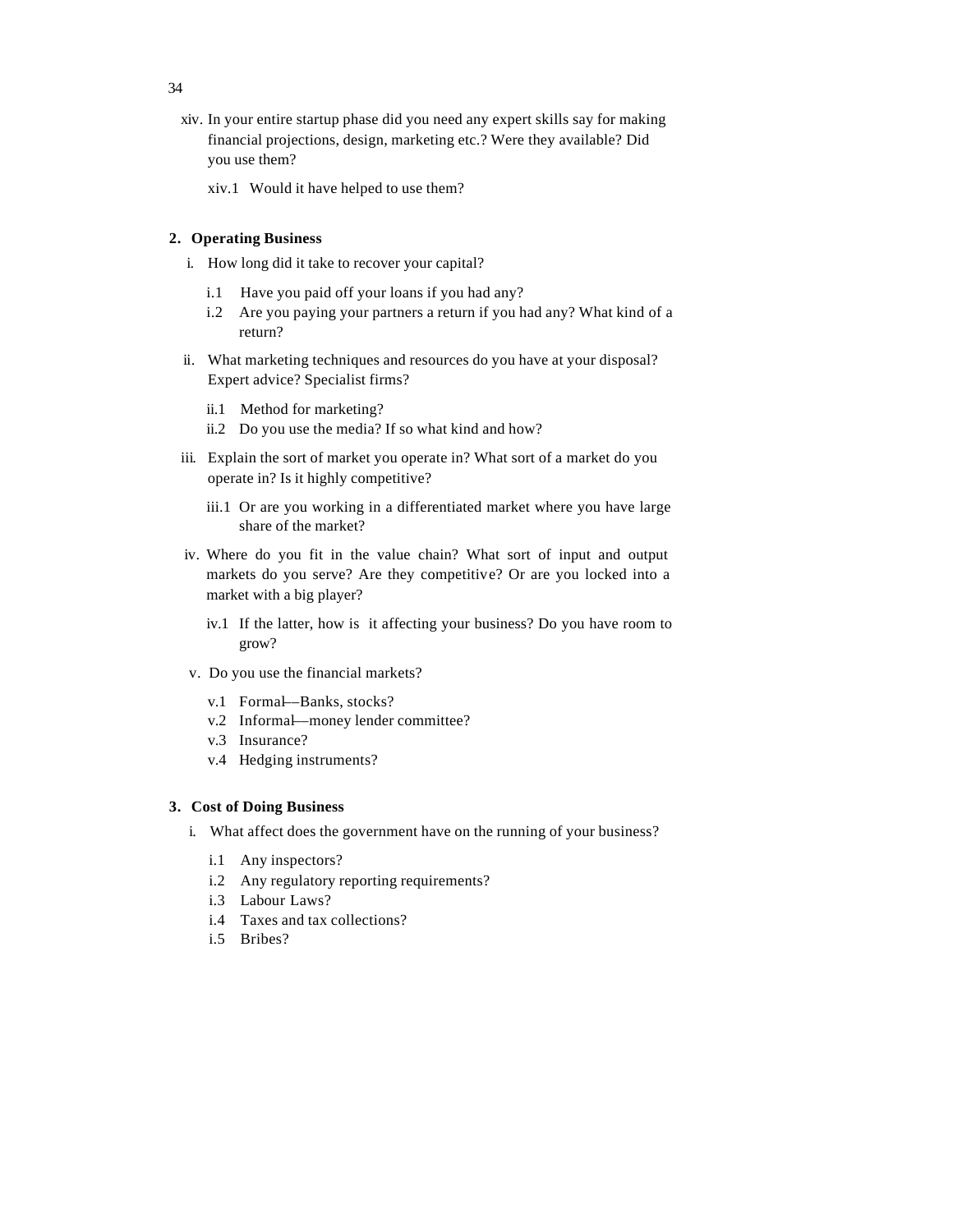xiv. In your entire startup phase did you need any expert skills say for making financial projections, design, marketing etc.? Were they available? Did you use them?

   xiv.1 Would it have helped to use them?

## 2. Operating Business

i. How long did it take to recover your capital?

   i.1 Have you paid off your loans if you had any?
   i.2 Are you paying your partners a return if you had any? What kind of a return?

ii. What marketing techniques and resources do you have at your disposal? Expert advice? Specialist firms?

   ii.1 Method for marketing?
   ii.2 Do you use the media? If so what kind and how?

iii. Explain the sort of market you operate in? What sort of a market do you operate in? Is it highly competitive?

   iii.1 Or are you working in a differentiated market where you have large share of the market?

iv. Where do you fit in the value chain? What sort of input and output markets do you serve? Are they competitive? Or are you locked into a market with a big player?

   iv.1 If the latter, how is it affecting your business? Do you have room to grow?

v. Do you use the financial markets?

   v.1 Formal—Banks, stocks?
   v.2 Informal—money lender committee?
   v.3 Insurance?
   v.4 Hedging instruments?

## 3. Cost of Doing Business

i. What affect does the government have on the running of your business?

   i.1 Any inspectors?
   i.2 Any regulatory reporting requirements?
   i.3 Labour Laws?
   i.4 Taxes and tax collections?
   i.5 Bribes?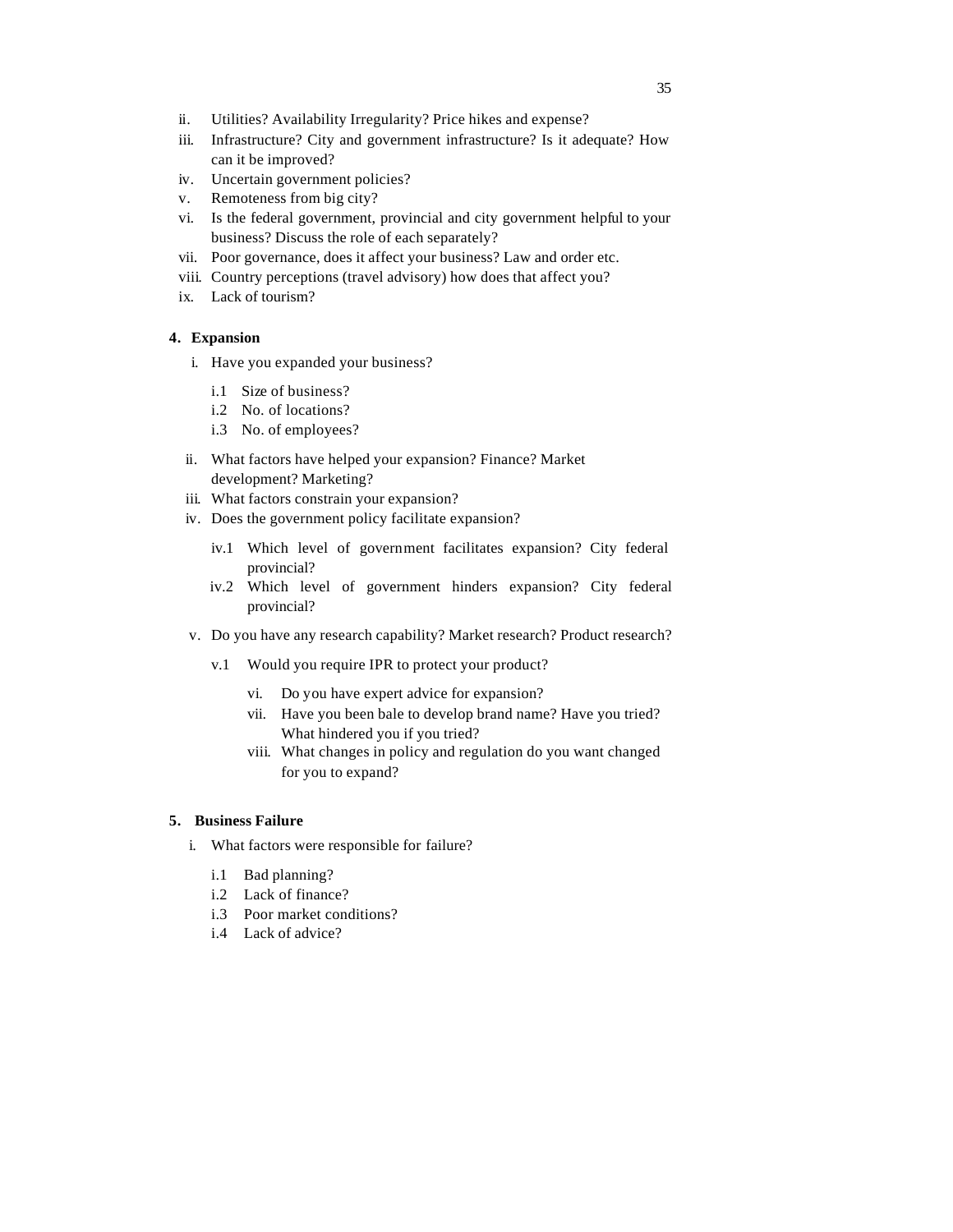ii. Utilities? Availability Irregularity? Price hikes and expense?
iii. Infrastructure? City and government infrastructure? Is it adequate? How can it be improved?
iv. Uncertain government policies?
v. Remoteness from big city?
vi. Is the federal government, provincial and city government helpful to your business? Discuss the role of each separately?
vii. Poor governance, does it affect your business? Law and order etc.
viii. Country perceptions (travel advisory) how does that affect you?
ix. Lack of tourism?

**4. Expansion**

i. Have you expanded your business?

 i.1 Size of business?
 i.2 No. of locations?
 i.3 No. of employees?

ii. What factors have helped your expansion? Finance? Market development? Marketing?
iii. What factors constrain your expansion?
iv. Does the government policy facilitate expansion?

 iv.1 Which level of government facilitates expansion? City federal provincial?
 iv.2 Which level of government hinders expansion? City federal provincial?

v. Do you have any research capability? Market research? Product research?

 v.1 Would you require IPR to protect your product?

  vi. Do you have expert advice for expansion?
  vii. Have you been bale to develop brand name? Have you tried? What hindered you if you tried?
  viii. What changes in policy and regulation do you want changed for you to expand?

**5. Business Failure**

i. What factors were responsible for failure?

 i.1 Bad planning?
 i.2 Lack of finance?
 i.3 Poor market conditions?
 i.4 Lack of advice?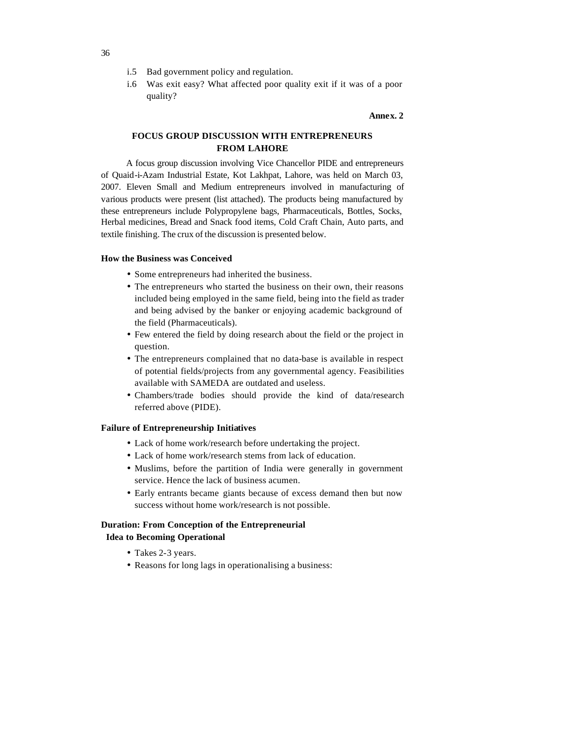i.5 Bad government policy and regulation.

i.6 Was exit easy? What affected poor quality exit if it was of a poor quality?

**Annex. 2**

## FOCUS GROUP DISCUSSION WITH ENTREPRENEURS FROM LAHORE

A focus group discussion involving Vice Chancellor PIDE and entrepreneurs of Quaid-i-Azam Industrial Estate, Kot Lakhpat, Lahore, was held on March 03, 2007. Eleven Small and Medium entrepreneurs involved in manufacturing of various products were present (list attached). The products being manufactured by these entrepreneurs include Polypropylene bags, Pharmaceuticals, Bottles, Socks, Herbal medicines, Bread and Snack food items, Cold Craft Chain, Auto parts, and textile finishing. The crux of the discussion is presented below.

### How the Business was Conceived

- Some entrepreneurs had inherited the business.
- The entrepreneurs who started the business on their own, their reasons included being employed in the same field, being into the field as trader and being advised by the banker or enjoying academic background of the field (Pharmaceuticals).
- Few entered the field by doing research about the field or the project in question.
- The entrepreneurs complained that no data-base is available in respect of potential fields/projects from any governmental agency. Feasibilities available with SAMEDA are outdated and useless.
- Chambers/trade bodies should provide the kind of data/research referred above (PIDE).

### Failure of Entrepreneurship Initiatives

- Lack of home work/research before undertaking the project.
- Lack of home work/research stems from lack of education.
- Muslims, before the partition of India were generally in government service. Hence the lack of business acumen.
- Early entrants became giants because of excess demand then but now success without home work/research is not possible.

### Duration: From Conception of the Entrepreneurial Idea to Becoming Operational

- Takes 2-3 years.
- Reasons for long lags in operationalising a business: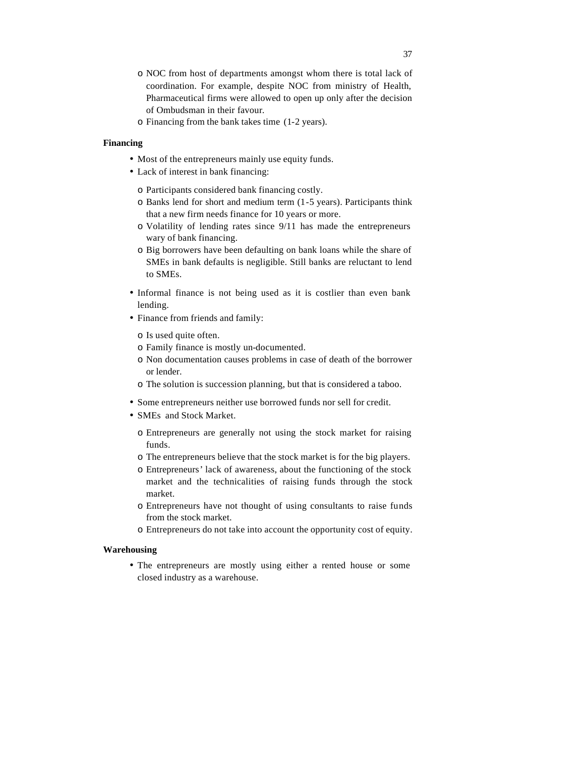- NOC from host of departments amongst whom there is total lack of coordination. For example, despite NOC from ministry of Health, Pharmaceutical firms were allowed to open up only after the decision of Ombudsman in their favour.
   - Financing from the bank takes time (1-2 years).

**Financing**

- Most of the entrepreneurs mainly use equity funds.
- Lack of interest in bank financing:
   - Participants considered bank financing costly.
   - Banks lend for short and medium term (1-5 years). Participants think that a new firm needs finance for 10 years or more.
   - Volatility of lending rates since 9/11 has made the entrepreneurs wary of bank financing.
   - Big borrowers have been defaulting on bank loans while the share of SMEs in bank defaults is negligible. Still banks are reluctant to lend to SMEs.
- Informal finance is not being used as it is costlier than even bank lending.
- Finance from friends and family:
   - Is used quite often.
   - Family finance is mostly un-documented.
   - Non documentation causes problems in case of death of the borrower or lender.
   - The solution is succession planning, but that is considered a taboo.
- Some entrepreneurs neither use borrowed funds nor sell for credit.
- SMEs and Stock Market.
   - Entrepreneurs are generally not using the stock market for raising funds.
   - The entrepreneurs believe that the stock market is for the big players.
   - Entrepreneurs' lack of awareness, about the functioning of the stock market and the technicalities of raising funds through the stock market.
   - Entrepreneurs have not thought of using consultants to raise funds from the stock market.
   - Entrepreneurs do not take into account the opportunity cost of equity.

**Warehousing**

- The entrepreneurs are mostly using either a rented house or some closed industry as a warehouse.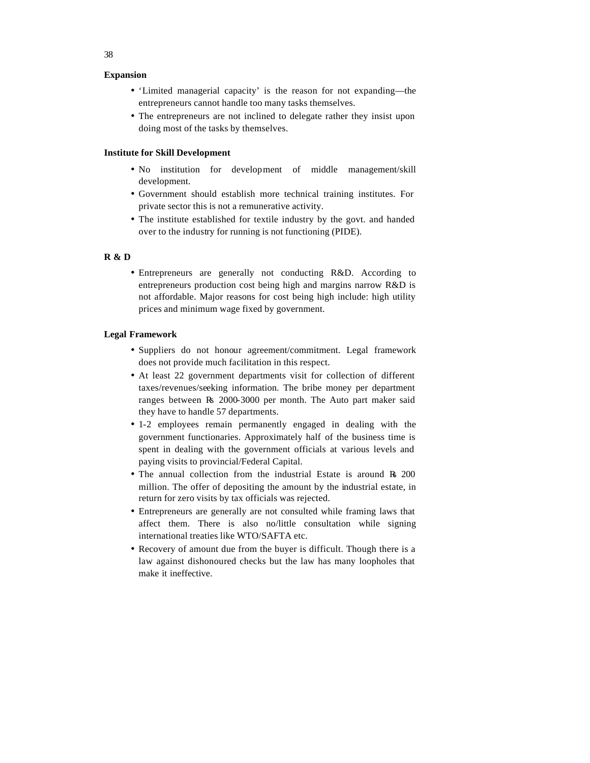**Expansion**

- 'Limited managerial capacity' is the reason for not expanding—the entrepreneurs cannot handle too many tasks themselves.
- The entrepreneurs are not inclined to delegate rather they insist upon doing most of the tasks by themselves.

**Institute for Skill Development**

- No institution for development of middle management/skill development.
- Government should establish more technical training institutes. For private sector this is not a remunerative activity.
- The institute established for textile industry by the govt. and handed over to the industry for running is not functioning (PIDE).

**R & D**

- Entrepreneurs are generally not conducting R&D. According to entrepreneurs production cost being high and margins narrow R&D is not affordable. Major reasons for cost being high include: high utility prices and minimum wage fixed by government.

**Legal Framework**

- Suppliers do not honour agreement/commitment. Legal framework does not provide much facilitation in this respect.
- At least 22 government departments visit for collection of different taxes/revenues/seeking information. The bribe money per department ranges between Rs 2000-3000 per month. The Auto part maker said they have to handle 57 departments.
- 1-2 employees remain permanently engaged in dealing with the government functionaries. Approximately half of the business time is spent in dealing with the government officials at various levels and paying visits to provincial/Federal Capital.
- The annual collection from the industrial Estate is around Rs 200 million. The offer of depositing the amount by the industrial estate, in return for zero visits by tax officials was rejected.
- Entrepreneurs are generally are not consulted while framing laws that affect them. There is also no/little consultation while signing international treaties like WTO/SAFTA etc.
- Recovery of amount due from the buyer is difficult. Though there is a law against dishonoured checks but the law has many loopholes that make it ineffective.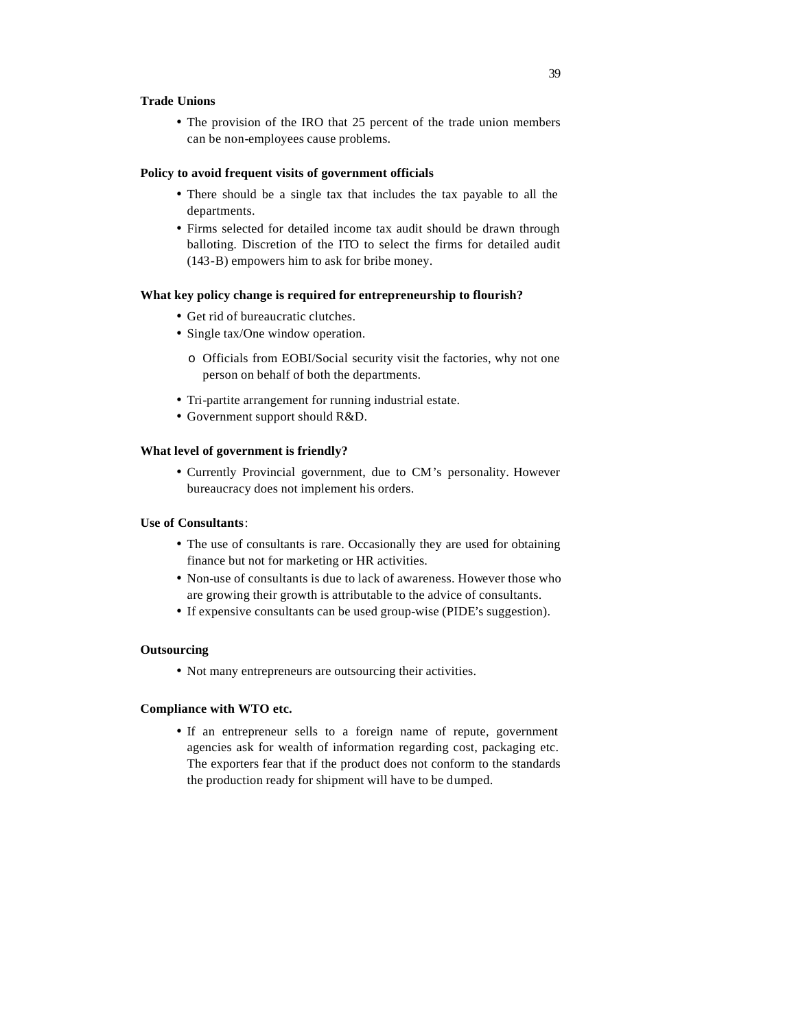**Trade Unions**

- The provision of the IRO that 25 percent of the trade union members can be non-employees cause problems.

**Policy to avoid frequent visits of government officials**

- There should be a single tax that includes the tax payable to all the departments.
- Firms selected for detailed income tax audit should be drawn through balloting. Discretion of the ITO to select the firms for detailed audit (143-B) empowers him to ask for bribe money.

**What key policy change is required for entrepreneurship to flourish?**

- Get rid of bureaucratic clutches.
- Single tax/One window operation.
  - Officials from EOBI/Social security visit the factories, why not one person on behalf of both the departments.
- Tri-partite arrangement for running industrial estate.
- Government support should R&D.

**What level of government is friendly?**

- Currently Provincial government, due to CM's personality. However bureaucracy does not implement his orders.

**Use of Consultants**:

- The use of consultants is rare. Occasionally they are used for obtaining finance but not for marketing or HR activities.
- Non-use of consultants is due to lack of awareness. However those who are growing their growth is attributable to the advice of consultants.
- If expensive consultants can be used group-wise (PIDE's suggestion).

**Outsourcing**

- Not many entrepreneurs are outsourcing their activities.

**Compliance with WTO etc.**

- If an entrepreneur sells to a foreign name of repute, government agencies ask for wealth of information regarding cost, packaging etc. The exporters fear that if the product does not conform to the standards the production ready for shipment will have to be dumped.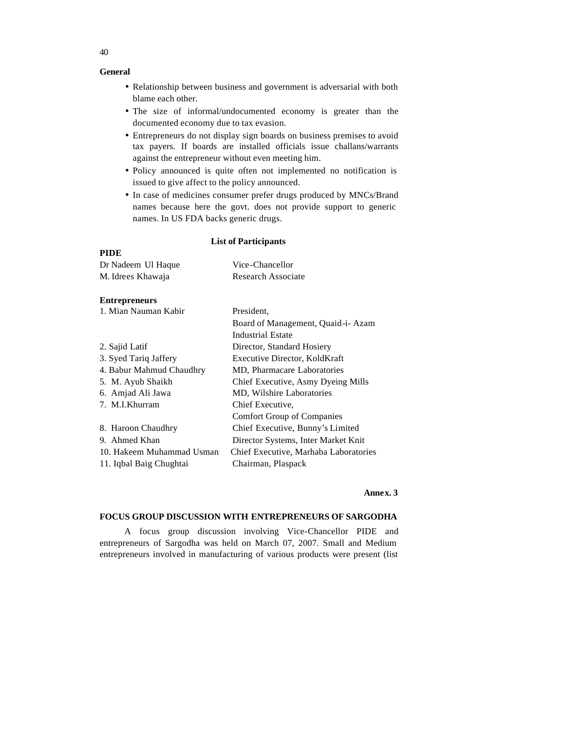**General**

- Relationship between business and government is adversarial with both blame each other.
- The size of informal/undocumented economy is greater than the documented economy due to tax evasion.
- Entrepreneurs do not display sign boards on business premises to avoid tax payers. If boards are installed officials issue challans/warrants against the entrepreneur without even meeting him.
- Policy announced is quite often not implemented no notification is issued to give affect to the policy announced.
- In case of medicines consumer prefer drugs produced by MNCs/Brand names because here the govt. does not provide support to generic names. In US FDA backs generic drugs.

**List of Participants**

**PIDE**

| | |
|---|---|
| Dr Nadeem Ul Haque | Vice-Chancellor |
| M. Idrees Khawaja | Research Associate |

**Entrepreneurs**

| | |
|---|---|
| 1. Mian Nauman Kabir | President, Board of Management, Quaid-i- Azam Industrial Estate |
| 2. Sajid Latif | Director, Standard Hosiery |
| 3. Syed Tariq Jaffery | Executive Director, KoldKraft |
| 4. Babur Mahmud Chaudhry | MD, Pharmacare Laboratories |
| 5. M. Ayub Shaikh | Chief Executive, Asmy Dyeing Mills |
| 6. Amjad Ali Jawa | MD, Wilshire Laboratories |
| 7. M.I.Khurram | Chief Executive, Comfort Group of Companies |
| 8. Haroon Chaudhry | Chief Executive, Bunny's Limited |
| 9. Ahmed Khan | Director Systems, Inter Market Knit |
| 10. Hakeem Muhammad Usman | Chief Executive, Marhaba Laboratories |
| 11. Iqbal Baig Chughtai | Chairman, Plaspack |

**Annex. 3**

**FOCUS GROUP DISCUSSION WITH ENTREPRENEURS OF SARGODHA**

A focus group discussion involving Vice-Chancellor PIDE and entrepreneurs of Sargodha was held on March 07, 2007. Small and Medium entrepreneurs involved in manufacturing of various products were present (list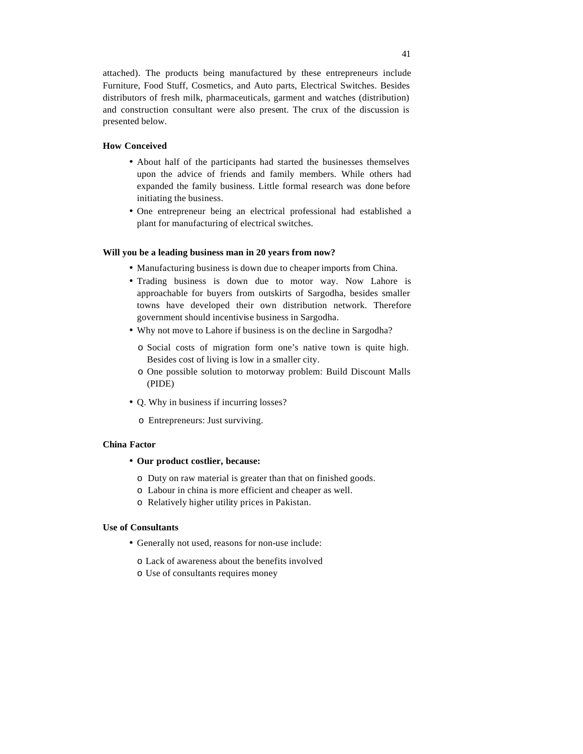attached). The products being manufactured by these entrepreneurs include Furniture, Food Stuff, Cosmetics, and Auto parts, Electrical Switches. Besides distributors of fresh milk, pharmaceuticals, garment and watches (distribution) and construction consultant were also present. The crux of the discussion is presented below.

**How Conceived**

- About half of the participants had started the businesses themselves upon the advice of friends and family members. While others had expanded the family business. Little formal research was done before initiating the business.
- One entrepreneur being an electrical professional had established a plant for manufacturing of electrical switches.

**Will you be a leading business man in 20 years from now?**

- Manufacturing business is down due to cheaper imports from China.
- Trading business is down due to motor way. Now Lahore is approachable for buyers from outskirts of Sargodha, besides smaller towns have developed their own distribution network. Therefore government should incentivise business in Sargodha.
- Why not move to Lahore if business is on the decline in Sargodha?
  - Social costs of migration form one's native town is quite high. Besides cost of living is low in a smaller city.
  - One possible solution to motorway problem: Build Discount Malls (PIDE)
- Q. Why in business if incurring losses?
  - Entrepreneurs: Just surviving.

**China Factor**

- **Our product costlier, because:**
  - Duty on raw material is greater than that on finished goods.
  - Labour in china is more efficient and cheaper as well.
  - Relatively higher utility prices in Pakistan.

**Use of Consultants**

- Generally not used, reasons for non-use include:
  - Lack of awareness about the benefits involved
  - Use of consultants requires money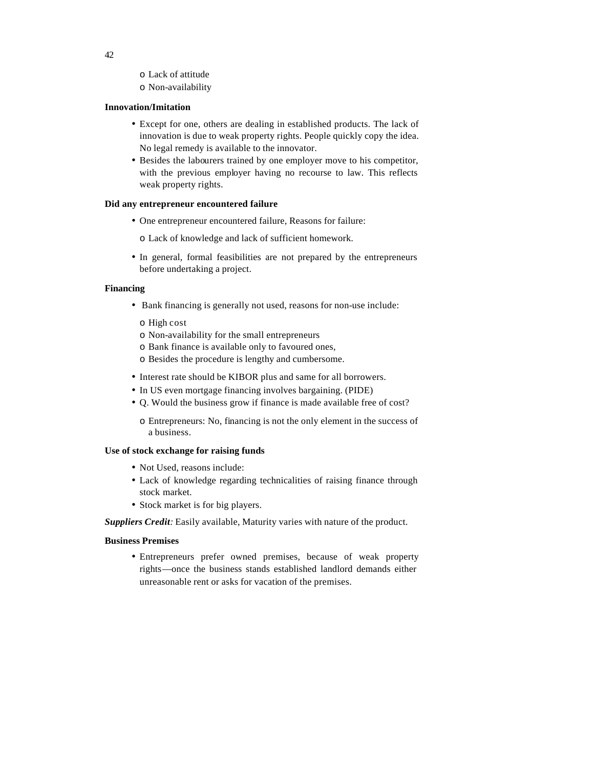- Lack of attitude
  - Non-availability

**Innovation/Imitation**

- Except for one, others are dealing in established products. The lack of innovation is due to weak property rights. People quickly copy the idea. No legal remedy is available to the innovator.
- Besides the labourers trained by one employer move to his competitor, with the previous employer having no recourse to law. This reflects weak property rights.

**Did any entrepreneur encountered failure**

- One entrepreneur encountered failure, Reasons for failure:
  - Lack of knowledge and lack of sufficient homework.
- In general, formal feasibilities are not prepared by the entrepreneurs before undertaking a project.

**Financing**

- Bank financing is generally not used, reasons for non-use include:
  - High cost
  - Non-availability for the small entrepreneurs
  - Bank finance is available only to favoured ones,
  - Besides the procedure is lengthy and cumbersome.
- Interest rate should be KIBOR plus and same for all borrowers.
- In US even mortgage financing involves bargaining. (PIDE)
- Q. Would the business grow if finance is made available free of cost?
  - Entrepreneurs: No, financing is not the only element in the success of a business.

**Use of stock exchange for raising funds**

- Not Used, reasons include:
- Lack of knowledge regarding technicalities of raising finance through stock market.
- Stock market is for big players.

***Suppliers Credit****:* Easily available, Maturity varies with nature of the product.

**Business Premises**

- Entrepreneurs prefer owned premises, because of weak property rights—once the business stands established landlord demands either unreasonable rent or asks for vacation of the premises.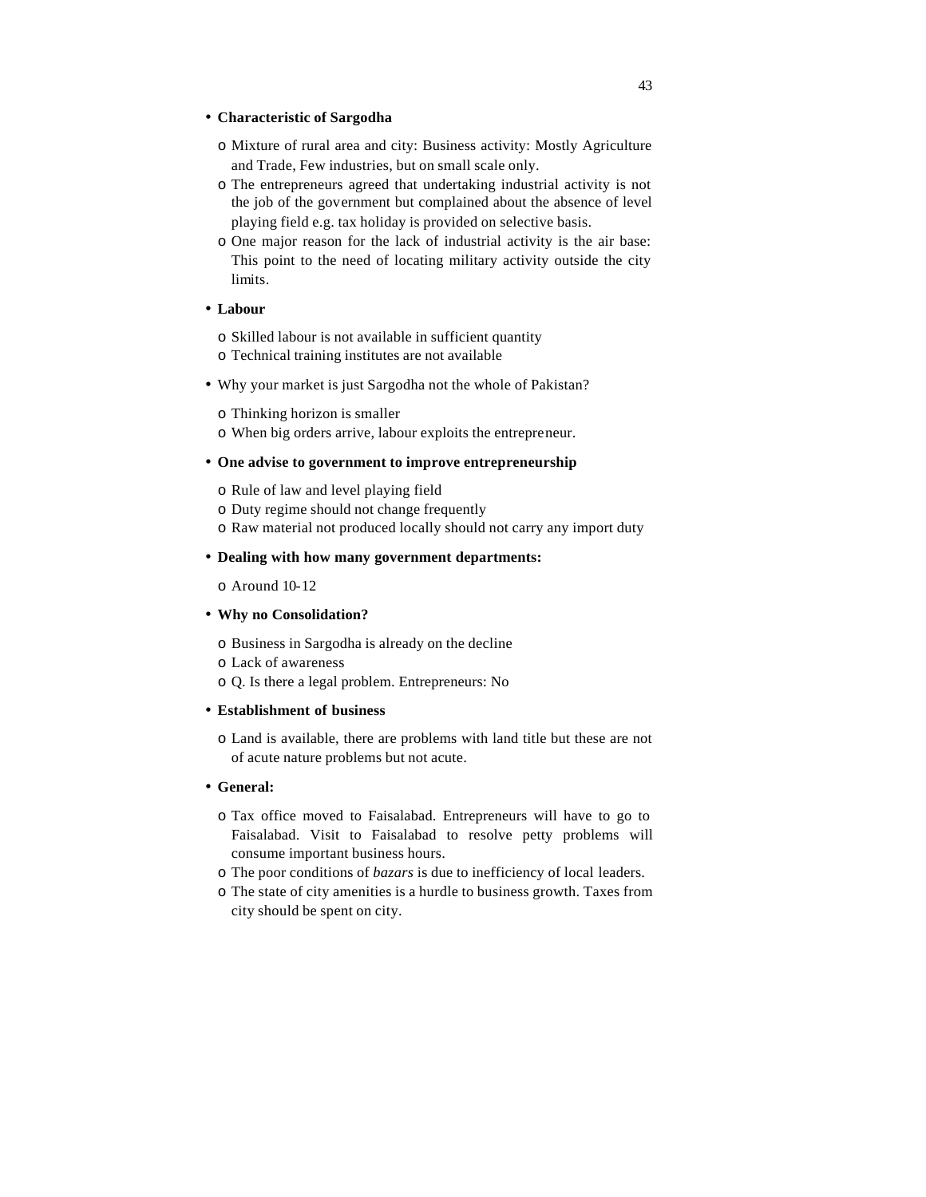- **Characteristic of Sargodha**
    - Mixture of rural area and city: Business activity: Mostly Agriculture and Trade, Few industries, but on small scale only.
    - The entrepreneurs agreed that undertaking industrial activity is not the job of the government but complained about the absence of level playing field e.g. tax holiday is provided on selective basis.
    - One major reason for the lack of industrial activity is the air base: This point to the need of locating military activity outside the city limits.
- **Labour**
    - Skilled labour is not available in sufficient quantity
    - Technical training institutes are not available
- Why your market is just Sargodha not the whole of Pakistan?
    - Thinking horizon is smaller
    - When big orders arrive, labour exploits the entrepreneur.
- **One advise to government to improve entrepreneurship**
    - Rule of law and level playing field
    - Duty regime should not change frequently
    - Raw material not produced locally should not carry any import duty
- **Dealing with how many government departments:**
    - Around 10-12
- **Why no Consolidation?**
    - Business in Sargodha is already on the decline
    - Lack of awareness
    - Q. Is there a legal problem. Entrepreneurs: No
- **Establishment of business**
    - Land is available, there are problems with land title but these are not of acute nature problems but not acute.
- **General:**
    - Tax office moved to Faisalabad. Entrepreneurs will have to go to Faisalabad. Visit to Faisalabad to resolve petty problems will consume important business hours.
    - The poor conditions of *bazars* is due to inefficiency of local leaders.
    - The state of city amenities is a hurdle to business growth. Taxes from city should be spent on city.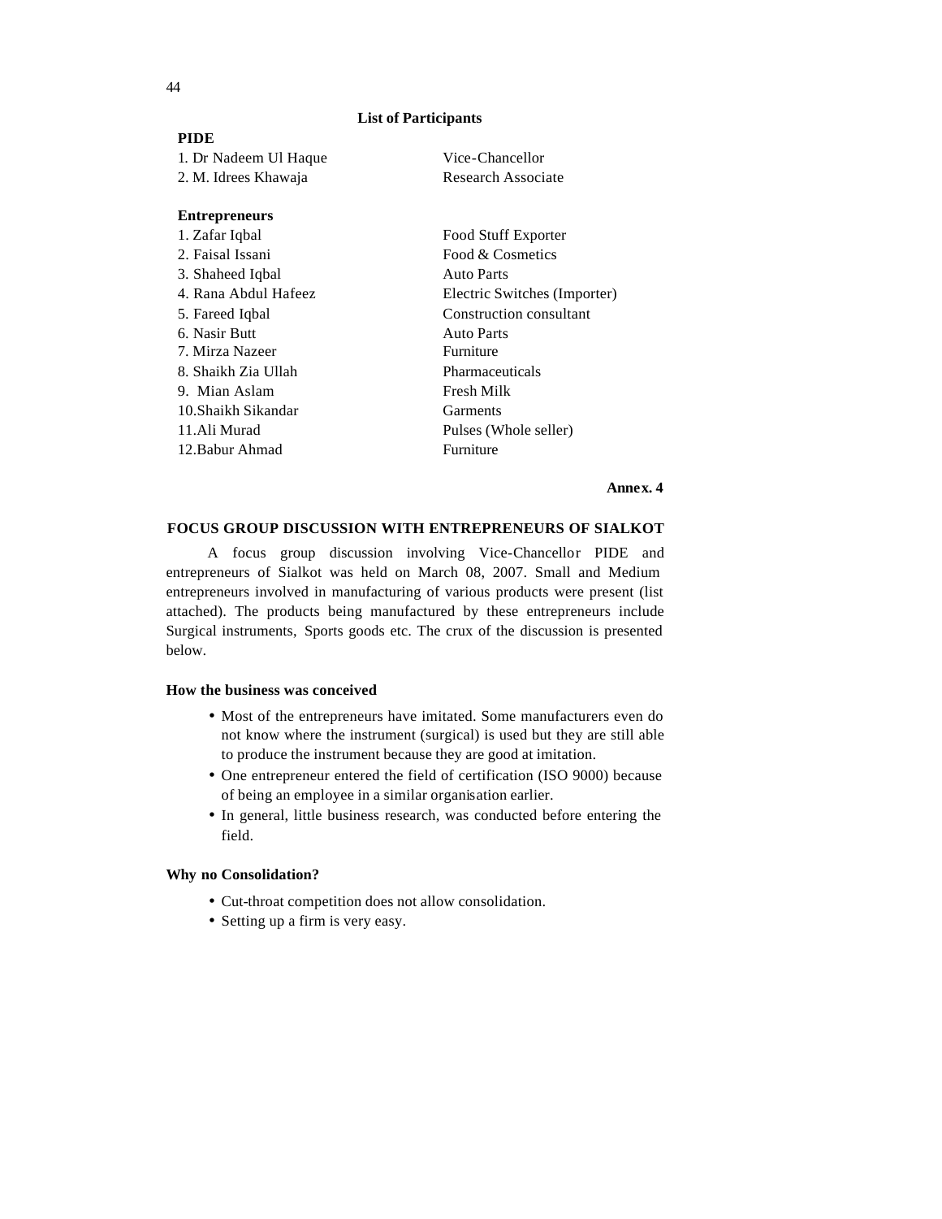**List of Participants**

**PIDE**

| | |
|---|---|
| 1. Dr Nadeem Ul Haque | Vice-Chancellor |
| 2. M. Idrees Khawaja | Research Associate |

**Entrepreneurs**

| | |
|---|---|
| 1. Zafar Iqbal | Food Stuff Exporter |
| 2. Faisal Issani | Food & Cosmetics |
| 3. Shaheed Iqbal | Auto Parts |
| 4. Rana Abdul Hafeez | Electric Switches (Importer) |
| 5. Fareed Iqbal | Construction consultant |
| 6. Nasir Butt | Auto Parts |
| 7. Mirza Nazeer | Furniture |
| 8. Shaikh Zia Ullah | Pharmaceuticals |
| 9. Mian Aslam | Fresh Milk |
| 10. Shaikh Sikandar | Garments |
| 11. Ali Murad | Pulses (Whole seller) |
| 12. Babur Ahmad | Furniture |

**Annex. 4**

## FOCUS GROUP DISCUSSION WITH ENTREPRENEURS OF SIALKOT

A focus group discussion involving Vice-Chancellor PIDE and entrepreneurs of Sialkot was held on March 08, 2007. Small and Medium entrepreneurs involved in manufacturing of various products were present (list attached). The products being manufactured by these entrepreneurs include Surgical instruments, Sports goods etc. The crux of the discussion is presented below.

### How the business was conceived

- Most of the entrepreneurs have imitated. Some manufacturers even do not know where the instrument (surgical) is used but they are still able to produce the instrument because they are good at imitation.
- One entrepreneur entered the field of certification (ISO 9000) because of being an employee in a similar organisation earlier.
- In general, little business research, was conducted before entering the field.

### Why no Consolidation?

- Cut-throat competition does not allow consolidation.
- Setting up a firm is very easy.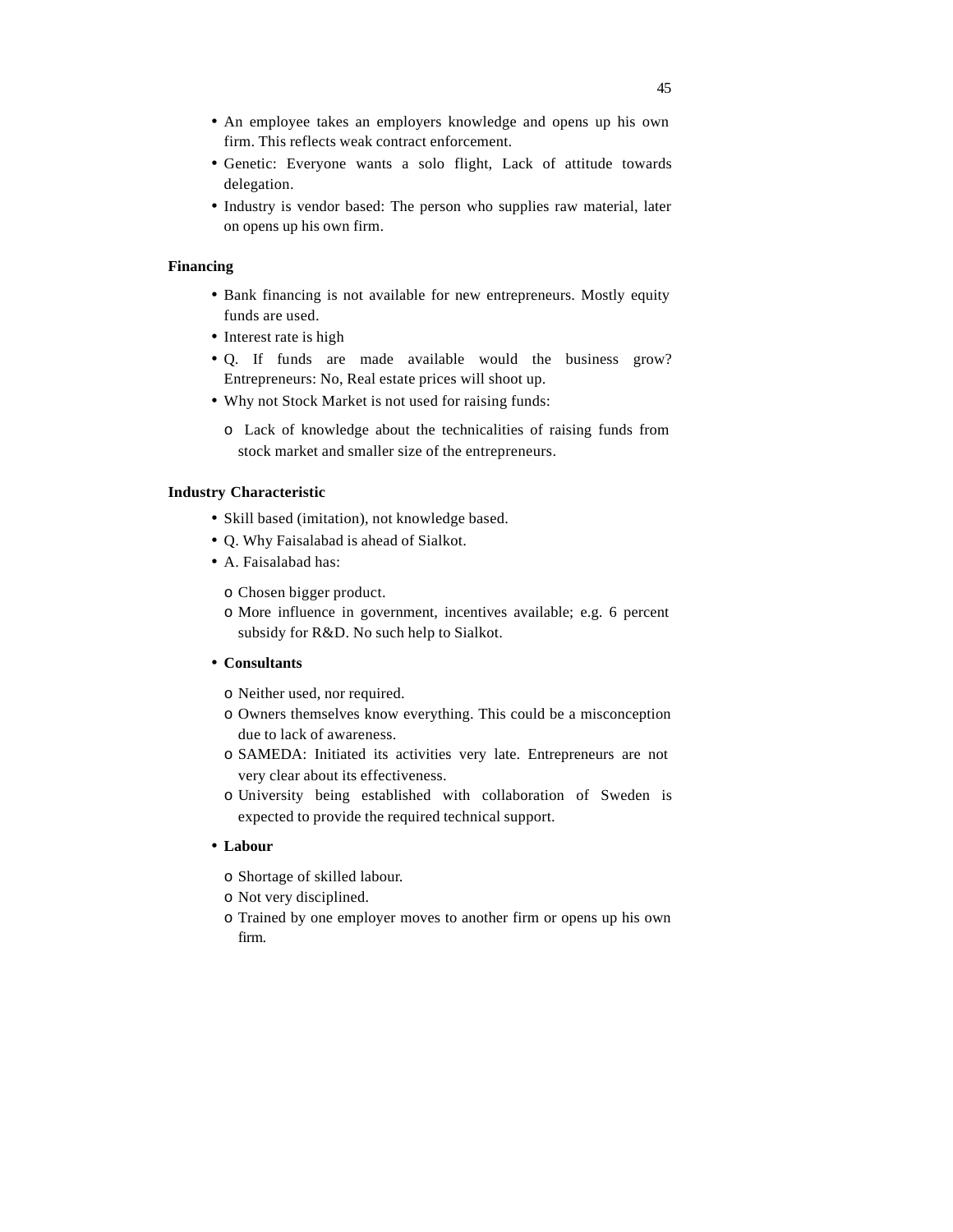- An employee takes an employers knowledge and opens up his own firm. This reflects weak contract enforcement.
- Genetic: Everyone wants a solo flight, Lack of attitude towards delegation.
- Industry is vendor based: The person who supplies raw material, later on opens up his own firm.

**Financing**

- Bank financing is not available for new entrepreneurs. Mostly equity funds are used.
- Interest rate is high
- Q. If funds are made available would the business grow? Entrepreneurs: No, Real estate prices will shoot up.
- Why not Stock Market is not used for raising funds:
  - Lack of knowledge about the technicalities of raising funds from stock market and smaller size of the entrepreneurs.

**Industry Characteristic**

- Skill based (imitation), not knowledge based.
- Q. Why Faisalabad is ahead of Sialkot.
- A. Faisalabad has:
  - Chosen bigger product.
  - More influence in government, incentives available; e.g. 6 percent subsidy for R&D. No such help to Sialkot.
- **Consultants**
  - Neither used, nor required.
  - Owners themselves know everything. This could be a misconception due to lack of awareness.
  - SAMEDA: Initiated its activities very late. Entrepreneurs are not very clear about its effectiveness.
  - University being established with collaboration of Sweden is expected to provide the required technical support.
- **Labour**
  - Shortage of skilled labour.
  - Not very disciplined.
  - Trained by one employer moves to another firm or opens up his own firm.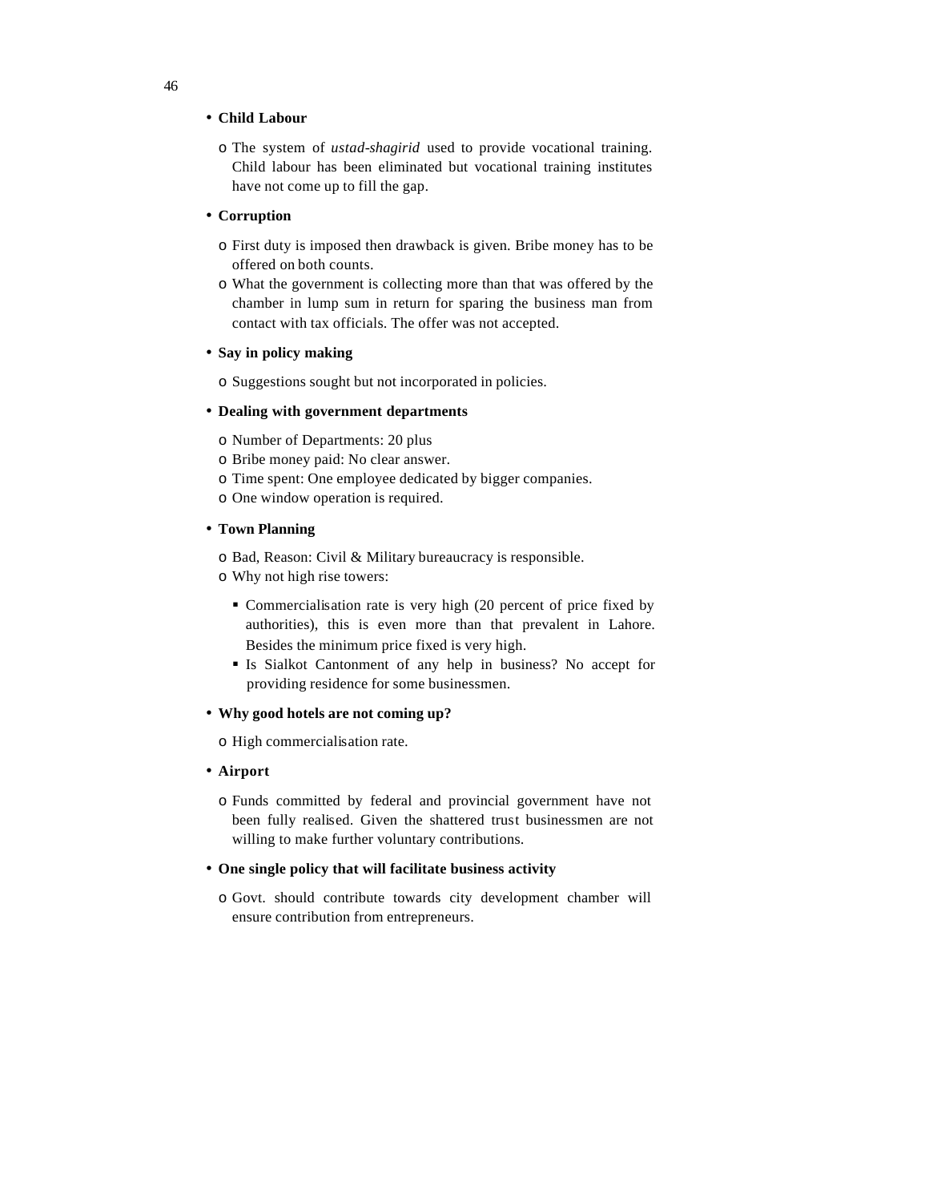- **Child Labour**
  - The system of *ustad-shagirid* used to provide vocational training. Child labour has been eliminated but vocational training institutes have not come up to fill the gap.
- **Corruption**
  - First duty is imposed then drawback is given. Bribe money has to be offered on both counts.
  - What the government is collecting more than that was offered by the chamber in lump sum in return for sparing the business man from contact with tax officials. The offer was not accepted.
- **Say in policy making**
  - Suggestions sought but not incorporated in policies.
- **Dealing with government departments**
  - Number of Departments: 20 plus
  - Bribe money paid: No clear answer.
  - Time spent: One employee dedicated by bigger companies.
  - One window operation is required.
- **Town Planning**
  - Bad, Reason: Civil & Military bureaucracy is responsible.
  - Why not high rise towers:
    - Commercialisation rate is very high (20 percent of price fixed by authorities), this is even more than that prevalent in Lahore. Besides the minimum price fixed is very high.
    - Is Sialkot Cantonment of any help in business? No accept for providing residence for some businessmen.
- **Why good hotels are not coming up?**
  - High commercialisation rate.
- **Airport**
  - Funds committed by federal and provincial government have not been fully realised. Given the shattered trust businessmen are not willing to make further voluntary contributions.
- **One single policy that will facilitate business activity**
  - Govt. should contribute towards city development chamber will ensure contribution from entrepreneurs.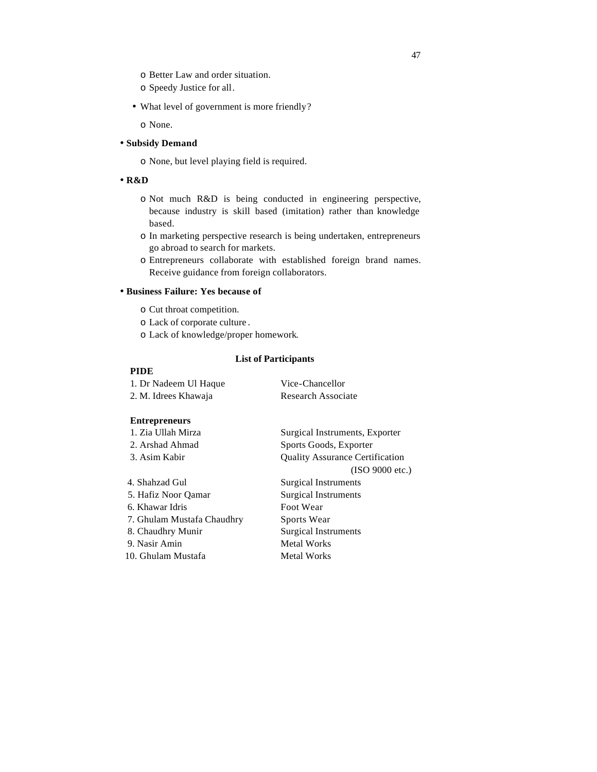- Better Law and order situation.
- Speedy Justice for all.

- What level of government is more friendly?
  - None.

- **Subsidy Demand**
  - None, but level playing field is required.

- **R&D**
  - Not much R&D is being conducted in engineering perspective, because industry is skill based (imitation) rather than knowledge based.
  - In marketing perspective research is being undertaken, entrepreneurs go abroad to search for markets.
  - Entrepreneurs collaborate with established foreign brand names. Receive guidance from foreign collaborators.

- **Business Failure: Yes because of**
  - Cut throat competition.
  - Lack of corporate culture.
  - Lack of knowledge/proper homework.

**List of Participants**

**PIDE**

| | |
|---|---|
| 1. Dr Nadeem Ul Haque | Vice-Chancellor |
| 2. M. Idrees Khawaja | Research Associate |

**Entrepreneurs**

| | |
|---|---|
| 1. Zia Ullah Mirza | Surgical Instruments, Exporter |
| 2. Arshad Ahmad | Sports Goods, Exporter |
| 3. Asim Kabir | Quality Assurance Certification (ISO 9000 etc.) |
| 4. Shahzad Gul | Surgical Instruments |
| 5. Hafiz Noor Qamar | Surgical Instruments |
| 6. Khawar Idris | Foot Wear |
| 7. Ghulam Mustafa Chaudhry | Sports Wear |
| 8. Chaudhry Munir | Surgical Instruments |
| 9. Nasir Amin | Metal Works |
| 10. Ghulam Mustafa | Metal Works |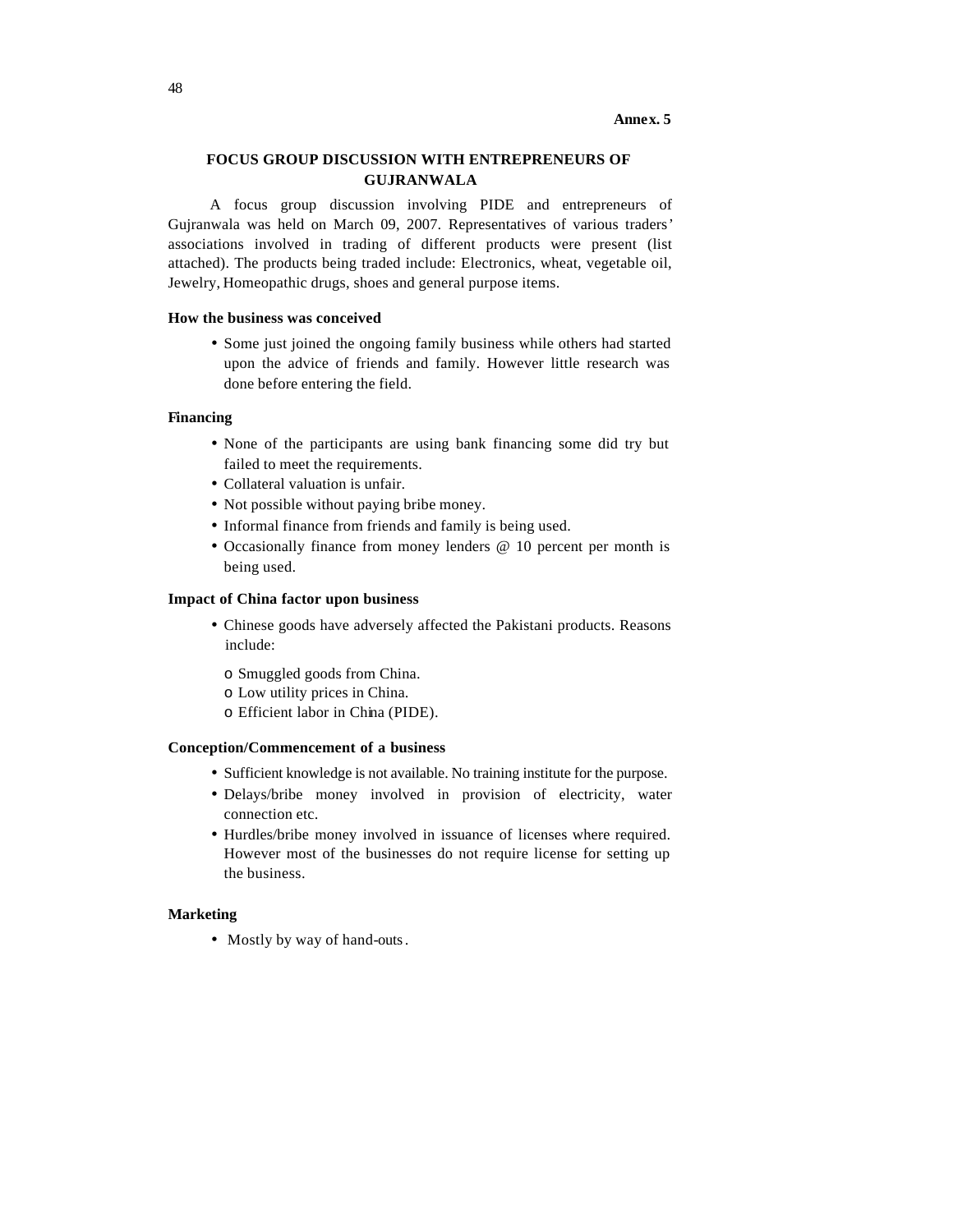**Annex. 5**

## FOCUS GROUP DISCUSSION WITH ENTREPRENEURS OF GUJRANWALA

A focus group discussion involving PIDE and entrepreneurs of Gujranwala was held on March 09, 2007. Representatives of various traders' associations involved in trading of different products were present (list attached). The products being traded include: Electronics, wheat, vegetable oil, Jewelry, Homeopathic drugs, shoes and general purpose items.

### How the business was conceived

- Some just joined the ongoing family business while others had started upon the advice of friends and family. However little research was done before entering the field.

### Financing

- None of the participants are using bank financing some did try but failed to meet the requirements.
- Collateral valuation is unfair.
- Not possible without paying bribe money.
- Informal finance from friends and family is being used.
- Occasionally finance from money lenders @ 10 percent per month is being used.

### Impact of China factor upon business

- Chinese goods have adversely affected the Pakistani products. Reasons include:
  - Smuggled goods from China.
  - Low utility prices in China.
  - Efficient labor in China (PIDE).

### Conception/Commencement of a business

- Sufficient knowledge is not available. No training institute for the purpose.
- Delays/bribe money involved in provision of electricity, water connection etc.
- Hurdles/bribe money involved in issuance of licenses where required. However most of the businesses do not require license for setting up the business.

### Marketing

- Mostly by way of hand-outs.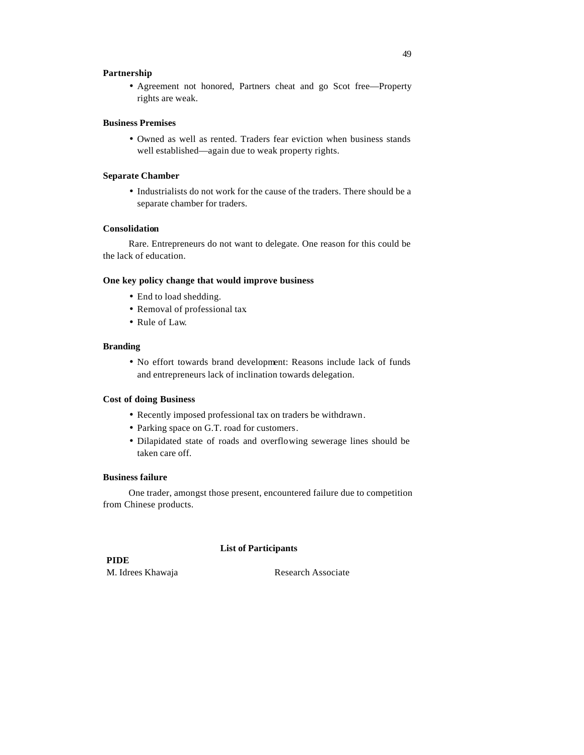**Partnership**

- Agreement not honored, Partners cheat and go Scot free—Property rights are weak.

**Business Premises**

- Owned as well as rented. Traders fear eviction when business stands well established—again due to weak property rights.

**Separate Chamber**

- Industrialists do not work for the cause of the traders. There should be a separate chamber for traders.

**Consolidation**

Rare. Entrepreneurs do not want to delegate. One reason for this could be the lack of education.

**One key policy change that would improve business**

- End to load shedding.
- Removal of professional tax
- Rule of Law.

**Branding**

- No effort towards brand development: Reasons include lack of funds and entrepreneurs lack of inclination towards delegation.

**Cost of doing Business**

- Recently imposed professional tax on traders be withdrawn.
- Parking space on G.T. road for customers.
- Dilapidated state of roads and overflowing sewerage lines should be taken care off.

**Business failure**

One trader, amongst those present, encountered failure due to competition from Chinese products.

**List of Participants**

**PIDE**

| M. Idrees Khawaja | Research Associate |
|---|---|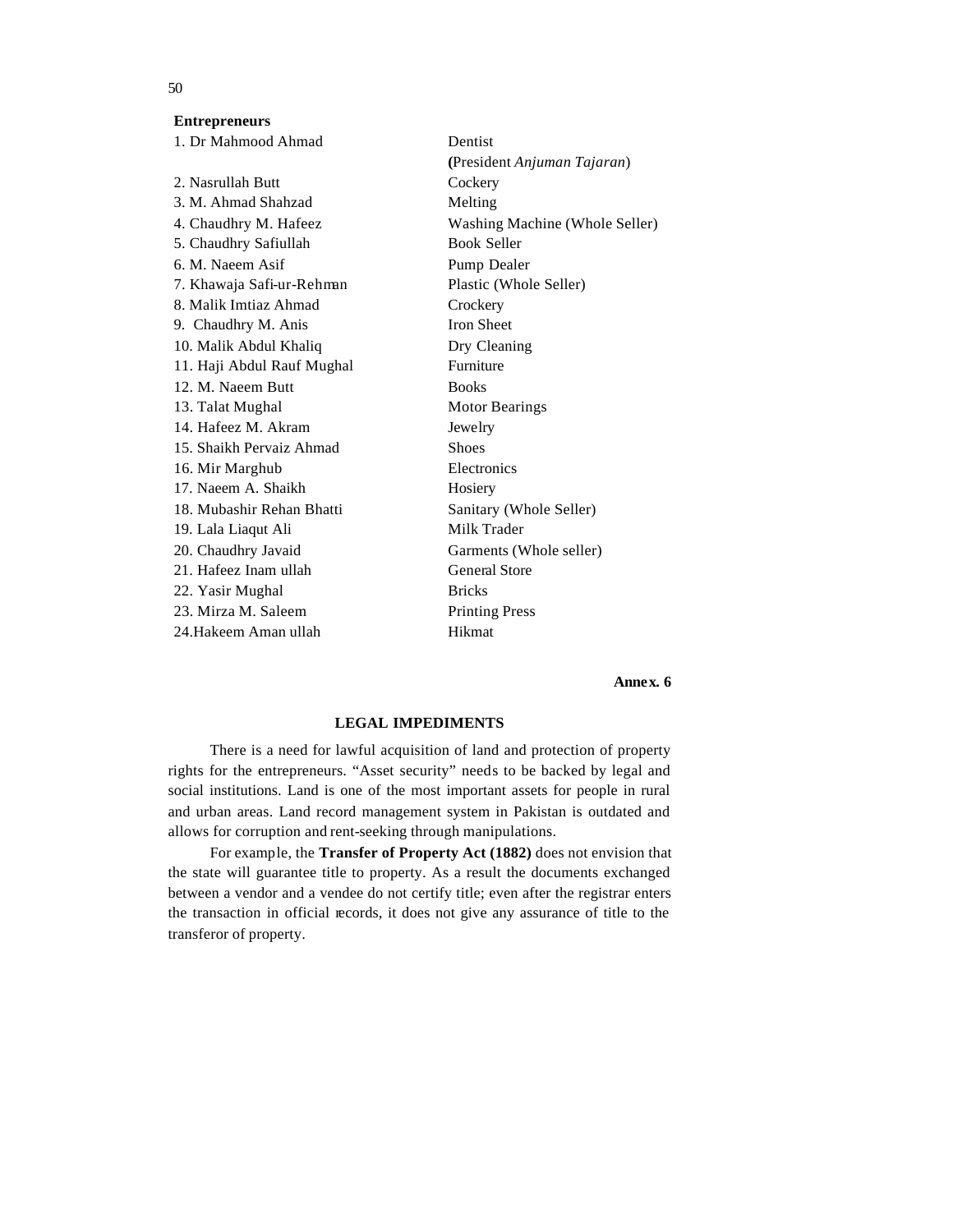**Entrepreneurs**

| | |
|---|---|
| 1. Dr Mahmood Ahmad | Dentist (President *Anjuman Tajaran*) |
| 2. Nasrullah Butt | Cockery |
| 3. M. Ahmad Shahzad | Melting |
| 4. Chaudhry M. Hafeez | Washing Machine (Whole Seller) |
| 5. Chaudhry Safiullah | Book Seller |
| 6. M. Naeem Asif | Pump Dealer |
| 7. Khawaja Safi-ur-Rehman | Plastic (Whole Seller) |
| 8. Malik Imtiaz Ahmad | Crockery |
| 9. Chaudhry M. Anis | Iron Sheet |
| 10. Malik Abdul Khaliq | Dry Cleaning |
| 11. Haji Abdul Rauf Mughal | Furniture |
| 12. M. Naeem Butt | Books |
| 13. Talat Mughal | Motor Bearings |
| 14. Hafeez M. Akram | Jewelry |
| 15. Shaikh Pervaiz Ahmad | Shoes |
| 16. Mir Marghub | Electronics |
| 17. Naeem A. Shaikh | Hosiery |
| 18. Mubashir Rehan Bhatti | Sanitary (Whole Seller) |
| 19. Lala Liaqut Ali | Milk Trader |
| 20. Chaudhry Javaid | Garments (Whole seller) |
| 21. Hafeez Inam ullah | General Store |
| 22. Yasir Mughal | Bricks |
| 23. Mirza M. Saleem | Printing Press |
| 24. Hakeem Aman ullah | Hikmat |

**Annex. 6**

## LEGAL IMPEDIMENTS

There is a need for lawful acquisition of land and protection of property rights for the entrepreneurs. "Asset security" needs to be backed by legal and social institutions. Land is one of the most important assets for people in rural and urban areas. Land record management system in Pakistan is outdated and allows for corruption and rent-seeking through manipulations.

For example, the **Transfer of Property Act (1882)** does not envision that the state will guarantee title to property. As a result the documents exchanged between a vendor and a vendee do not certify title; even after the registrar enters the transaction in official records, it does not give any assurance of title to the transferor of property.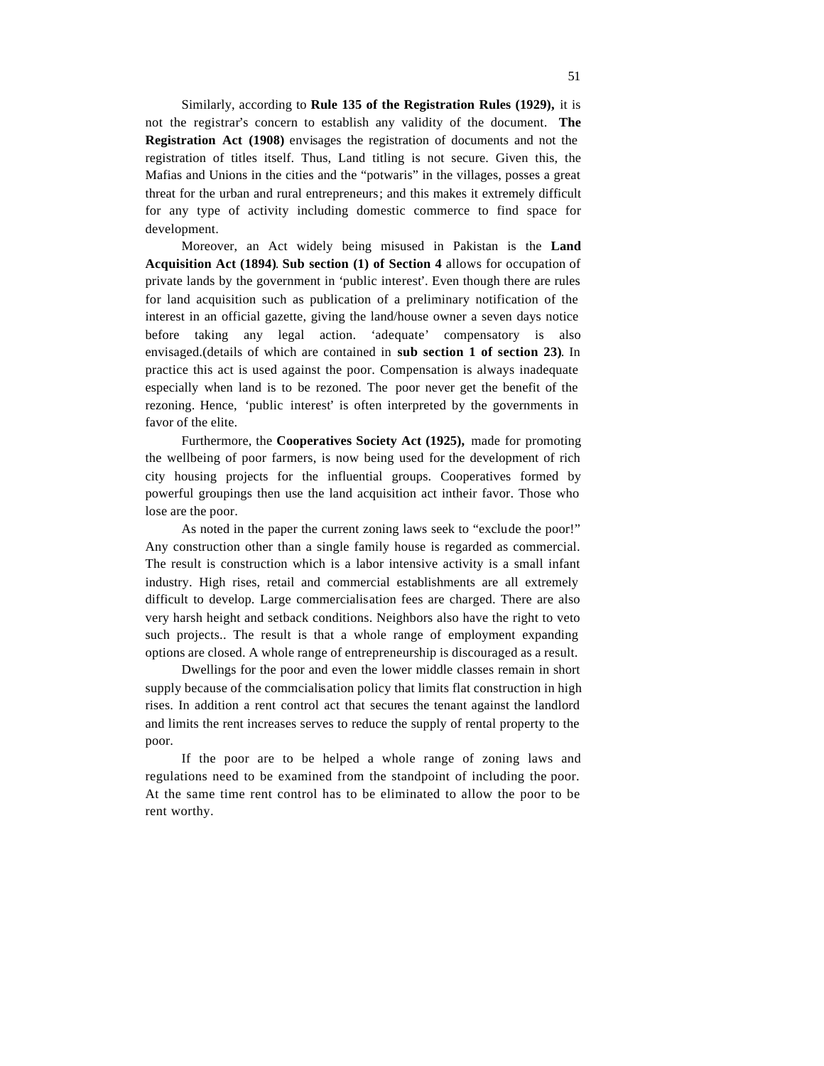Similarly, according to **Rule 135 of the Registration Rules (1929),** it is not the registrar's concern to establish any validity of the document. **The Registration Act (1908)** envisages the registration of documents and not the registration of titles itself. Thus, Land titling is not secure. Given this, the Mafias and Unions in the cities and the "potwaris" in the villages, posses a great threat for the urban and rural entrepreneurs; and this makes it extremely difficult for any type of activity including domestic commerce to find space for development.

Moreover, an Act widely being misused in Pakistan is the **Land Acquisition Act (1894)**. **Sub section (1) of Section 4** allows for occupation of private lands by the government in 'public interest'. Even though there are rules for land acquisition such as publication of a preliminary notification of the interest in an official gazette, giving the land/house owner a seven days notice before taking any legal action. 'adequate' compensatory is also envisaged.(details of which are contained in **sub section 1 of section 23)**. In practice this act is used against the poor. Compensation is always inadequate especially when land is to be rezoned. The poor never get the benefit of the rezoning. Hence, 'public interest' is often interpreted by the governments in favor of the elite.

Furthermore, the **Cooperatives Society Act (1925),** made for promoting the wellbeing of poor farmers, is now being used for the development of rich city housing projects for the influential groups. Cooperatives formed by powerful groupings then use the land acquisition act intheir favor. Those who lose are the poor.

As noted in the paper the current zoning laws seek to "exclude the poor!" Any construction other than a single family house is regarded as commercial. The result is construction which is a labor intensive activity is a small infant industry. High rises, retail and commercial establishments are all extremely difficult to develop. Large commercialisation fees are charged. There are also very harsh height and setback conditions. Neighbors also have the right to veto such projects.. The result is that a whole range of employment expanding options are closed. A whole range of entrepreneurship is discouraged as a result.

Dwellings for the poor and even the lower middle classes remain in short supply because of the commcialisation policy that limits flat construction in high rises. In addition a rent control act that secures the tenant against the landlord and limits the rent increases serves to reduce the supply of rental property to the poor.

If the poor are to be helped a whole range of zoning laws and regulations need to be examined from the standpoint of including the poor. At the same time rent control has to be eliminated to allow the poor to be rent worthy.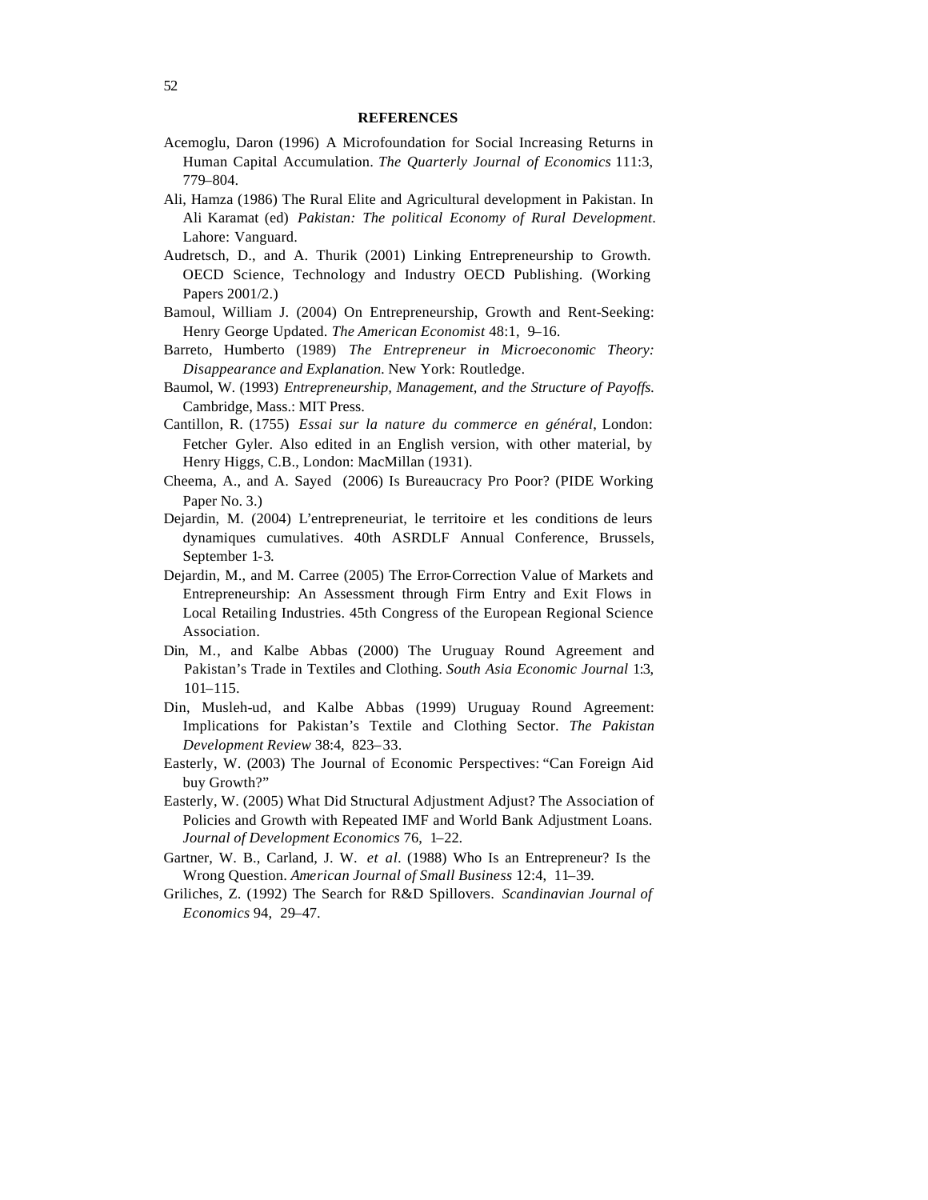**REFERENCES**

Acemoglu, Daron (1996) A Microfoundation for Social Increasing Returns in Human Capital Accumulation. *The Quarterly Journal of Economics* 111:3, 779–804.

Ali, Hamza (1986) The Rural Elite and Agricultural development in Pakistan. In Ali Karamat (ed) *Pakistan: The political Economy of Rural Development*. Lahore: Vanguard.

Audretsch, D., and A. Thurik (2001) Linking Entrepreneurship to Growth. OECD Science, Technology and Industry OECD Publishing. (Working Papers 2001/2.)

Bamoul, William J. (2004) On Entrepreneurship, Growth and Rent-Seeking: Henry George Updated. *The American Economist* 48:1, 9–16.

Barreto, Humberto (1989) *The Entrepreneur in Microeconomic Theory: Disappearance and Explanation*. New York: Routledge.

Baumol, W. (1993) *Entrepreneurship, Management, and the Structure of Payoffs.* Cambridge, Mass.: MIT Press.

Cantillon, R. (1755) *Essai sur la nature du commerce en général*, London: Fetcher Gyler. Also edited in an English version, with other material, by Henry Higgs, C.B., London: MacMillan (1931).

Cheema, A., and A. Sayed (2006) Is Bureaucracy Pro Poor? (PIDE Working Paper No. 3.)

Dejardin, M. (2004) L'entrepreneuriat, le territoire et les conditions de leurs dynamiques cumulatives. 40th ASRDLF Annual Conference, Brussels, September 1-3.

Dejardin, M., and M. Carree (2005) The Error-Correction Value of Markets and Entrepreneurship: An Assessment through Firm Entry and Exit Flows in Local Retailing Industries. 45th Congress of the European Regional Science Association.

Din, M., and Kalbe Abbas (2000) The Uruguay Round Agreement and Pakistan's Trade in Textiles and Clothing. *South Asia Economic Journal* 1:3, 101–115.

Din, Musleh-ud, and Kalbe Abbas (1999) Uruguay Round Agreement: Implications for Pakistan's Textile and Clothing Sector. *The Pakistan Development Review* 38:4, 823–33.

Easterly, W. (2003) The Journal of Economic Perspectives: "Can Foreign Aid buy Growth?"

Easterly, W. (2005) What Did Structural Adjustment Adjust? The Association of Policies and Growth with Repeated IMF and World Bank Adjustment Loans. *Journal of Development Economics* 76, 1–22.

Gartner, W. B., Carland, J. W. *et al*. (1988) Who Is an Entrepreneur? Is the Wrong Question. *American Journal of Small Business* 12:4, 11–39.

Griliches, Z. (1992) The Search for R&D Spillovers. *Scandinavian Journal of Economics* 94, 29–47.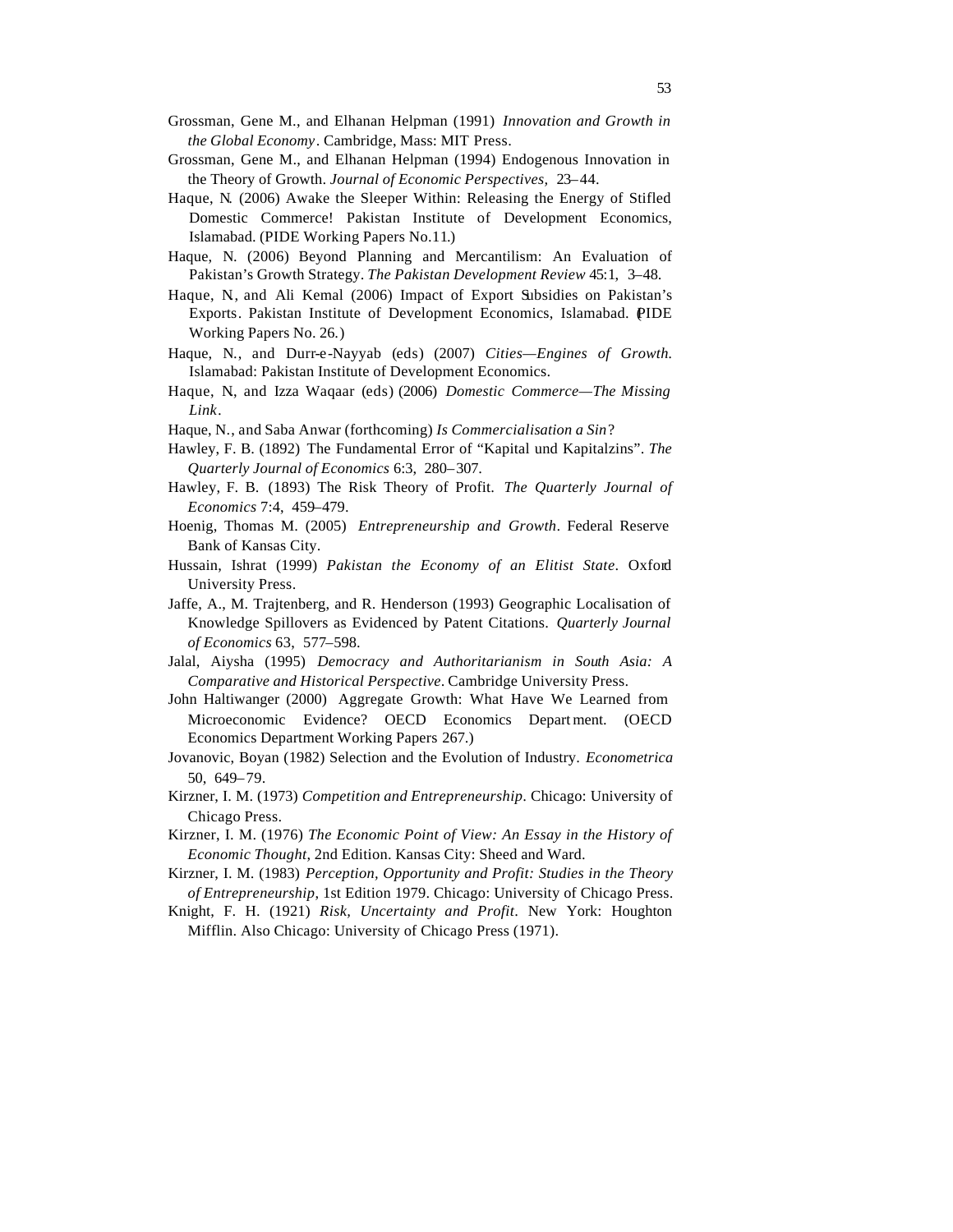Grossman, Gene M., and Elhanan Helpman (1991) *Innovation and Growth in the Global Economy*. Cambridge, Mass: MIT Press.

Grossman, Gene M., and Elhanan Helpman (1994) Endogenous Innovation in the Theory of Growth. *Journal of Economic Perspectives,* 23–44.

Haque, N. (2006) Awake the Sleeper Within: Releasing the Energy of Stifled Domestic Commerce! Pakistan Institute of Development Economics, Islamabad. (PIDE Working Papers No.11.)

Haque, N. (2006) Beyond Planning and Mercantilism: An Evaluation of Pakistan's Growth Strategy. *The Pakistan Development Review* 45:1, 3–48.

Haque, N., and Ali Kemal (2006) Impact of Export Subsidies on Pakistan's Exports. Pakistan Institute of Development Economics, Islamabad. (PIDE Working Papers No. 26.)

Haque, N., and Durr-e-Nayyab (eds) (2007) *Cities—Engines of Growth.* Islamabad: Pakistan Institute of Development Economics.

Haque, N., and Izza Waqaar (eds) (2006) *Domestic Commerce—The Missing Link*.

Haque, N., and Saba Anwar (forthcoming) *Is Commercialisation a Sin*?

Hawley, F. B. (1892) The Fundamental Error of "Kapital und Kapitalzins". *The Quarterly Journal of Economics* 6:3, 280–307.

Hawley, F. B. (1893) The Risk Theory of Profit. *The Quarterly Journal of Economics* 7:4, 459–479.

Hoenig, Thomas M. (2005) *Entrepreneurship and Growth*. Federal Reserve Bank of Kansas City.

Hussain, Ishrat (1999) *Pakistan the Economy of an Elitist State*. Oxford University Press.

Jaffe, A., M. Trajtenberg, and R. Henderson (1993) Geographic Localisation of Knowledge Spillovers as Evidenced by Patent Citations. *Quarterly Journal of Economics* 63, 577–598.

Jalal, Aiysha (1995) *Democracy and Authoritarianism in South Asia: A Comparative and Historical Perspective*. Cambridge University Press.

John Haltiwanger (2000) Aggregate Growth: What Have We Learned from Microeconomic Evidence? OECD Economics Department. (OECD Economics Department Working Papers 267.)

Jovanovic, Boyan (1982) Selection and the Evolution of Industry. *Econometrica* 50, 649–79.

Kirzner, I. M. (1973) *Competition and Entrepreneurship*. Chicago: University of Chicago Press.

Kirzner, I. M. (1976) *The Economic Point of View: An Essay in the History of Economic Thought*, 2nd Edition. Kansas City: Sheed and Ward.

Kirzner, I. M. (1983) *Perception, Opportunity and Profit: Studies in the Theory of Entrepreneurship*, 1st Edition 1979. Chicago: University of Chicago Press.

Knight, F. H. (1921) *Risk, Uncertainty and Profit*. New York: Houghton Mifflin. Also Chicago: University of Chicago Press (1971).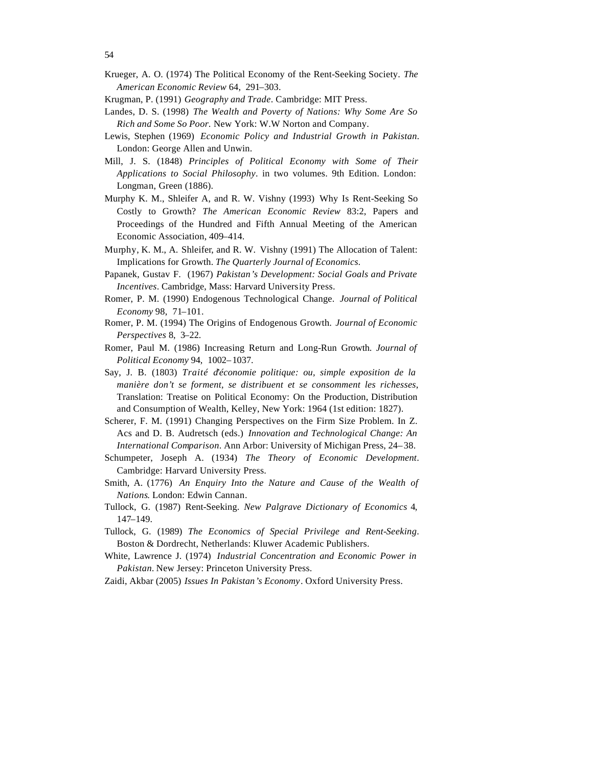Krueger, A. O. (1974) The Political Economy of the Rent-Seeking Society. *The American Economic Review* 64, 291–303.

Krugman, P. (1991) *Geography and Trade*. Cambridge: MIT Press.

Landes, D. S. (1998) *The Wealth and Poverty of Nations: Why Some Are So Rich and Some So Poor.* New York: W.W Norton and Company.

Lewis, Stephen (1969) *Economic Policy and Industrial Growth in Pakistan*. London: George Allen and Unwin.

Mill, J. S. (1848) *Principles of Political Economy with Some of Their Applications to Social Philosophy*. in two volumes. 9th Edition. London: Longman, Green (1886).

Murphy K. M., Shleifer A, and R. W. Vishny (1993) Why Is Rent-Seeking So Costly to Growth? *The American Economic Review* 83:2, Papers and Proceedings of the Hundred and Fifth Annual Meeting of the American Economic Association, 409–414.

Murphy, K. M., A. Shleifer, and R. W. Vishny (1991) The Allocation of Talent: Implications for Growth. *The Quarterly Journal of Economics*.

Papanek, Gustav F. (1967) *Pakistan's Development: Social Goals and Private Incentives*. Cambridge, Mass: Harvard University Press.

Romer, P. M. (1990) Endogenous Technological Change. *Journal of Political Economy* 98, 71–101.

Romer, P. M. (1994) The Origins of Endogenous Growth. *Journal of Economic Perspectives* 8, 3–22.

Romer, Paul M. (1986) Increasing Return and Long-Run Growth. *Journal of Political Economy* 94, 1002–1037.

Say, J. B. (1803) *Traité d'économie politique: ou, simple exposition de la manière don't se forment, se distribuent et se consomment les richesses*, Translation: Treatise on Political Economy: On the Production, Distribution and Consumption of Wealth, Kelley, New York: 1964 (1st edition: 1827).

Scherer, F. M. (1991) Changing Perspectives on the Firm Size Problem. In Z. Acs and D. B. Audretsch (eds.) *Innovation and Technological Change: An International Comparison*. Ann Arbor: University of Michigan Press, 24–38.

Schumpeter, Joseph A. (1934) *The Theory of Economic Development*. Cambridge: Harvard University Press.

Smith, A. (1776) *An Enquiry Into the Nature and Cause of the Wealth of Nations*. London: Edwin Cannan.

Tullock, G. (1987) Rent-Seeking. *New Palgrave Dictionary of Economics* 4, 147–149.

Tullock, G. (1989) *The Economics of Special Privilege and Rent-Seeking*. Boston & Dordrecht, Netherlands: Kluwer Academic Publishers.

White, Lawrence J. (1974) *Industrial Concentration and Economic Power in Pakistan*. New Jersey: Princeton University Press.

Zaidi, Akbar (2005) *Issues In Pakistan's Economy*. Oxford University Press.